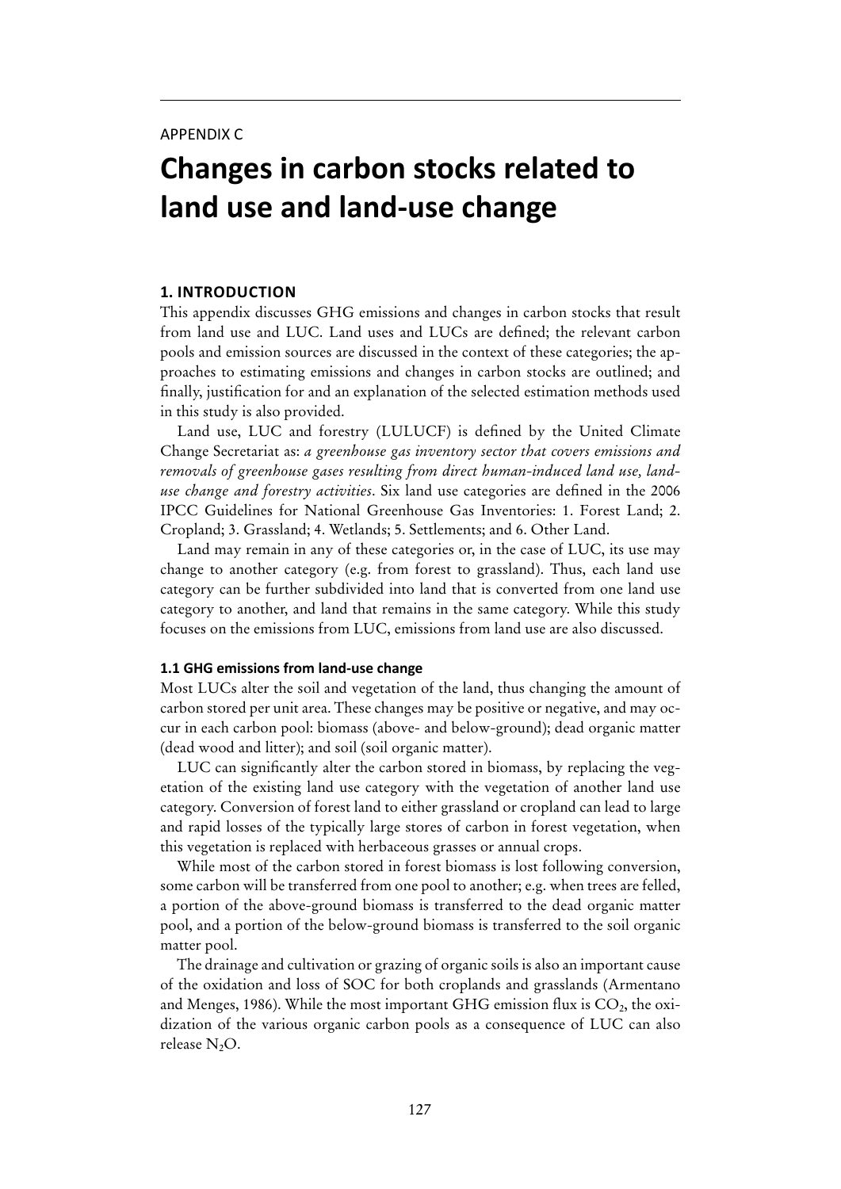APPENDIX C

# Changes in carbon stocks related to land use and land-use change

## 1. INTRODUCTION

This appendix discusses GHG emissions and changes in carbon stocks that result from land use and LUC. Land uses and LUCs are defined; the relevant carbon pools and emission sources are discussed in the context of these categories; the approaches to estimating emissions and changes in carbon stocks are outlined; and finally, justification for and an explanation of the selected estimation methods used in this study is also provided.

Land use, LUC and forestry (LULUCF) is defined by the United Climate Change Secretariat as: *a greenhouse gas inventory sector that covers emissions and removals of greenhouse gases resulting from direct human-induced land use, land-use change and forestry activities*. Six land use categories are defined in the 2006 IPCC Guidelines for National Greenhouse Gas Inventories: 1. Forest Land; 2. Cropland; 3. Grassland; 4. Wetlands; 5. Settlements; and 6. Other Land.

Land may remain in any of these categories or, in the case of LUC, its use may change to another category (e.g. from forest to grassland). Thus, each land use category can be further subdivided into land that is converted from one land use category to another, and land that remains in the same category. While this study focuses on the emissions from LUC, emissions from land use are also discussed.

### 1.1 GHG emissions from land-use change

Most LUCs alter the soil and vegetation of the land, thus changing the amount of carbon stored per unit area. These changes may be positive or negative, and may occur in each carbon pool: biomass (above- and below-ground); dead organic matter (dead wood and litter); and soil (soil organic matter).

LUC can significantly alter the carbon stored in biomass, by replacing the vegetation of the existing land use category with the vegetation of another land use category. Conversion of forest land to either grassland or cropland can lead to large and rapid losses of the typically large stores of carbon in forest vegetation, when this vegetation is replaced with herbaceous grasses or annual crops.

While most of the carbon stored in forest biomass is lost following conversion, some carbon will be transferred from one pool to another; e.g. when trees are felled, a portion of the above-ground biomass is transferred to the dead organic matter pool, and a portion of the below-ground biomass is transferred to the soil organic matter pool.

The drainage and cultivation or grazing of organic soils is also an important cause of the oxidation and loss of SOC for both croplands and grasslands (Armentano and Menges, 1986). While the most important GHG emission flux is $CO_2$, the oxidization of the various organic carbon pools as a consequence of LUC can also release $N_2O$.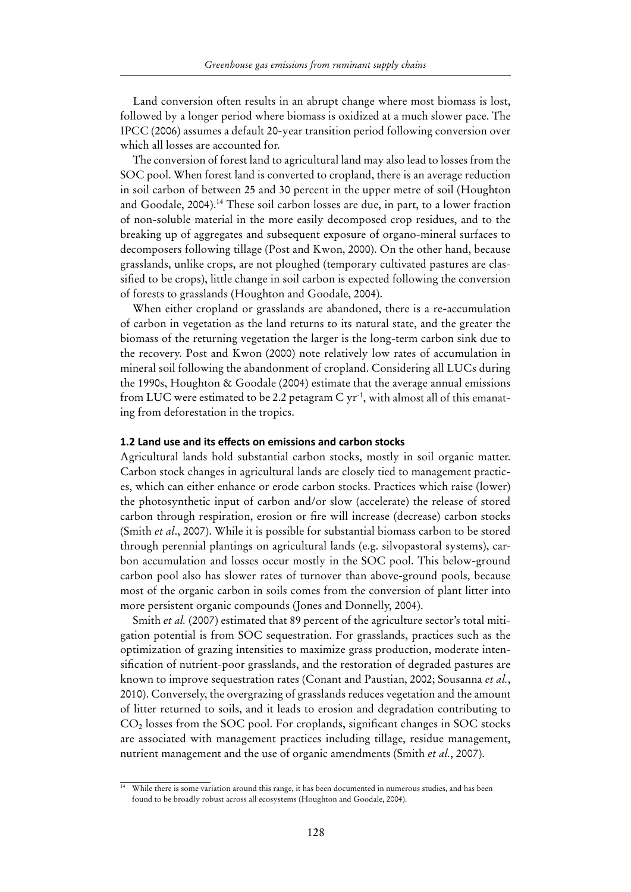Land conversion often results in an abrupt change where most biomass is lost, followed by a longer period where biomass is oxidized at a much slower pace. The IPCC (2006) assumes a default 20-year transition period following conversion over which all losses are accounted for.

The conversion of forest land to agricultural land may also lead to losses from the SOC pool. When forest land is converted to cropland, there is an average reduction in soil carbon of between 25 and 30 percent in the upper metre of soil (Houghton and Goodale, 2004).[14] These soil carbon losses are due, in part, to a lower fraction of non-soluble material in the more easily decomposed crop residues, and to the breaking up of aggregates and subsequent exposure of organo-mineral surfaces to decomposers following tillage (Post and Kwon, 2000). On the other hand, because grasslands, unlike crops, are not ploughed (temporary cultivated pastures are classified to be crops), little change in soil carbon is expected following the conversion of forests to grasslands (Houghton and Goodale, 2004).

When either cropland or grasslands are abandoned, there is a re-accumulation of carbon in vegetation as the land returns to its natural state, and the greater the biomass of the returning vegetation the larger is the long-term carbon sink due to the recovery. Post and Kwon (2000) note relatively low rates of accumulation in mineral soil following the abandonment of cropland. Considering all LUCs during the 1990s, Houghton & Goodale (2004) estimate that the average annual emissions from LUC were estimated to be 2.2 petagram C $yr^{-1}$, with almost all of this emanating from deforestation in the tropics.

### 1.2 Land use and its effects on emissions and carbon stocks

Agricultural lands hold substantial carbon stocks, mostly in soil organic matter. Carbon stock changes in agricultural lands are closely tied to management practices, which can either enhance or erode carbon stocks. Practices which raise (lower) the photosynthetic input of carbon and/or slow (accelerate) the release of stored carbon through respiration, erosion or fire will increase (decrease) carbon stocks (Smith *et al*., 2007). While it is possible for substantial biomass carbon to be stored through perennial plantings on agricultural lands (e.g. silvopastoral systems), carbon accumulation and losses occur mostly in the SOC pool. This below-ground carbon pool also has slower rates of turnover than above-ground pools, because most of the organic carbon in soils comes from the conversion of plant litter into more persistent organic compounds (Jones and Donnelly, 2004).

Smith *et al.* (2007) estimated that 89 percent of the agriculture sector's total mitigation potential is from SOC sequestration. For grasslands, practices such as the optimization of grazing intensities to maximize grass production, moderate intensification of nutrient-poor grasslands, and the restoration of degraded pastures are known to improve sequestration rates (Conant and Paustian, 2002; Sousanna *et al.*, 2010). Conversely, the overgrazing of grasslands reduces vegetation and the amount of litter returned to soils, and it leads to erosion and degradation contributing to $CO_2$ losses from the SOC pool. For croplands, significant changes in SOC stocks are associated with management practices including tillage, residue management, nutrient management and the use of organic amendments (Smith *et al.*, 2007).

---

[14] While there is some variation around this range, it has been documented in numerous studies, and has been found to be broadly robust across all ecosystems (Houghton and Goodale, 2004).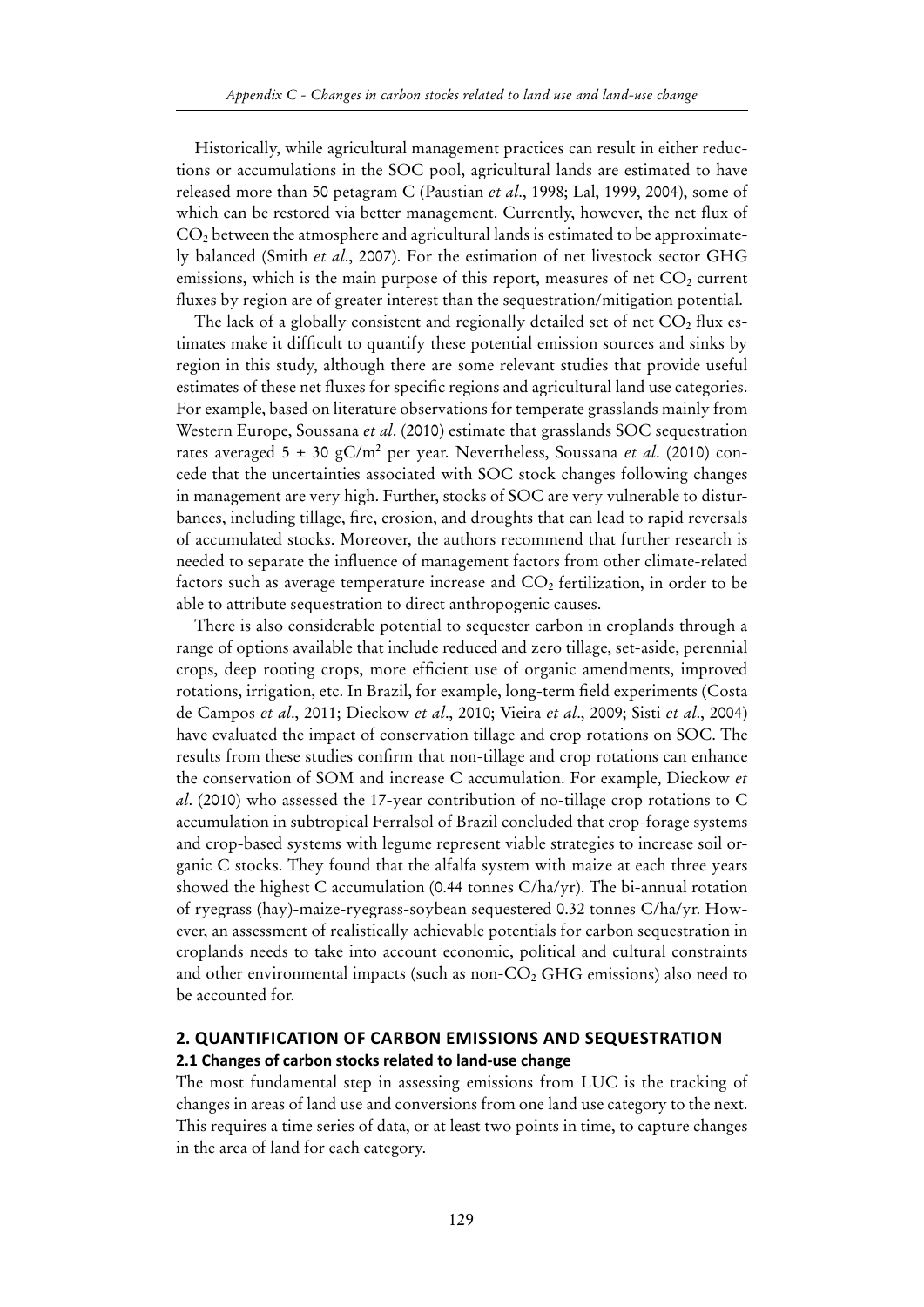Historically, while agricultural management practices can result in either reductions or accumulations in the SOC pool, agricultural lands are estimated to have released more than 50 petagram C (Paustian *et al*., 1998; Lal, 1999, 2004), some of which can be restored via better management. Currently, however, the net flux of $CO_2$ between the atmosphere and agricultural lands is estimated to be approximately balanced (Smith *et al*., 2007). For the estimation of net livestock sector GHG emissions, which is the main purpose of this report, measures of net $CO_2$ current fluxes by region are of greater interest than the sequestration/mitigation potential.

The lack of a globally consistent and regionally detailed set of net $CO_2$ flux estimates make it difficult to quantify these potential emission sources and sinks by region in this study, although there are some relevant studies that provide useful estimates of these net fluxes for specific regions and agricultural land use categories. For example, based on literature observations for temperate grasslands mainly from Western Europe, Soussana *et al*. (2010) estimate that grasslands SOC sequestration rates averaged $5 \pm 30$ gC/m$^2$ per year. Nevertheless, Soussana *et al*. (2010) concede that the uncertainties associated with SOC stock changes following changes in management are very high. Further, stocks of SOC are very vulnerable to disturbances, including tillage, fire, erosion, and droughts that can lead to rapid reversals of accumulated stocks. Moreover, the authors recommend that further research is needed to separate the influence of management factors from other climate-related factors such as average temperature increase and $CO_2$ fertilization, in order to be able to attribute sequestration to direct anthropogenic causes.

There is also considerable potential to sequester carbon in croplands through a range of options available that include reduced and zero tillage, set-aside, perennial crops, deep rooting crops, more efficient use of organic amendments, improved rotations, irrigation, etc. In Brazil, for example, long-term field experiments (Costa de Campos *et al*., 2011; Dieckow *et al*., 2010; Vieira *et al*., 2009; Sisti *et al*., 2004) have evaluated the impact of conservation tillage and crop rotations on SOC. The results from these studies confirm that non-tillage and crop rotations can enhance the conservation of SOM and increase C accumulation. For example, Dieckow *et al*. (2010) who assessed the 17-year contribution of no-tillage crop rotations to C accumulation in subtropical Ferralsol of Brazil concluded that crop-forage systems and crop-based systems with legume represent viable strategies to increase soil organic C stocks. They found that the alfalfa system with maize at each three years showed the highest C accumulation (0.44 tonnes C/ha/yr). The bi-annual rotation of ryegrass (hay)-maize-ryegrass-soybean sequestered 0.32 tonnes C/ha/yr. However, an assessment of realistically achievable potentials for carbon sequestration in croplands needs to take into account economic, political and cultural constraints and other environmental impacts (such as non-$CO_2$ GHG emissions) also need to be accounted for.

## 2. QUANTIFICATION OF CARBON EMISSIONS AND SEQUESTRATION

### 2.1 Changes of carbon stocks related to land-use change

The most fundamental step in assessing emissions from LUC is the tracking of changes in areas of land use and conversions from one land use category to the next. This requires a time series of data, or at least two points in time, to capture changes in the area of land for each category.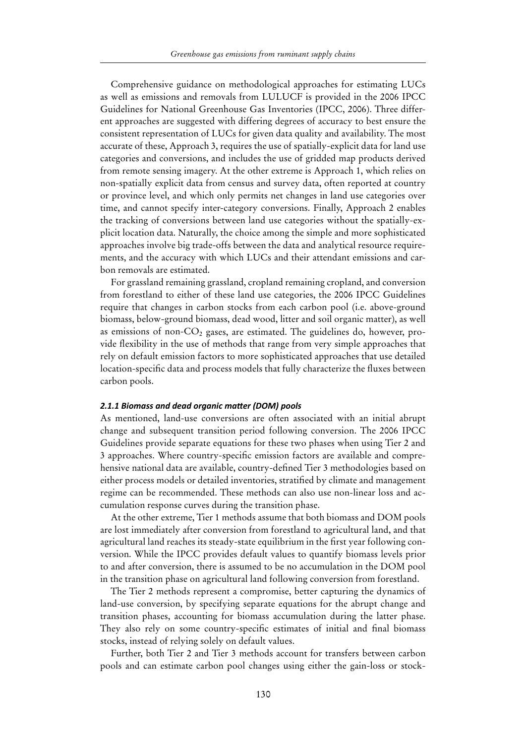Comprehensive guidance on methodological approaches for estimating LUCs as well as emissions and removals from LULUCF is provided in the 2006 IPCC Guidelines for National Greenhouse Gas Inventories (IPCC, 2006). Three different approaches are suggested with differing degrees of accuracy to best ensure the consistent representation of LUCs for given data quality and availability. The most accurate of these, Approach 3, requires the use of spatially-explicit data for land use categories and conversions, and includes the use of gridded map products derived from remote sensing imagery. At the other extreme is Approach 1, which relies on non-spatially explicit data from census and survey data, often reported at country or province level, and which only permits net changes in land use categories over time, and cannot specify inter-category conversions. Finally, Approach 2 enables the tracking of conversions between land use categories without the spatially-explicit location data. Naturally, the choice among the simple and more sophisticated approaches involve big trade-offs between the data and analytical resource requirements, and the accuracy with which LUCs and their attendant emissions and carbon removals are estimated.

For grassland remaining grassland, cropland remaining cropland, and conversion from forestland to either of these land use categories, the 2006 IPCC Guidelines require that changes in carbon stocks from each carbon pool (i.e. above-ground biomass, below-ground biomass, dead wood, litter and soil organic matter), as well as emissions of non-$CO_2$ gases, are estimated. The guidelines do, however, provide flexibility in the use of methods that range from very simple approaches that rely on default emission factors to more sophisticated approaches that use detailed location-specific data and process models that fully characterize the fluxes between carbon pools.

#### *2.1.1 Biomass and dead organic matter (DOM) pools*

As mentioned, land-use conversions are often associated with an initial abrupt change and subsequent transition period following conversion. The 2006 IPCC Guidelines provide separate equations for these two phases when using Tier 2 and 3 approaches. Where country-specific emission factors are available and comprehensive national data are available, country-defined Tier 3 methodologies based on either process models or detailed inventories, stratified by climate and management regime can be recommended. These methods can also use non-linear loss and accumulation response curves during the transition phase.

At the other extreme, Tier 1 methods assume that both biomass and DOM pools are lost immediately after conversion from forestland to agricultural land, and that agricultural land reaches its steady-state equilibrium in the first year following conversion. While the IPCC provides default values to quantify biomass levels prior to and after conversion, there is assumed to be no accumulation in the DOM pool in the transition phase on agricultural land following conversion from forestland.

The Tier 2 methods represent a compromise, better capturing the dynamics of land-use conversion, by specifying separate equations for the abrupt change and transition phases, accounting for biomass accumulation during the latter phase. They also rely on some country-specific estimates of initial and final biomass stocks, instead of relying solely on default values.

Further, both Tier 2 and Tier 3 methods account for transfers between carbon pools and can estimate carbon pool changes using either the gain-loss or stock-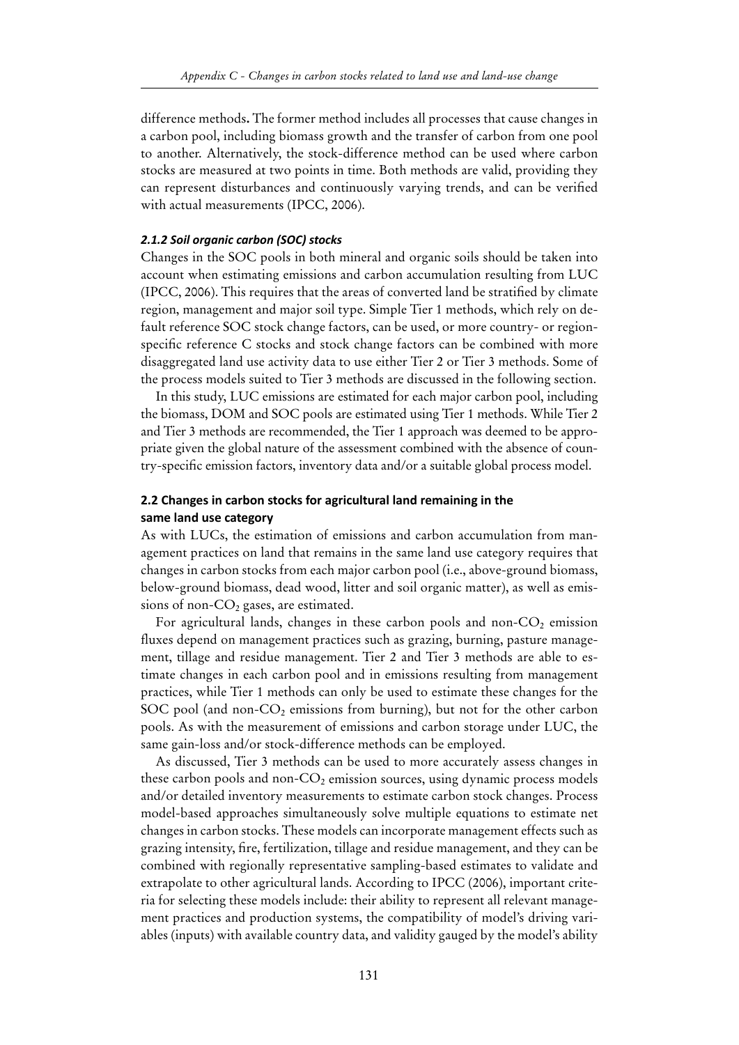difference methods**.** The former method includes all processes that cause changes in a carbon pool, including biomass growth and the transfer of carbon from one pool to another. Alternatively, the stock-difference method can be used where carbon stocks are measured at two points in time. Both methods are valid, providing they can represent disturbances and continuously varying trends, and can be verified with actual measurements (IPCC, 2006).

#### *2.1.2 Soil organic carbon (SOC) stocks*

Changes in the SOC pools in both mineral and organic soils should be taken into account when estimating emissions and carbon accumulation resulting from LUC (IPCC, 2006). This requires that the areas of converted land be stratified by climate region, management and major soil type. Simple Tier 1 methods, which rely on default reference SOC stock change factors, can be used, or more country- or region-specific reference C stocks and stock change factors can be combined with more disaggregated land use activity data to use either Tier 2 or Tier 3 methods. Some of the process models suited to Tier 3 methods are discussed in the following section.

In this study, LUC emissions are estimated for each major carbon pool, including the biomass, DOM and SOC pools are estimated using Tier 1 methods. While Tier 2 and Tier 3 methods are recommended, the Tier 1 approach was deemed to be appropriate given the global nature of the assessment combined with the absence of country-specific emission factors, inventory data and/or a suitable global process model.

### 2.2 Changes in carbon stocks for agricultural land remaining in the same land use category

As with LUCs, the estimation of emissions and carbon accumulation from management practices on land that remains in the same land use category requires that changes in carbon stocks from each major carbon pool (i.e., above-ground biomass, below-ground biomass, dead wood, litter and soil organic matter), as well as emissions of non-$CO_2$ gases, are estimated.

For agricultural lands, changes in these carbon pools and non-$CO_2$ emission fluxes depend on management practices such as grazing, burning, pasture management, tillage and residue management. Tier 2 and Tier 3 methods are able to estimate changes in each carbon pool and in emissions resulting from management practices, while Tier 1 methods can only be used to estimate these changes for the SOC pool (and non-$CO_2$ emissions from burning), but not for the other carbon pools. As with the measurement of emissions and carbon storage under LUC, the same gain-loss and/or stock-difference methods can be employed.

As discussed, Tier 3 methods can be used to more accurately assess changes in these carbon pools and non-$CO_2$ emission sources, using dynamic process models and/or detailed inventory measurements to estimate carbon stock changes. Process model-based approaches simultaneously solve multiple equations to estimate net changes in carbon stocks. These models can incorporate management effects such as grazing intensity, fire, fertilization, tillage and residue management, and they can be combined with regionally representative sampling-based estimates to validate and extrapolate to other agricultural lands. According to IPCC (2006), important criteria for selecting these models include: their ability to represent all relevant management practices and production systems, the compatibility of model's driving variables (inputs) with available country data, and validity gauged by the model's ability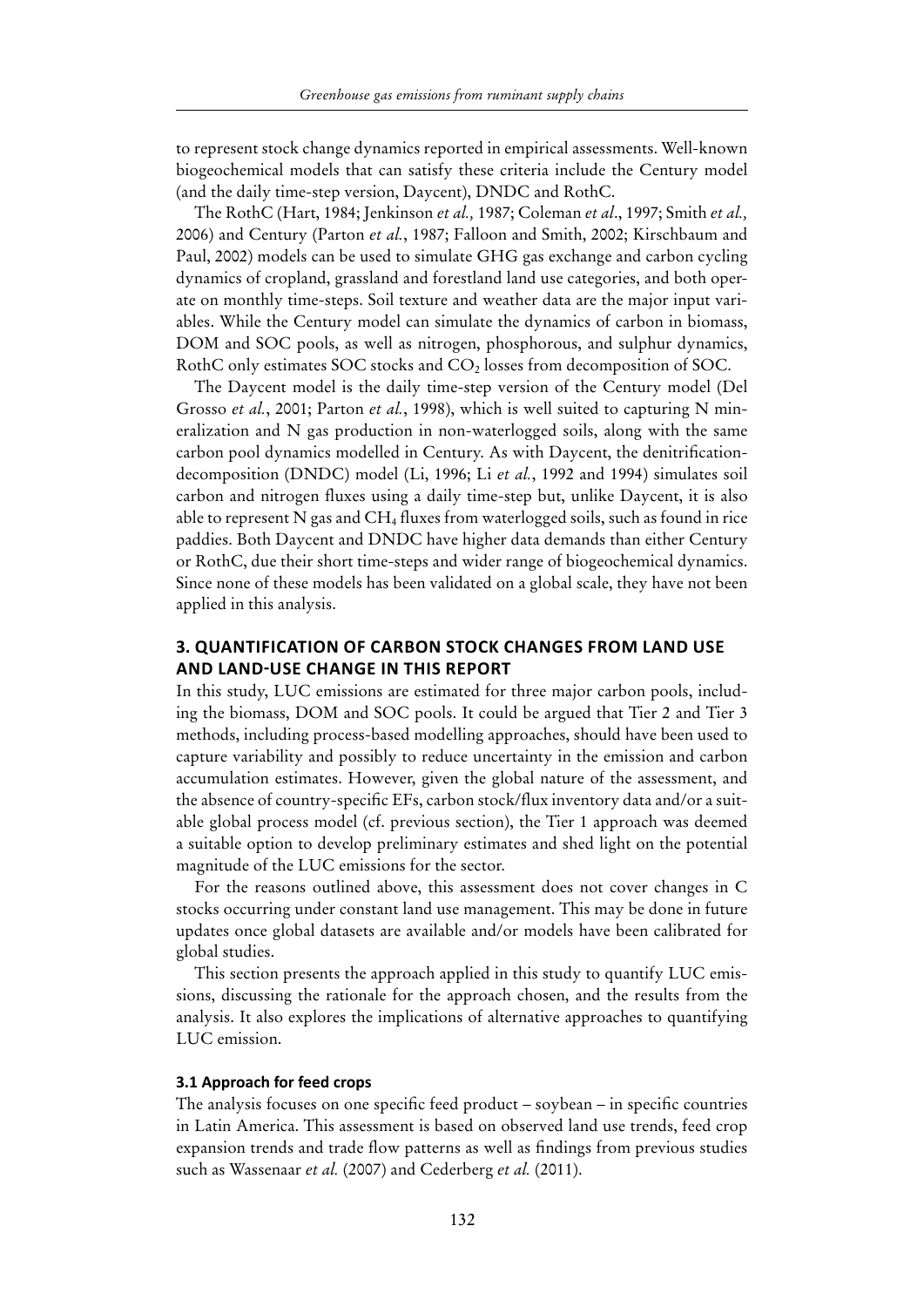to represent stock change dynamics reported in empirical assessments. Well-known biogeochemical models that can satisfy these criteria include the Century model (and the daily time-step version, Daycent), DNDC and RothC.

The RothC (Hart, 1984; Jenkinson *et al.,* 1987; Coleman *et al*., 1997; Smith *et al.,* 2006) and Century (Parton *et al.*, 1987; Falloon and Smith, 2002; Kirschbaum and Paul, 2002) models can be used to simulate GHG gas exchange and carbon cycling dynamics of cropland, grassland and forestland land use categories, and both operate on monthly time-steps. Soil texture and weather data are the major input variables. While the Century model can simulate the dynamics of carbon in biomass, DOM and SOC pools, as well as nitrogen, phosphorous, and sulphur dynamics, RothC only estimates SOC stocks and $CO_2$ losses from decomposition of SOC.

The Daycent model is the daily time-step version of the Century model (Del Grosso *et al.*, 2001; Parton *et al.*, 1998), which is well suited to capturing N mineralization and N gas production in non-waterlogged soils, along with the same carbon pool dynamics modelled in Century. As with Daycent, the denitrification-decomposition (DNDC) model (Li, 1996; Li *et al.*, 1992 and 1994) simulates soil carbon and nitrogen fluxes using a daily time-step but, unlike Daycent, it is also able to represent N gas and $CH_4$ fluxes from waterlogged soils, such as found in rice paddies. Both Daycent and DNDC have higher data demands than either Century or RothC, due their short time-steps and wider range of biogeochemical dynamics. Since none of these models has been validated on a global scale, they have not been applied in this analysis.

## 3. QUANTIFICATION OF CARBON STOCK CHANGES FROM LAND USE AND LAND-USE CHANGE IN THIS REPORT

In this study, LUC emissions are estimated for three major carbon pools, including the biomass, DOM and SOC pools. It could be argued that Tier 2 and Tier 3 methods, including process-based modelling approaches, should have been used to capture variability and possibly to reduce uncertainty in the emission and carbon accumulation estimates. However, given the global nature of the assessment, and the absence of country-specific EFs, carbon stock/flux inventory data and/or a suitable global process model (cf. previous section), the Tier 1 approach was deemed a suitable option to develop preliminary estimates and shed light on the potential magnitude of the LUC emissions for the sector.

For the reasons outlined above, this assessment does not cover changes in C stocks occurring under constant land use management. This may be done in future updates once global datasets are available and/or models have been calibrated for global studies.

This section presents the approach applied in this study to quantify LUC emissions, discussing the rationale for the approach chosen, and the results from the analysis. It also explores the implications of alternative approaches to quantifying LUC emission.

### 3.1 Approach for feed crops

The analysis focuses on one specific feed product – soybean – in specific countries in Latin America. This assessment is based on observed land use trends, feed crop expansion trends and trade flow patterns as well as findings from previous studies such as Wassenaar *et al.* (2007) and Cederberg *et al.* (2011).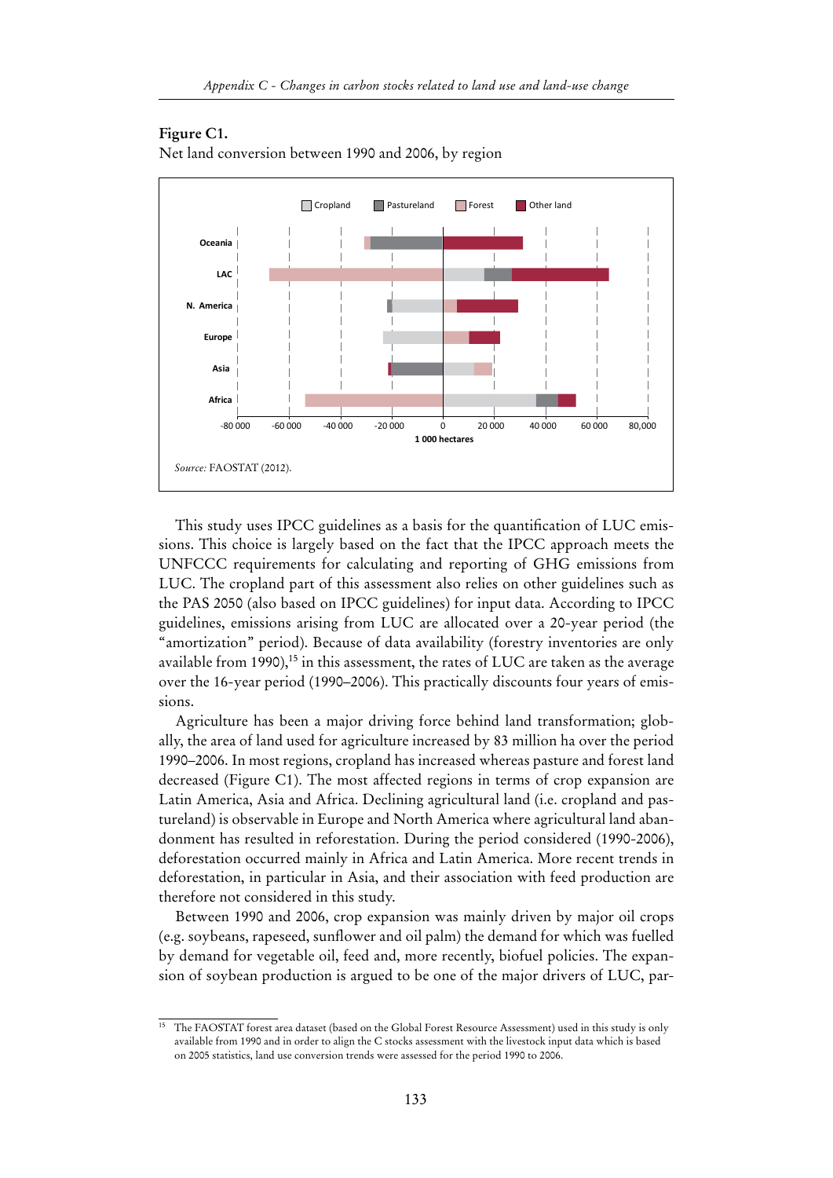**Figure C1.**
Net land conversion between 1990 and 2006, by region

*Source:* FAOSTAT (2012).

This study uses IPCC guidelines as a basis for the quantification of LUC emissions. This choice is largely based on the fact that the IPCC approach meets the UNFCCC requirements for calculating and reporting of GHG emissions from LUC. The cropland part of this assessment also relies on other guidelines such as the PAS 2050 (also based on IPCC guidelines) for input data. According to IPCC guidelines, emissions arising from LUC are allocated over a 20-year period (the "amortization" period). Because of data availability (forestry inventories are only available from 1990),[15] in this assessment, the rates of LUC are taken as the average over the 16-year period (1990–2006). This practically discounts four years of emissions.

Agriculture has been a major driving force behind land transformation; globally, the area of land used for agriculture increased by 83 million ha over the period 1990–2006. In most regions, cropland has increased whereas pasture and forest land decreased (Figure C1). The most affected regions in terms of crop expansion are Latin America, Asia and Africa. Declining agricultural land (i.e. cropland and pastureland) is observable in Europe and North America where agricultural land abandonment has resulted in reforestation. During the period considered (1990-2006), deforestation occurred mainly in Africa and Latin America. More recent trends in deforestation, in particular in Asia, and their association with feed production are therefore not considered in this study.

Between 1990 and 2006, crop expansion was mainly driven by major oil crops (e.g. soybeans, rapeseed, sunflower and oil palm) the demand for which was fuelled by demand for vegetable oil, feed and, more recently, biofuel policies. The expansion of soybean production is argued to be one of the major drivers of LUC, par-

[15] The FAOSTAT forest area dataset (based on the Global Forest Resource Assessment) used in this study is only available from 1990 and in order to align the C stocks assessment with the livestock input data which is based on 2005 statistics, land use conversion trends were assessed for the period 1990 to 2006.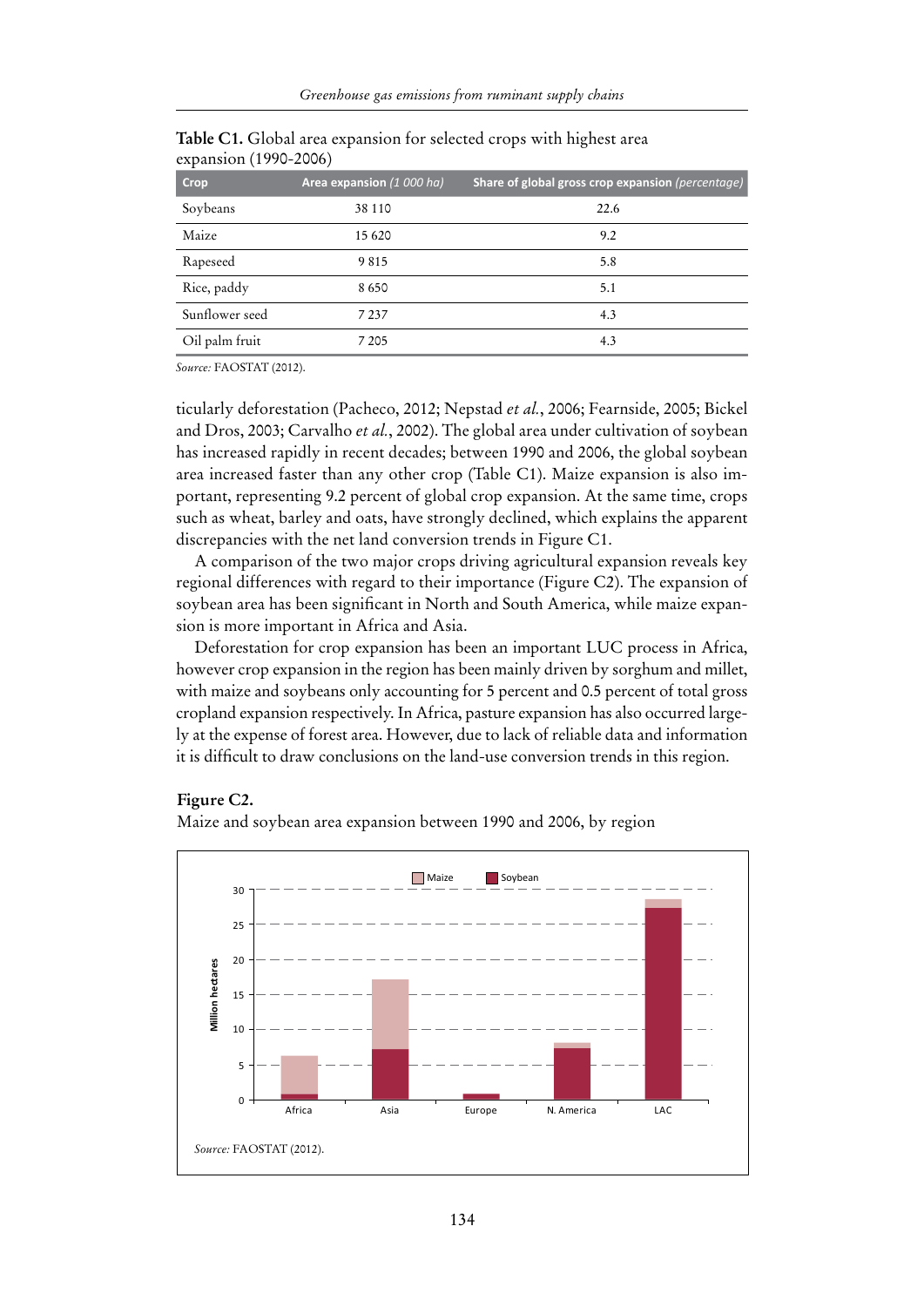**Table C1.** Global area expansion for selected crops with highest area expansion (1990-2006)

| Crop | Area expansion *(1 000 ha)* | Share of global gross crop expansion *(percentage)* |
|---|---|---|
| Soybeans | 38 110 | 22.6 |
| Maize | 15 620 | 9.2 |
| Rapeseed | 9 815 | 5.8 |
| Rice, paddy | 8 650 | 5.1 |
| Sunflower seed | 7 237 | 4.3 |
| Oil palm fruit | 7 205 | 4.3 |

*Source:* FAOSTAT (2012).

ticularly deforestation (Pacheco, 2012; Nepstad *et al.*, 2006; Fearnside, 2005; Bickel and Dros, 2003; Carvalho *et al.*, 2002). The global area under cultivation of soybean has increased rapidly in recent decades; between 1990 and 2006, the global soybean area increased faster than any other crop (Table C1). Maize expansion is also important, representing 9.2 percent of global crop expansion. At the same time, crops such as wheat, barley and oats, have strongly declined, which explains the apparent discrepancies with the net land conversion trends in Figure C1.

A comparison of the two major crops driving agricultural expansion reveals key regional differences with regard to their importance (Figure C2). The expansion of soybean area has been significant in North and South America, while maize expansion is more important in Africa and Asia.

Deforestation for crop expansion has been an important LUC process in Africa, however crop expansion in the region has been mainly driven by sorghum and millet, with maize and soybeans only accounting for 5 percent and 0.5 percent of total gross cropland expansion respectively. In Africa, pasture expansion has also occurred largely at the expense of forest area. However, due to lack of reliable data and information it is difficult to draw conclusions on the land-use conversion trends in this region.

**Figure C2.**

Maize and soybean area expansion between 1990 and 2006, by region

*Source:* FAOSTAT (2012).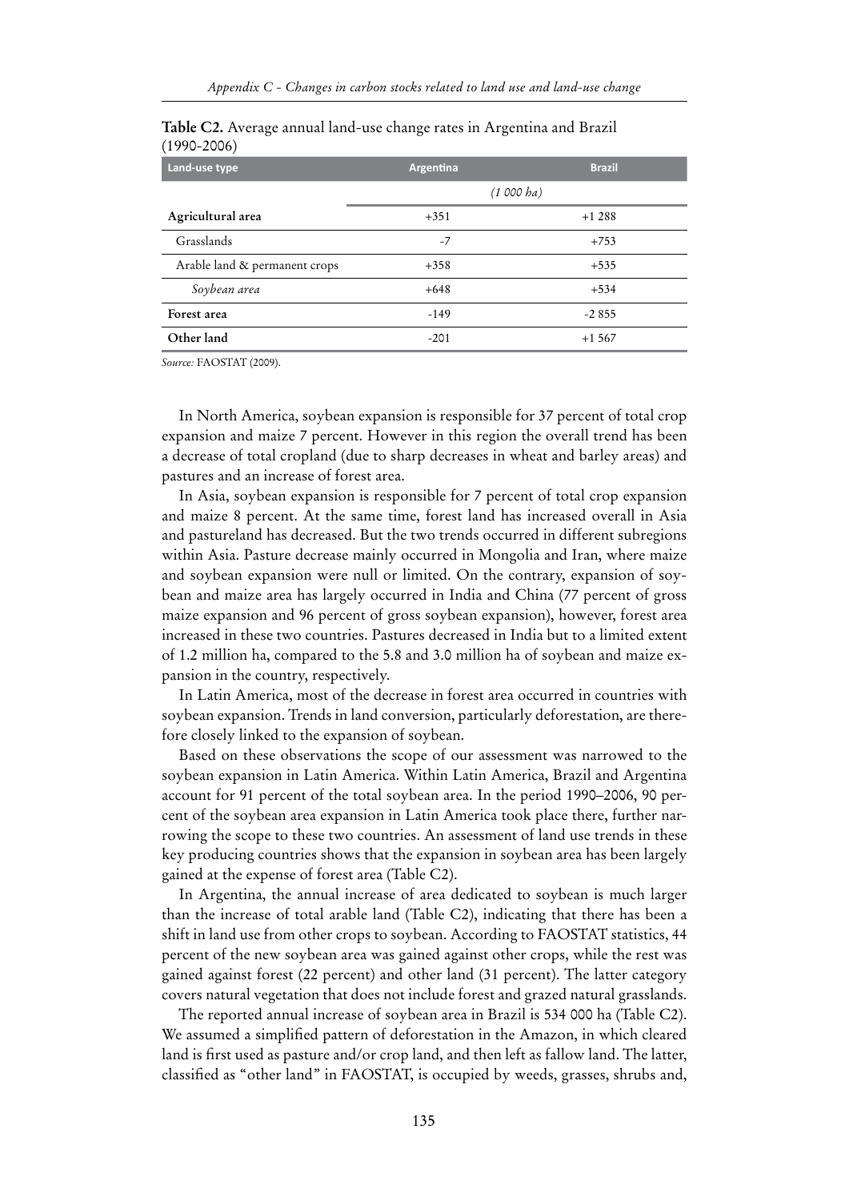**Table C2.** Average annual land-use change rates in Argentina and Brazil (1990-2006)

| Land-use type | Argentina | Brazil |
|---|---|---|
| | *(1 000 ha)* | |
| **Agricultural area** | +351 | +1 288 |
| Grasslands | -7 | +753 |
| Arable land & permanent crops | +358 | +535 |
| *Soybean area* | +648 | +534 |
| **Forest area** | -149 | -2 855 |
| **Other land** | -201 | +1 567 |

*Source:* FAOSTAT (2009).

In North America, soybean expansion is responsible for 37 percent of total crop expansion and maize 7 percent. However in this region the overall trend has been a decrease of total cropland (due to sharp decreases in wheat and barley areas) and pastures and an increase of forest area.

In Asia, soybean expansion is responsible for 7 percent of total crop expansion and maize 8 percent. At the same time, forest land has increased overall in Asia and pastureland has decreased. But the two trends occurred in different subregions within Asia. Pasture decrease mainly occurred in Mongolia and Iran, where maize and soybean expansion were null or limited. On the contrary, expansion of soybean and maize area has largely occurred in India and China (77 percent of gross maize expansion and 96 percent of gross soybean expansion), however, forest area increased in these two countries. Pastures decreased in India but to a limited extent of 1.2 million ha, compared to the 5.8 and 3.0 million ha of soybean and maize expansion in the country, respectively.

In Latin America, most of the decrease in forest area occurred in countries with soybean expansion. Trends in land conversion, particularly deforestation, are therefore closely linked to the expansion of soybean.

Based on these observations the scope of our assessment was narrowed to the soybean expansion in Latin America. Within Latin America, Brazil and Argentina account for 91 percent of the total soybean area. In the period 1990–2006, 90 percent of the soybean area expansion in Latin America took place there, further narrowing the scope to these two countries. An assessment of land use trends in these key producing countries shows that the expansion in soybean area has been largely gained at the expense of forest area (Table C2).

In Argentina, the annual increase of area dedicated to soybean is much larger than the increase of total arable land (Table C2), indicating that there has been a shift in land use from other crops to soybean. According to FAOSTAT statistics, 44 percent of the new soybean area was gained against other crops, while the rest was gained against forest (22 percent) and other land (31 percent). The latter category covers natural vegetation that does not include forest and grazed natural grasslands.

The reported annual increase of soybean area in Brazil is 534 000 ha (Table C2). We assumed a simplified pattern of deforestation in the Amazon, in which cleared land is first used as pasture and/or crop land, and then left as fallow land. The latter, classified as "other land" in FAOSTAT, is occupied by weeds, grasses, shrubs and,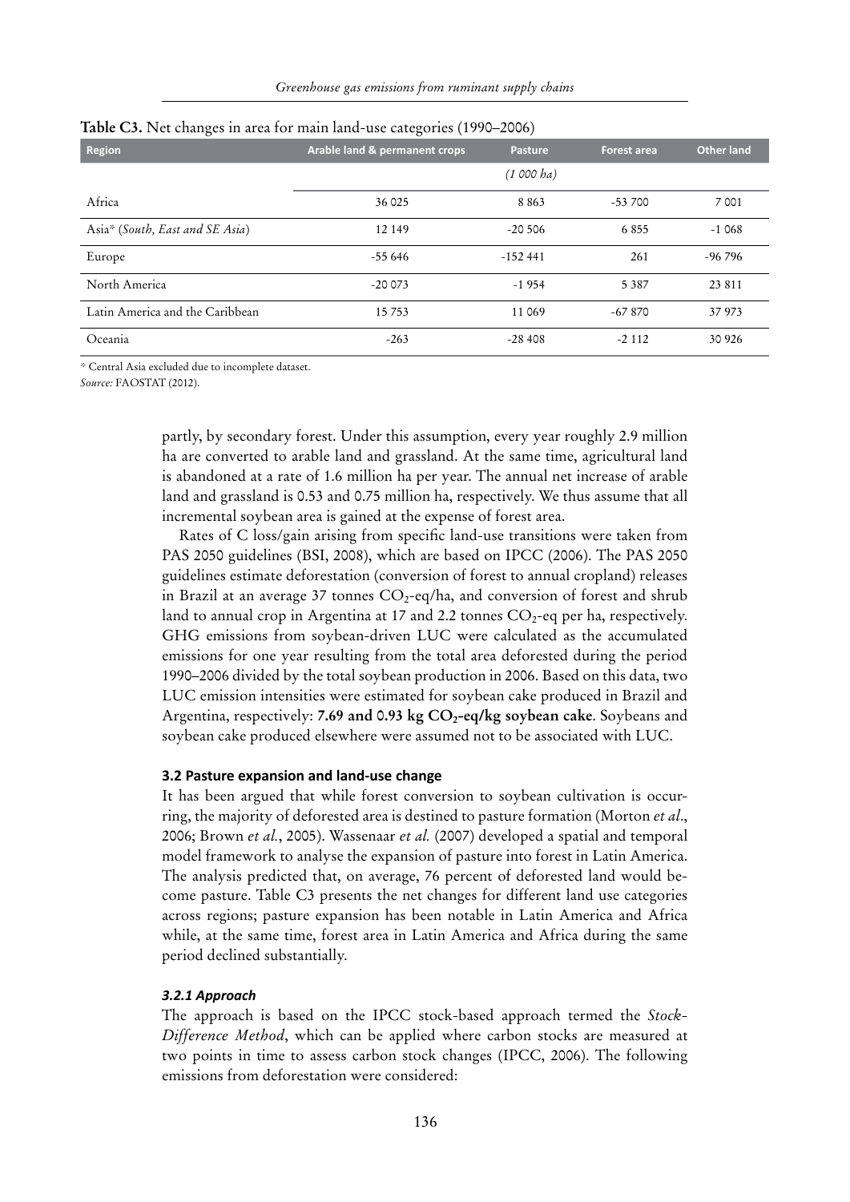**Table C3.** Net changes in area for main land-use categories (1990–2006)

| Region | Arable land & permanent crops | Pasture | Forest area | Other land |
|---|---|---|---|---|
| | | *(1 000 ha)* | | |
| Africa | 36 025 | 8 863 | -53 700 | 7 001 |
| Asia* (*South, East and SE Asia*) | 12 149 | -20 506 | 6 855 | -1 068 |
| Europe | -55 646 | -152 441 | 261 | -96 796 |
| North America | -20 073 | -1 954 | 5 387 | 23 811 |
| Latin America and the Caribbean | 15 753 | 11 069 | -67 870 | 37 973 |
| Oceania | -263 | -28 408 | -2 112 | 30 926 |

\* Central Asia excluded due to incomplete dataset.

*Source:* FAOSTAT (2012).

partly, by secondary forest. Under this assumption, every year roughly 2.9 million ha are converted to arable land and grassland. At the same time, agricultural land is abandoned at a rate of 1.6 million ha per year. The annual net increase of arable land and grassland is 0.53 and 0.75 million ha, respectively. We thus assume that all incremental soybean area is gained at the expense of forest area.

Rates of C loss/gain arising from specific land-use transitions were taken from PAS 2050 guidelines (BSI, 2008), which are based on IPCC (2006). The PAS 2050 guidelines estimate deforestation (conversion of forest to annual cropland) releases in Brazil at an average 37 tonnes $CO_2$-eq/ha, and conversion of forest and shrub land to annual crop in Argentina at 17 and 2.2 tonnes $CO_2$-eq per ha, respectively. GHG emissions from soybean-driven LUC were calculated as the accumulated emissions for one year resulting from the total area deforested during the period 1990–2006 divided by the total soybean production in 2006. Based on this data, two LUC emission intensities were estimated for soybean cake produced in Brazil and Argentina, respectively: **7.69 and 0.93 kg $CO_2$-eq/kg soybean cake**. Soybeans and soybean cake produced elsewhere were assumed not to be associated with LUC.

### 3.2 Pasture expansion and land-use change

It has been argued that while forest conversion to soybean cultivation is occurring, the majority of deforested area is destined to pasture formation (Morton *et al*., 2006; Brown *et al.*, 2005). Wassenaar *et al.* (2007) developed a spatial and temporal model framework to analyse the expansion of pasture into forest in Latin America. The analysis predicted that, on average, 76 percent of deforested land would become pasture. Table C3 presents the net changes for different land use categories across regions; pasture expansion has been notable in Latin America and Africa while, at the same time, forest area in Latin America and Africa during the same period declined substantially.

#### *3.2.1 Approach*

The approach is based on the IPCC stock-based approach termed the *Stock-Difference Method*, which can be applied where carbon stocks are measured at two points in time to assess carbon stock changes (IPCC, 2006). The following emissions from deforestation were considered: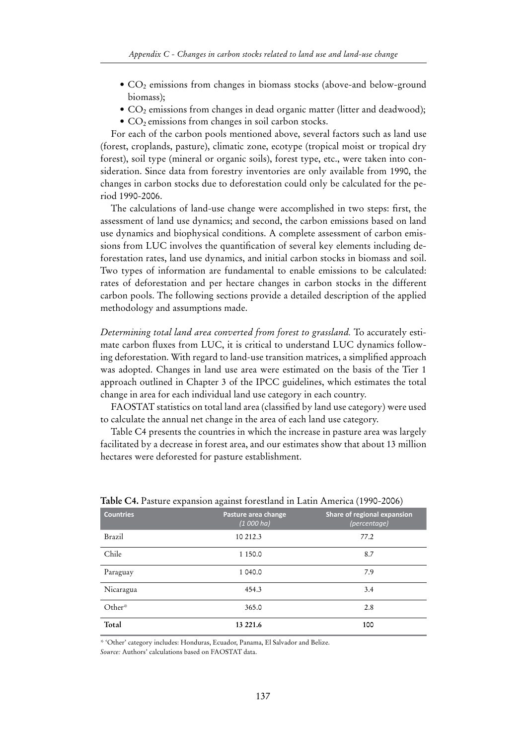- $CO_2$ emissions from changes in biomass stocks (above-and below-ground biomass);
- $CO_2$ emissions from changes in dead organic matter (litter and deadwood);
- $CO_2$ emissions from changes in soil carbon stocks.

For each of the carbon pools mentioned above, several factors such as land use (forest, croplands, pasture), climatic zone, ecotype (tropical moist or tropical dry forest), soil type (mineral or organic soils), forest type, etc., were taken into consideration. Since data from forestry inventories are only available from 1990, the changes in carbon stocks due to deforestation could only be calculated for the period 1990-2006.

The calculations of land-use change were accomplished in two steps: first, the assessment of land use dynamics; and second, the carbon emissions based on land use dynamics and biophysical conditions. A complete assessment of carbon emissions from LUC involves the quantification of several key elements including deforestation rates, land use dynamics, and initial carbon stocks in biomass and soil. Two types of information are fundamental to enable emissions to be calculated: rates of deforestation and per hectare changes in carbon stocks in the different carbon pools. The following sections provide a detailed description of the applied methodology and assumptions made.

*Determining total land area converted from forest to grassland.* To accurately estimate carbon fluxes from LUC, it is critical to understand LUC dynamics following deforestation. With regard to land-use transition matrices, a simplified approach was adopted. Changes in land use area were estimated on the basis of the Tier 1 approach outlined in Chapter 3 of the IPCC guidelines, which estimates the total change in area for each individual land use category in each country.

FAOSTAT statistics on total land area (classified by land use category) were used to calculate the annual net change in the area of each land use category.

Table C4 presents the countries in which the increase in pasture area was largely facilitated by a decrease in forest area, and our estimates show that about 13 million hectares were deforested for pasture establishment.

**Table C4.** Pasture expansion against forestland in Latin America (1990-2006)

| Countries | Pasture area change *(1 000 ha)* | Share of regional expansion *(percentage)* |
|---|---|---|
| Brazil | 10 212.3 | 77.2 |
| Chile | 1 150.0 | 8.7 |
| Paraguay | 1 040.0 | 7.9 |
| Nicaragua | 454.3 | 3.4 |
| Other* | 365.0 | 2.8 |
| **Total** | **13 221.6** | 100 |

\* 'Other' category includes: Honduras, Ecuador, Panama, El Salvador and Belize.

*Source:* Authors' calculations based on FAOSTAT data.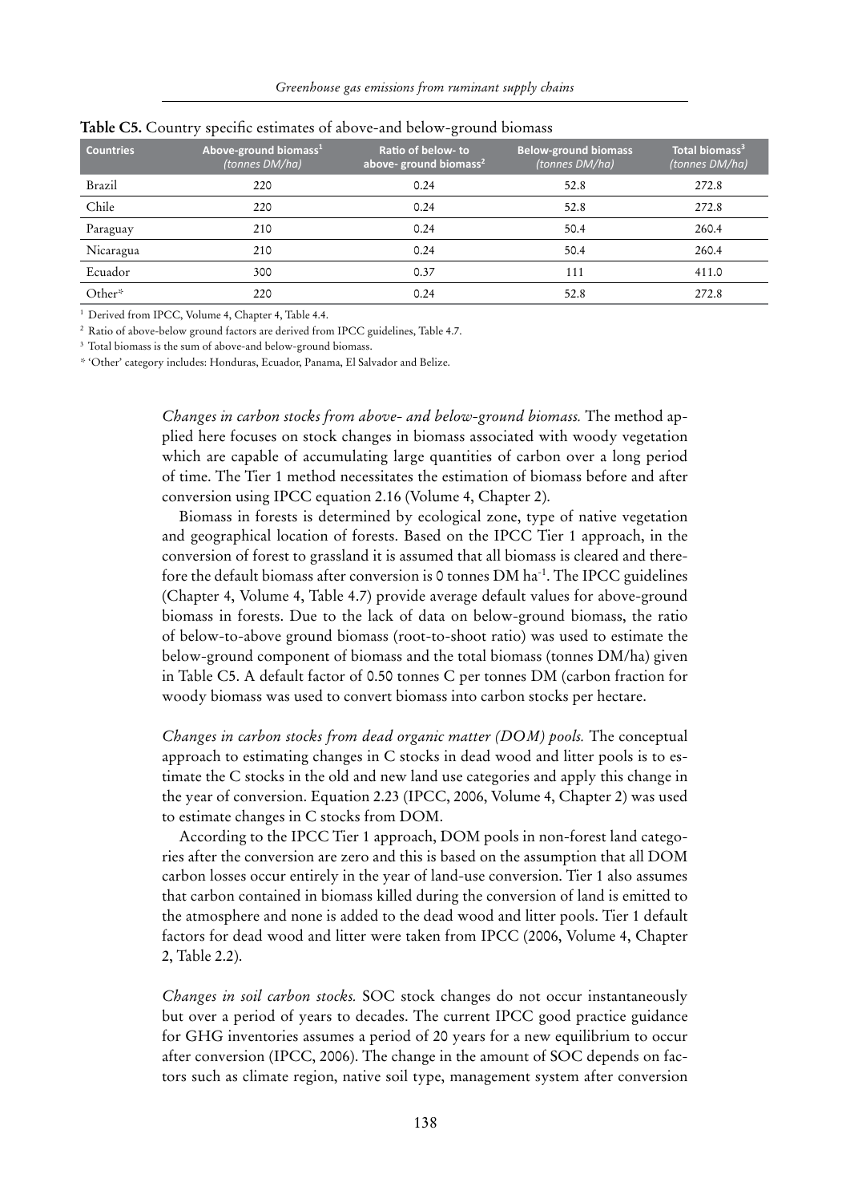**Table C5.** Country specific estimates of above-and below-ground biomass

| Countries | Above-ground biomass[1] *(tonnes DM/ha)* | Ratio of below- to above- ground biomass[2] | Below-ground biomass *(tonnes DM/ha)* | Total biomass[3] *(tonnes DM/ha)* |
|---|---|---|---|---|
| Brazil | 220 | 0.24 | 52.8 | 272.8 |
| Chile | 220 | 0.24 | 52.8 | 272.8 |
| Paraguay | 210 | 0.24 | 50.4 | 260.4 |
| Nicaragua | 210 | 0.24 | 50.4 | 260.4 |
| Ecuador | 300 | 0.37 | 111 | 411.0 |
| Other* | 220 | 0.24 | 52.8 | 272.8 |

[1] Derived from IPCC, Volume 4, Chapter 4, Table 4.4.

[2] Ratio of above-below ground factors are derived from IPCC guidelines, Table 4.7.

[3] Total biomass is the sum of above-and below-ground biomass.

\* 'Other' category includes: Honduras, Ecuador, Panama, El Salvador and Belize.

*Changes in carbon stocks from above- and below-ground biomass.* The method applied here focuses on stock changes in biomass associated with woody vegetation which are capable of accumulating large quantities of carbon over a long period of time. The Tier 1 method necessitates the estimation of biomass before and after conversion using IPCC equation 2.16 (Volume 4, Chapter 2).

Biomass in forests is determined by ecological zone, type of native vegetation and geographical location of forests. Based on the IPCC Tier 1 approach, in the conversion of forest to grassland it is assumed that all biomass is cleared and therefore the default biomass after conversion is 0 tonnes DM $ha^{-1}$. The IPCC guidelines (Chapter 4, Volume 4, Table 4.7) provide average default values for above-ground biomass in forests. Due to the lack of data on below-ground biomass, the ratio of below-to-above ground biomass (root-to-shoot ratio) was used to estimate the below-ground component of biomass and the total biomass (tonnes DM/ha) given in Table C5. A default factor of 0.50 tonnes C per tonnes DM (carbon fraction for woody biomass was used to convert biomass into carbon stocks per hectare.

*Changes in carbon stocks from dead organic matter (DOM) pools.* The conceptual approach to estimating changes in C stocks in dead wood and litter pools is to estimate the C stocks in the old and new land use categories and apply this change in the year of conversion. Equation 2.23 (IPCC, 2006, Volume 4, Chapter 2) was used to estimate changes in C stocks from DOM.

According to the IPCC Tier 1 approach, DOM pools in non-forest land categories after the conversion are zero and this is based on the assumption that all DOM carbon losses occur entirely in the year of land-use conversion. Tier 1 also assumes that carbon contained in biomass killed during the conversion of land is emitted to the atmosphere and none is added to the dead wood and litter pools. Tier 1 default factors for dead wood and litter were taken from IPCC (2006, Volume 4, Chapter 2, Table 2.2).

*Changes in soil carbon stocks.* SOC stock changes do not occur instantaneously but over a period of years to decades. The current IPCC good practice guidance for GHG inventories assumes a period of 20 years for a new equilibrium to occur after conversion (IPCC, 2006). The change in the amount of SOC depends on factors such as climate region, native soil type, management system after conversion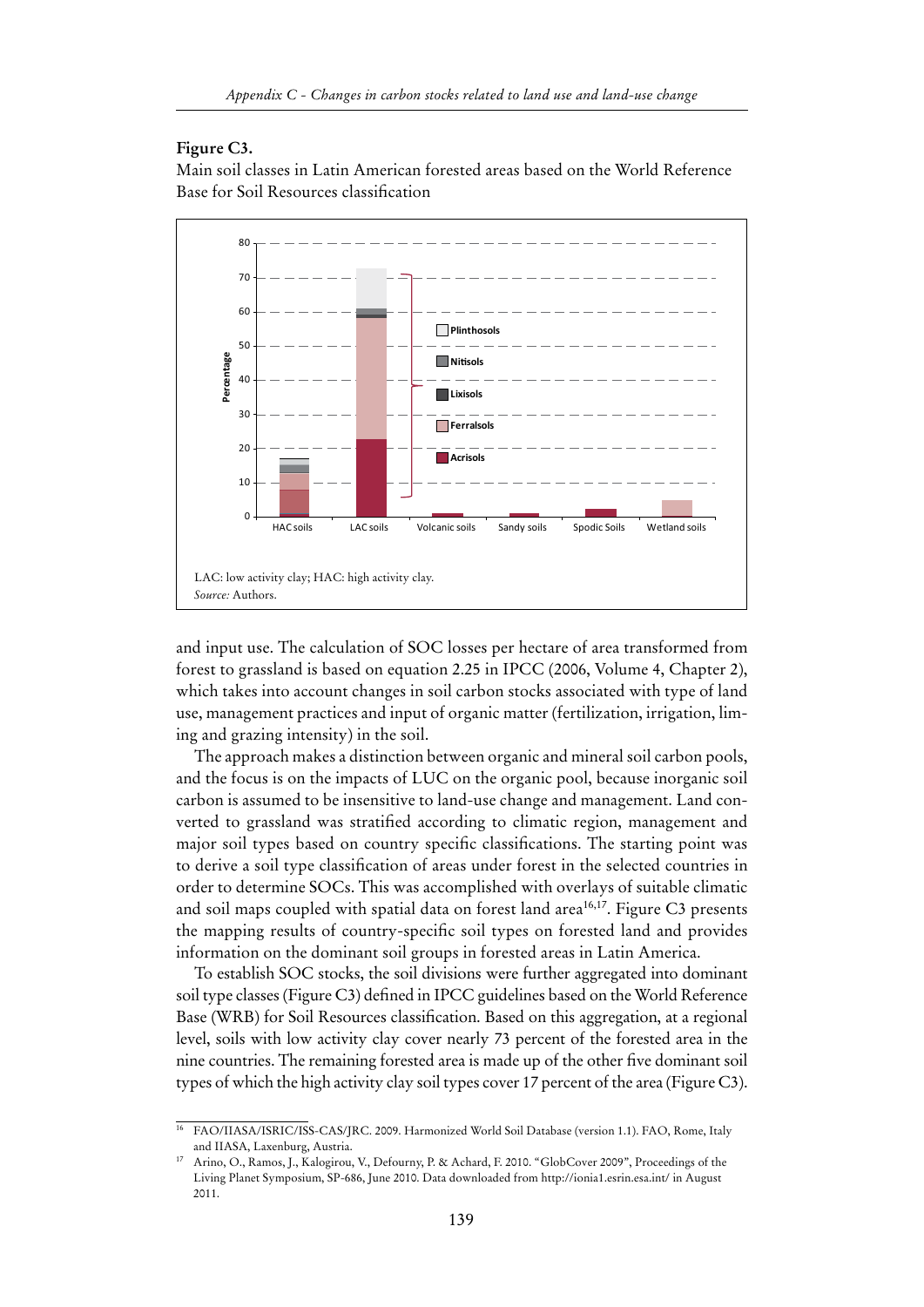**Figure C3.**

Main soil classes in Latin American forested areas based on the World Reference Base for Soil Resources classification

LAC: low activity clay; HAC: high activity clay.

*Source:* Authors.

and input use. The calculation of SOC losses per hectare of area transformed from forest to grassland is based on equation 2.25 in IPCC (2006, Volume 4, Chapter 2), which takes into account changes in soil carbon stocks associated with type of land use, management practices and input of organic matter (fertilization, irrigation, liming and grazing intensity) in the soil.

The approach makes a distinction between organic and mineral soil carbon pools, and the focus is on the impacts of LUC on the organic pool, because inorganic soil carbon is assumed to be insensitive to land-use change and management. Land converted to grassland was stratified according to climatic region, management and major soil types based on country specific classifications. The starting point was to derive a soil type classification of areas under forest in the selected countries in order to determine SOCs. This was accomplished with overlays of suitable climatic and soil maps coupled with spatial data on forest land area[16,17]. Figure C3 presents the mapping results of country-specific soil types on forested land and provides information on the dominant soil groups in forested areas in Latin America.

To establish SOC stocks, the soil divisions were further aggregated into dominant soil type classes (Figure C3) defined in IPCC guidelines based on the World Reference Base (WRB) for Soil Resources classification. Based on this aggregation, at a regional level, soils with low activity clay cover nearly 73 percent of the forested area in the nine countries. The remaining forested area is made up of the other five dominant soil types of which the high activity clay soil types cover 17 percent of the area (Figure C3).

[16] FAO/IIASA/ISRIC/ISS-CAS/JRC. 2009. Harmonized World Soil Database (version 1.1). FAO, Rome, Italy and IIASA, Laxenburg, Austria.

[17] Arino, O., Ramos, J., Kalogirou, V., Defourny, P. & Achard, F. 2010. "GlobCover 2009", Proceedings of the Living Planet Symposium, SP-686, June 2010. Data downloaded from http://ionia1.esrin.esa.int/ in August 2011.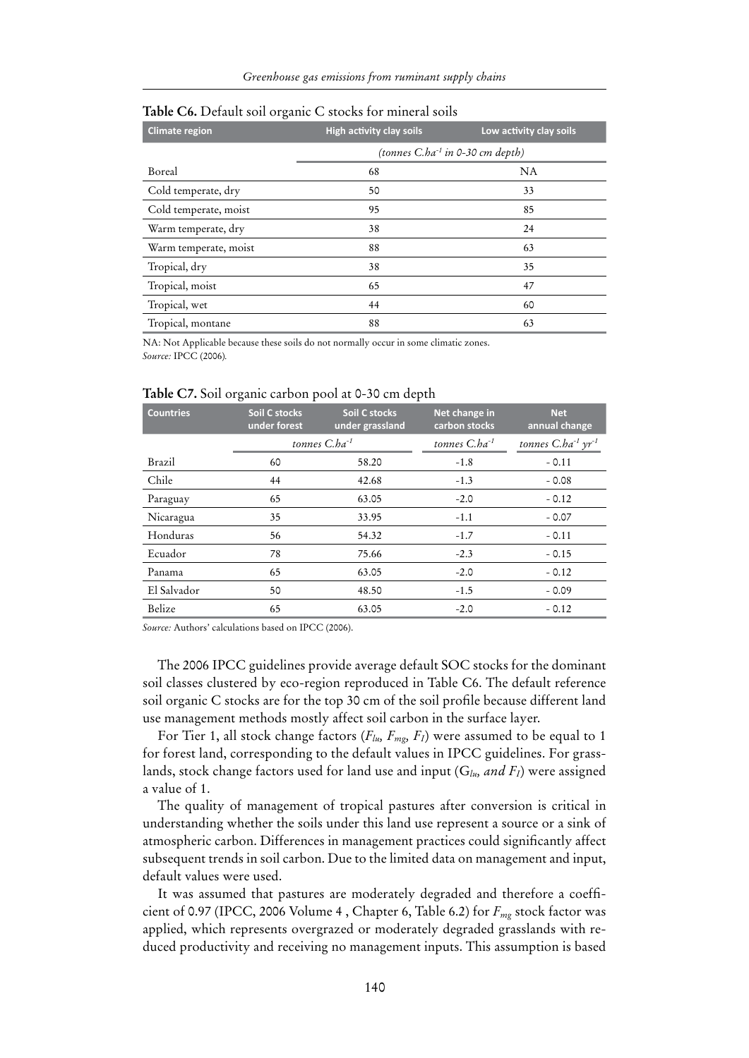**Table C6.** Default soil organic C stocks for mineral soils

| Climate region | High activity clay soils | Low activity clay soils |
|---|---|---|
| | (tonnes C.ha$^{-1}$ in 0-30 cm depth) | |
| Boreal | 68 | NA |
| Cold temperate, dry | 50 | 33 |
| Cold temperate, moist | 95 | 85 |
| Warm temperate, dry | 38 | 24 |
| Warm temperate, moist | 88 | 63 |
| Tropical, dry | 38 | 35 |
| Tropical, moist | 65 | 47 |
| Tropical, wet | 44 | 60 |
| Tropical, montane | 88 | 63 |

NA: Not Applicable because these soils do not normally occur in some climatic zones.
*Source:* IPCC (2006).

**Table C7.** Soil organic carbon pool at 0-30 cm depth

| Countries | Soil C stocks under forest | Soil C stocks under grassland | Net change in carbon stocks | Net annual change |
|---|---|---|---|---|
| | tonnes C.ha$^{-1}$ | | tonnes C.ha$^{-1}$ | tonnes C.ha$^{-1}$ yr$^{-1}$ |
| Brazil | 60 | 58.20 | -1.8 | - 0.11 |
| Chile | 44 | 42.68 | -1.3 | - 0.08 |
| Paraguay | 65 | 63.05 | -2.0 | - 0.12 |
| Nicaragua | 35 | 33.95 | -1.1 | - 0.07 |
| Honduras | 56 | 54.32 | -1.7 | - 0.11 |
| Ecuador | 78 | 75.66 | -2.3 | - 0.15 |
| Panama | 65 | 63.05 | -2.0 | - 0.12 |
| El Salvador | 50 | 48.50 | -1.5 | - 0.09 |
| Belize | 65 | 63.05 | -2.0 | - 0.12 |

*Source:* Authors' calculations based on IPCC (2006).

The 2006 IPCC guidelines provide average default SOC stocks for the dominant soil classes clustered by eco-region reproduced in Table C6. The default reference soil organic C stocks are for the top 30 cm of the soil profile because different land use management methods mostly affect soil carbon in the surface layer.

For Tier 1, all stock change factors ($F_{lu}$, $F_{mg}$, $F_I$) were assumed to be equal to 1 for forest land, corresponding to the default values in IPCC guidelines. For grasslands, stock change factors used for land use and input ($G_{lu}$, *and* $F_I$) were assigned a value of 1.

The quality of management of tropical pastures after conversion is critical in understanding whether the soils under this land use represent a source or a sink of atmospheric carbon. Differences in management practices could significantly affect subsequent trends in soil carbon. Due to the limited data on management and input, default values were used.

It was assumed that pastures are moderately degraded and therefore a coefficient of 0.97 (IPCC, 2006 Volume 4 , Chapter 6, Table 6.2) for $F_{mg}$ stock factor was applied, which represents overgrazed or moderately degraded grasslands with reduced productivity and receiving no management inputs. This assumption is based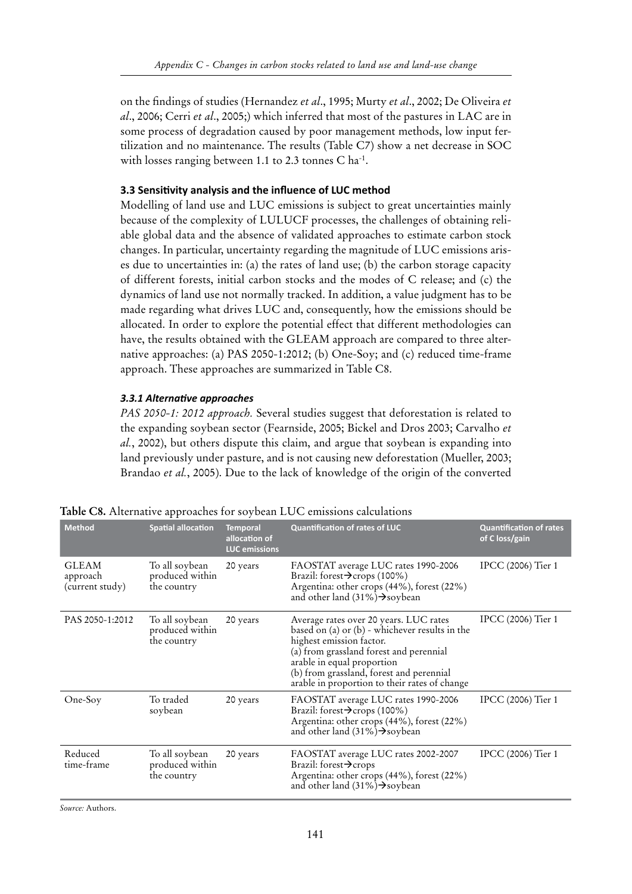on the findings of studies (Hernandez *et al*., 1995; Murty *et al*., 2002; De Oliveira *et al*., 2006; Cerri *et al*., 2005;) which inferred that most of the pastures in LAC are in some process of degradation caused by poor management methods, low input fertilization and no maintenance. The results (Table C7) show a net decrease in SOC with losses ranging between 1.1 to 2.3 tonnes C $ha^{-1}$.

### 3.3 Sensitivity analysis and the influence of LUC method

Modelling of land use and LUC emissions is subject to great uncertainties mainly because of the complexity of LULUCF processes, the challenges of obtaining reliable global data and the absence of validated approaches to estimate carbon stock changes. In particular, uncertainty regarding the magnitude of LUC emissions arises due to uncertainties in: (a) the rates of land use; (b) the carbon storage capacity of different forests, initial carbon stocks and the modes of C release; and (c) the dynamics of land use not normally tracked. In addition, a value judgment has to be made regarding what drives LUC and, consequently, how the emissions should be allocated. In order to explore the potential effect that different methodologies can have, the results obtained with the GLEAM approach are compared to three alternative approaches: (a) PAS 2050-1:2012; (b) One-Soy; and (c) reduced time-frame approach. These approaches are summarized in Table C8.

#### *3.3.1 Alternative approaches*

*PAS 2050-1: 2012 approach.* Several studies suggest that deforestation is related to the expanding soybean sector (Fearnside, 2005; Bickel and Dros 2003; Carvalho *et al.*, 2002), but others dispute this claim, and argue that soybean is expanding into land previously under pasture, and is not causing new deforestation (Mueller, 2003; Brandao *et al.*, 2005). Due to the lack of knowledge of the origin of the converted

**Table C8.** Alternative approaches for soybean LUC emissions calculations

| Method | Spatial allocation | Temporal allocation of LUC emissions | Quantification of rates of LUC | Quantification of rates of C loss/gain |
|---|---|---|---|---|
| GLEAM approach (current study) | To all soybean produced within the country | 20 years | FAOSTAT average LUC rates 1990-2006<br>Brazil: forest→crops (100%)<br>Argentina: other crops (44%), forest (22%) and other land (31%)→soybean | IPCC (2006) Tier 1 |
| PAS 2050-1:2012 | To all soybean produced within the country | 20 years | Average rates over 20 years. LUC rates based on (a) or (b) - whichever results in the highest emission factor.<br>(a) from grassland forest and perennial arable in equal proportion<br>(b) from grassland, forest and perennial arable in proportion to their rates of change | IPCC (2006) Tier 1 |
| One-Soy | To traded soybean | 20 years | FAOSTAT average LUC rates 1990-2006<br>Brazil: forest→crops (100%)<br>Argentina: other crops (44%), forest (22%) and other land (31%)→soybean | IPCC (2006) Tier 1 |
| Reduced time-frame | To all soybean produced within the country | 20 years | FAOSTAT average LUC rates 2002-2007<br>Brazil: forest→crops<br>Argentina: other crops (44%), forest (22%) and other land (31%)→soybean | IPCC (2006) Tier 1 |

*Source:* Authors.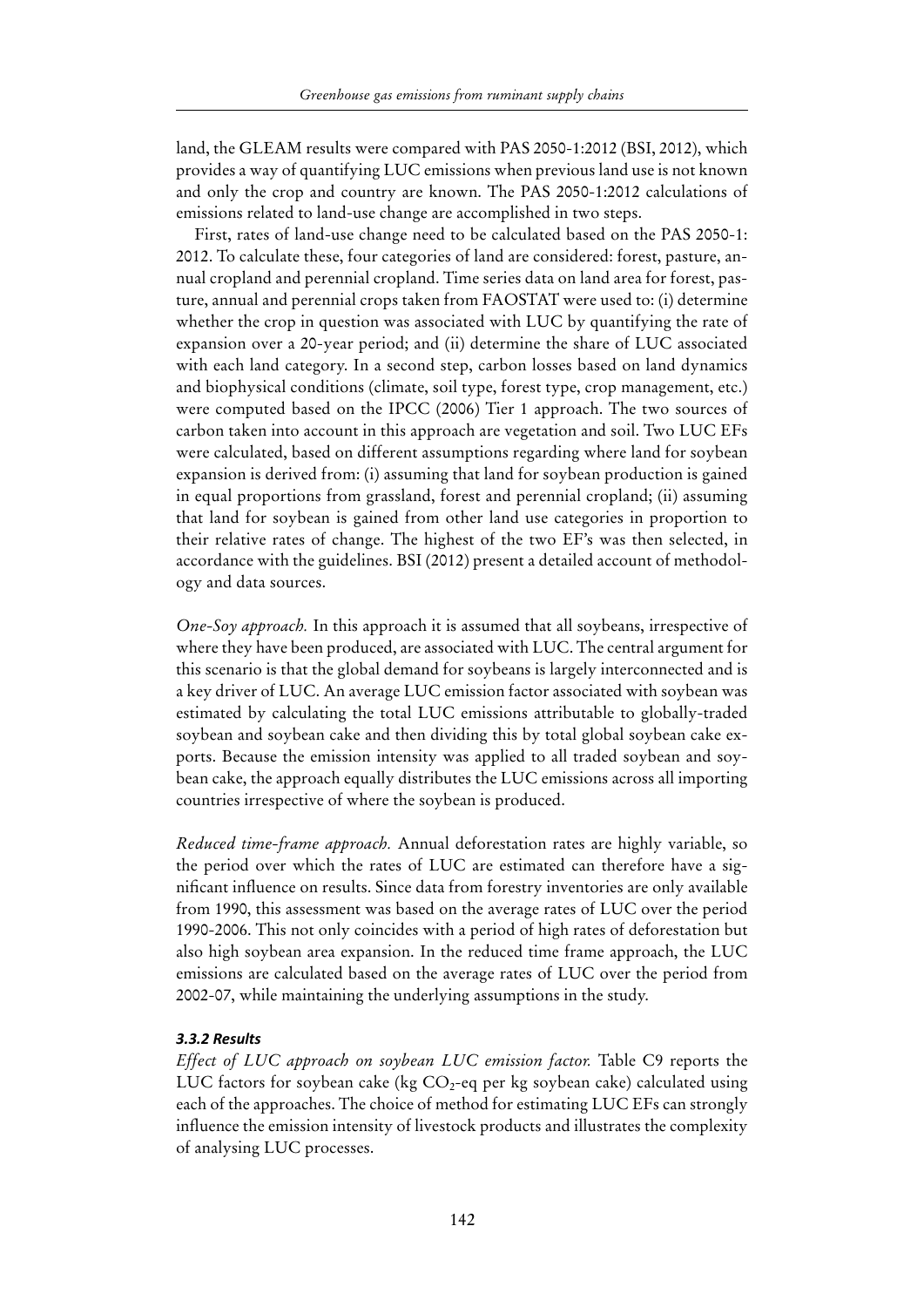land, the GLEAM results were compared with PAS 2050-1:2012 (BSI, 2012), which provides a way of quantifying LUC emissions when previous land use is not known and only the crop and country are known. The PAS 2050-1:2012 calculations of emissions related to land-use change are accomplished in two steps.

First, rates of land-use change need to be calculated based on the PAS 2050-1: 2012. To calculate these, four categories of land are considered: forest, pasture, annual cropland and perennial cropland. Time series data on land area for forest, pasture, annual and perennial crops taken from FAOSTAT were used to: (i) determine whether the crop in question was associated with LUC by quantifying the rate of expansion over a 20-year period; and (ii) determine the share of LUC associated with each land category. In a second step, carbon losses based on land dynamics and biophysical conditions (climate, soil type, forest type, crop management, etc.) were computed based on the IPCC (2006) Tier 1 approach. The two sources of carbon taken into account in this approach are vegetation and soil. Two LUC EFs were calculated, based on different assumptions regarding where land for soybean expansion is derived from: (i) assuming that land for soybean production is gained in equal proportions from grassland, forest and perennial cropland; (ii) assuming that land for soybean is gained from other land use categories in proportion to their relative rates of change. The highest of the two EF's was then selected, in accordance with the guidelines. BSI (2012) present a detailed account of methodology and data sources.

*One-Soy approach.* In this approach it is assumed that all soybeans, irrespective of where they have been produced, are associated with LUC. The central argument for this scenario is that the global demand for soybeans is largely interconnected and is a key driver of LUC. An average LUC emission factor associated with soybean was estimated by calculating the total LUC emissions attributable to globally-traded soybean and soybean cake and then dividing this by total global soybean cake exports. Because the emission intensity was applied to all traded soybean and soybean cake, the approach equally distributes the LUC emissions across all importing countries irrespective of where the soybean is produced.

*Reduced time-frame approach.* Annual deforestation rates are highly variable, so the period over which the rates of LUC are estimated can therefore have a significant influence on results. Since data from forestry inventories are only available from 1990, this assessment was based on the average rates of LUC over the period 1990-2006. This not only coincides with a period of high rates of deforestation but also high soybean area expansion. In the reduced time frame approach, the LUC emissions are calculated based on the average rates of LUC over the period from 2002-07, while maintaining the underlying assumptions in the study.

#### *3.3.2 Results*

*Effect of LUC approach on soybean LUC emission factor.* Table C9 reports the LUC factors for soybean cake (kg $CO_2$-eq per kg soybean cake) calculated using each of the approaches. The choice of method for estimating LUC EFs can strongly influence the emission intensity of livestock products and illustrates the complexity of analysing LUC processes.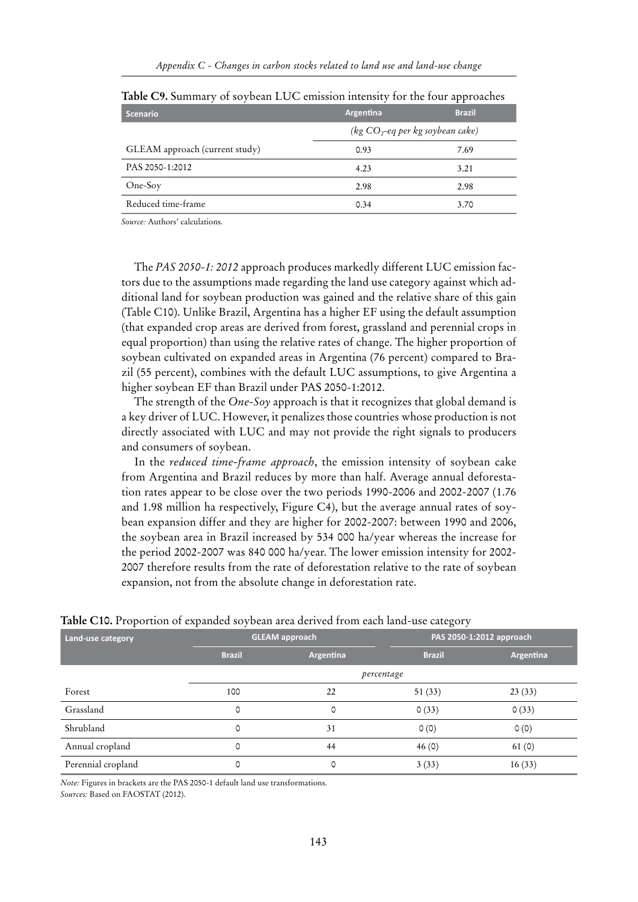**Table C9.** Summary of soybean LUC emission intensity for the four approaches

| Scenario | Argentina | Brazil |
|---|---|---|
| | *(kg $CO_2$-eq per kg soybean cake)* | |
| GLEAM approach (current study) | 0.93 | 7.69 |
| PAS 2050-1:2012 | 4.23 | 3.21 |
| One-Soy | 2.98 | 2.98 |
| Reduced time-frame | 0.34 | 3.70 |

*Source:* Authors' calculations.

The *PAS 2050-1: 2012* approach produces markedly different LUC emission factors due to the assumptions made regarding the land use category against which additional land for soybean production was gained and the relative share of this gain (Table C10). Unlike Brazil, Argentina has a higher EF using the default assumption (that expanded crop areas are derived from forest, grassland and perennial crops in equal proportion) than using the relative rates of change. The higher proportion of soybean cultivated on expanded areas in Argentina (76 percent) compared to Brazil (55 percent), combines with the default LUC assumptions, to give Argentina a higher soybean EF than Brazil under PAS 2050-1:2012.

The strength of the *One-Soy* approach is that it recognizes that global demand is a key driver of LUC. However, it penalizes those countries whose production is not directly associated with LUC and may not provide the right signals to producers and consumers of soybean.

In the *reduced time-frame approach*, the emission intensity of soybean cake from Argentina and Brazil reduces by more than half. Average annual deforestation rates appear to be close over the two periods 1990-2006 and 2002-2007 (1.76 and 1.98 million ha respectively, Figure C4), but the average annual rates of soybean expansion differ and they are higher for 2002-2007: between 1990 and 2006, the soybean area in Brazil increased by 534 000 ha/year whereas the increase for the period 2002-2007 was 840 000 ha/year. The lower emission intensity for 2002-2007 therefore results from the rate of deforestation relative to the rate of soybean expansion, not from the absolute change in deforestation rate.

**Table C10.** Proportion of expanded soybean area derived from each land-use category

| Land-use category | GLEAM approach | | PAS 2050-1:2012 approach | |
|---|---|---|---|---|
| | Brazil | Argentina | Brazil | Argentina |
| | *percentage* | | | |
| Forest | 100 | 22 | 51 (33) | 23 (33) |
| Grassland | 0 | 0 | 0 (33) | 0 (33) |
| Shrubland | 0 | 31 | 0 (0) | 0 (0) |
| Annual cropland | 0 | 44 | 46 (0) | 61 (0) |
| Perennial cropland | 0 | 0 | 3 (33) | 16 (33) |

*Note:* Figures in brackets are the PAS 2050-1 default land use transformations.
*Sources:* Based on FAOSTAT (2012).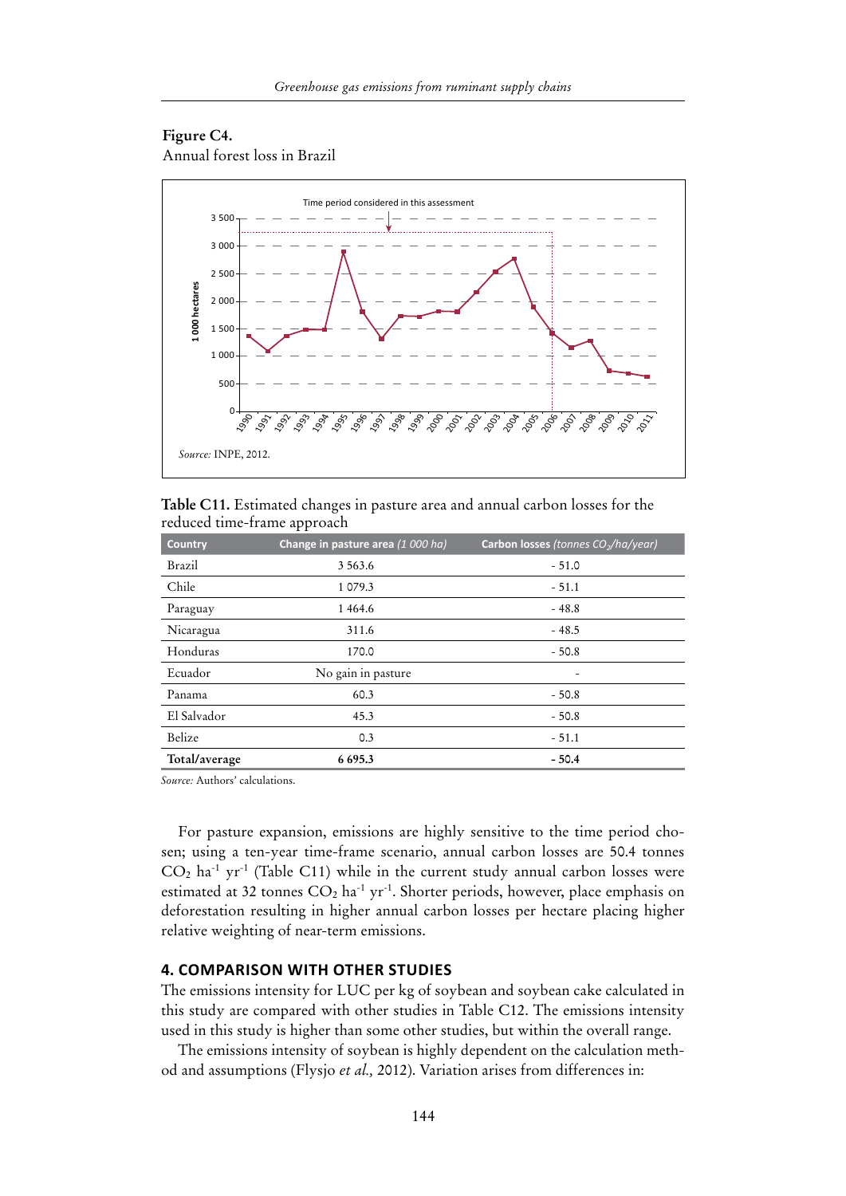**Figure C4.**
Annual forest loss in Brazil

*Source:* INPE, 2012.

**Table C11.** Estimated changes in pasture area and annual carbon losses for the reduced time-frame approach

| Country | Change in pasture area *(1 000 ha)* | Carbon losses *(tonnes $CO_2$/ha/year)* |
|---|---|---|
| Brazil | 3 563.6 | - 51.0 |
| Chile | 1 079.3 | - 51.1 |
| Paraguay | 1 464.6 | - 48.8 |
| Nicaragua | 311.6 | - 48.5 |
| Honduras | 170.0 | - 50.8 |
| Ecuador | No gain in pasture | - |
| Panama | 60.3 | - 50.8 |
| El Salvador | 45.3 | - 50.8 |
| Belize | 0.3 | - 51.1 |
| **Total/average** | **6 695.3** | **- 50.4** |

*Source:* Authors' calculations.

For pasture expansion, emissions are highly sensitive to the time period chosen; using a ten-year time-frame scenario, annual carbon losses are 50.4 tonnes $CO_2$ $ha^{-1}$ $yr^{-1}$ (Table C11) while in the current study annual carbon losses were estimated at 32 tonnes $CO_2$ $ha^{-1}$ $yr^{-1}$. Shorter periods, however, place emphasis on deforestation resulting in higher annual carbon losses per hectare placing higher relative weighting of near-term emissions.

## 4. COMPARISON WITH OTHER STUDIES

The emissions intensity for LUC per kg of soybean and soybean cake calculated in this study are compared with other studies in Table C12. The emissions intensity used in this study is higher than some other studies, but within the overall range.

The emissions intensity of soybean is highly dependent on the calculation method and assumptions (Flysjo *et al.,* 2012). Variation arises from differences in: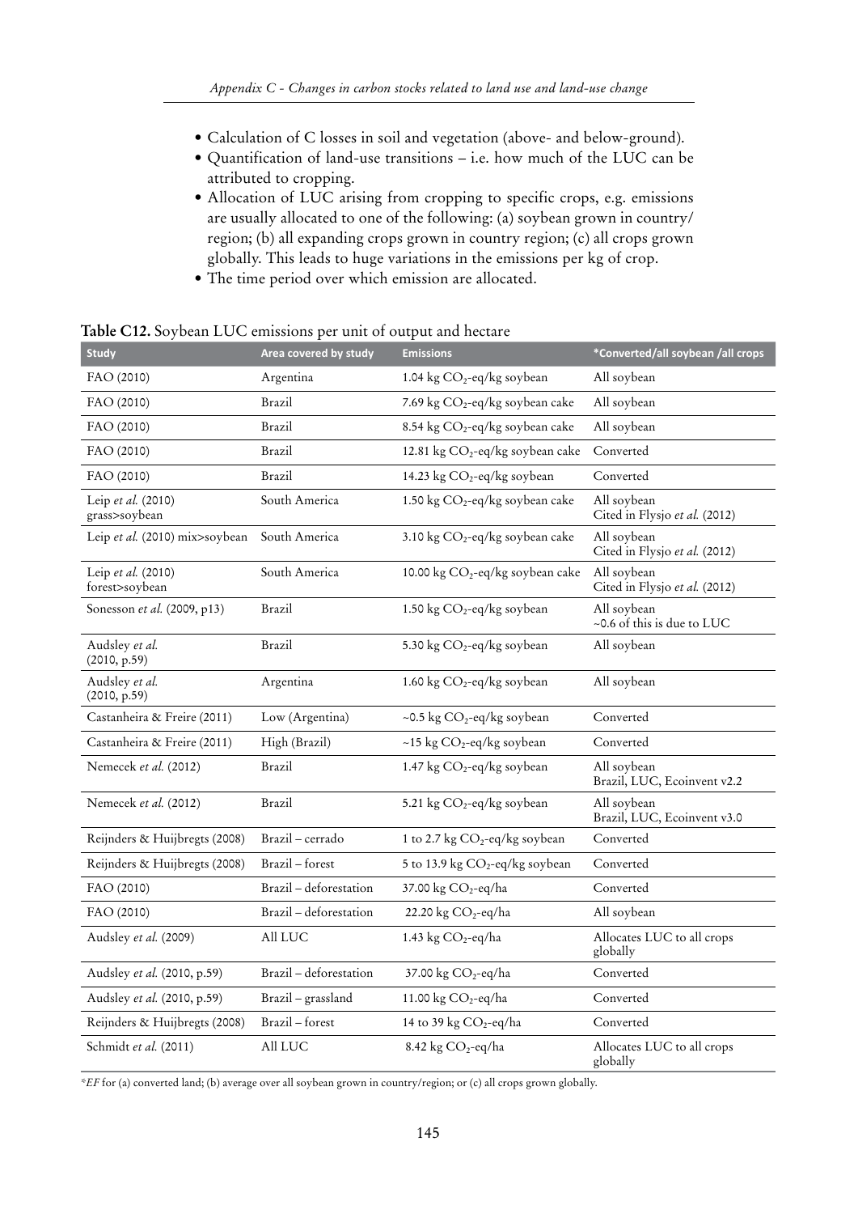- Calculation of C losses in soil and vegetation (above- and below-ground).
- Quantification of land-use transitions – i.e. how much of the LUC can be attributed to cropping.
- Allocation of LUC arising from cropping to specific crops, e.g. emissions are usually allocated to one of the following: (a) soybean grown in country/region; (b) all expanding crops grown in country region; (c) all crops grown globally. This leads to huge variations in the emissions per kg of crop.
- The time period over which emission are allocated.

**Table C12.** Soybean LUC emissions per unit of output and hectare

| Study | Area covered by study | Emissions | *Converted/all soybean /all crops |
|---|---|---|---|
| FAO (2010) | Argentina | 1.04 kg $CO_2$-eq/kg soybean | All soybean |
| FAO (2010) | Brazil | 7.69 kg $CO_2$-eq/kg soybean cake | All soybean |
| FAO (2010) | Brazil | 8.54 kg $CO_2$-eq/kg soybean cake | All soybean |
| FAO (2010) | Brazil | 12.81 kg $CO_2$-eq/kg soybean cake | Converted |
| FAO (2010) | Brazil | 14.23 kg $CO_2$-eq/kg soybean | Converted |
| Leip *et al.* (2010) grass>soybean | South America | 1.50 kg $CO_2$-eq/kg soybean cake | All soybean Cited in Flysjo *et al.* (2012) |
| Leip *et al.* (2010) mix>soybean | South America | 3.10 kg $CO_2$-eq/kg soybean cake | All soybean Cited in Flysjo *et al.* (2012) |
| Leip *et al.* (2010) forest>soybean | South America | 10.00 kg $CO_2$-eq/kg soybean cake | All soybean Cited in Flysjo *et al.* (2012) |
| Sonesson *et al.* (2009, p13) | Brazil | 1.50 kg $CO_2$-eq/kg soybean | All soybean ~0.6 of this is due to LUC |
| Audsley *et al.* (2010, p.59) | Brazil | 5.30 kg $CO_2$-eq/kg soybean | All soybean |
| Audsley *et al.* (2010, p.59) | Argentina | 1.60 kg $CO_2$-eq/kg soybean | All soybean |
| Castanheira & Freire (2011) | Low (Argentina) | ~0.5 kg $CO_2$-eq/kg soybean | Converted |
| Castanheira & Freire (2011) | High (Brazil) | ~15 kg $CO_2$-eq/kg soybean | Converted |
| Nemecek *et al.* (2012) | Brazil | 1.47 kg $CO_2$-eq/kg soybean | All soybean Brazil, LUC, Ecoinvent v2.2 |
| Nemecek *et al.* (2012) | Brazil | 5.21 kg $CO_2$-eq/kg soybean | All soybean Brazil, LUC, Ecoinvent v3.0 |
| Reijnders & Huijbregts (2008) | Brazil – cerrado | 1 to 2.7 kg $CO_2$-eq/kg soybean | Converted |
| Reijnders & Huijbregts (2008) | Brazil – forest | 5 to 13.9 kg $CO_2$-eq/kg soybean | Converted |
| FAO (2010) | Brazil – deforestation | 37.00 kg $CO_2$-eq/ha | Converted |
| FAO (2010) | Brazil – deforestation | 22.20 kg $CO_2$-eq/ha | All soybean |
| Audsley *et al.* (2009) | All LUC | 1.43 kg $CO_2$-eq/ha | Allocates LUC to all crops globally |
| Audsley *et al.* (2010, p.59) | Brazil – deforestation | 37.00 kg $CO_2$-eq/ha | Converted |
| Audsley *et al.* (2010, p.59) | Brazil – grassland | 11.00 kg $CO_2$-eq/ha | Converted |
| Reijnders & Huijbregts (2008) | Brazil – forest | 14 to 39 kg $CO_2$-eq/ha | Converted |
| Schmidt *et al.* (2011) | All LUC | 8.42 kg $CO_2$-eq/ha | Allocates LUC to all crops globally |

**EF* for (a) converted land; (b) average over all soybean grown in country/region; or (c) all crops grown globally.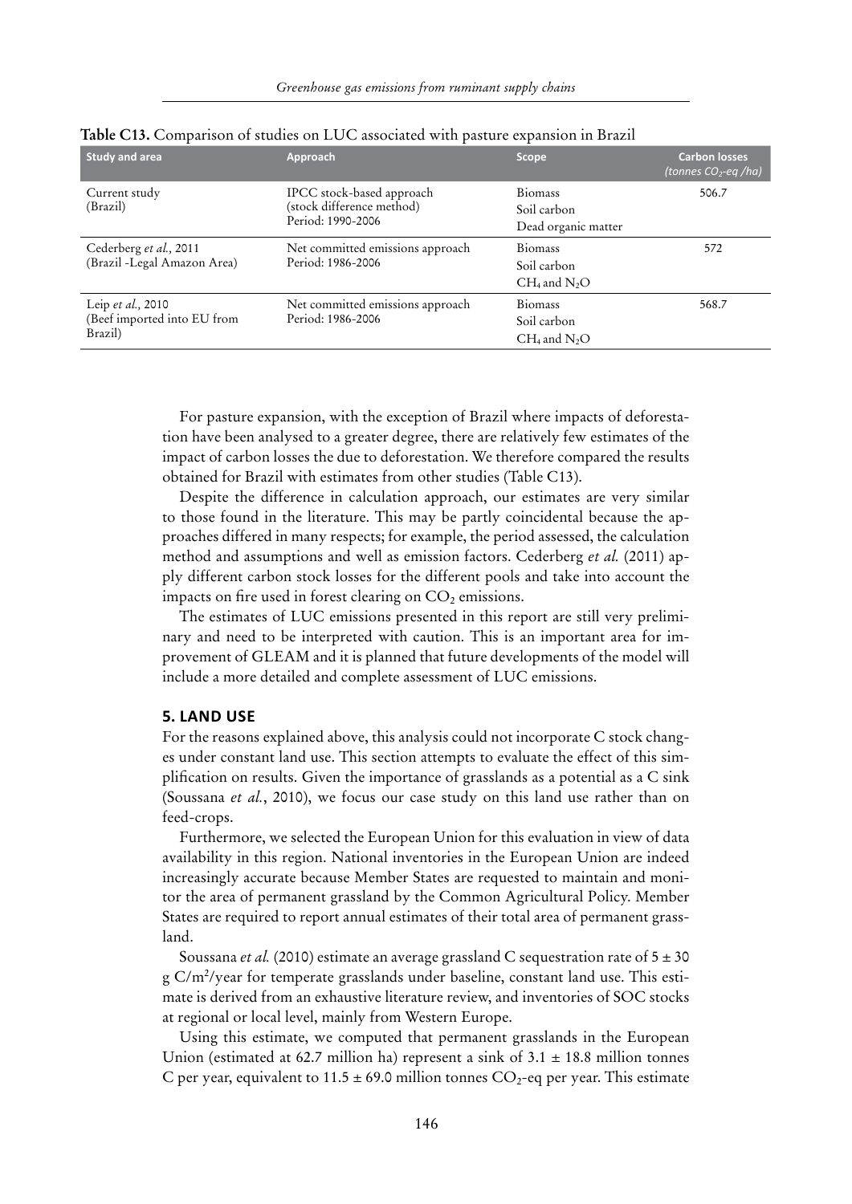**Table C13.** Comparison of studies on LUC associated with pasture expansion in Brazil

| Study and area | Approach | Scope | Carbon losses *(tonnes $CO_2$-eq /ha)* |
|---|---|---|---|
| Current study (Brazil) | IPCC stock-based approach (stock difference method) Period: 1990-2006 | Biomass Soil carbon Dead organic matter | 506.7 |
| Cederberg *et al.*, 2011 (Brazil -Legal Amazon Area) | Net committed emissions approach Period: 1986-2006 | Biomass Soil carbon $CH_4$ and $N_2O$ | 572 |
| Leip *et al.*, 2010 (Beef imported into EU from Brazil) | Net committed emissions approach Period: 1986-2006 | Biomass Soil carbon $CH_4$ and $N_2O$ | 568.7 |

For pasture expansion, with the exception of Brazil where impacts of deforestation have been analysed to a greater degree, there are relatively few estimates of the impact of carbon losses the due to deforestation. We therefore compared the results obtained for Brazil with estimates from other studies (Table C13).

Despite the difference in calculation approach, our estimates are very similar to those found in the literature. This may be partly coincidental because the approaches differed in many respects; for example, the period assessed, the calculation method and assumptions and well as emission factors. Cederberg *et al.* (2011) apply different carbon stock losses for the different pools and take into account the impacts on fire used in forest clearing on $CO_2$ emissions.

The estimates of LUC emissions presented in this report are still very preliminary and need to be interpreted with caution. This is an important area for improvement of GLEAM and it is planned that future developments of the model will include a more detailed and complete assessment of LUC emissions.

## 5. LAND USE

For the reasons explained above, this analysis could not incorporate C stock changes under constant land use. This section attempts to evaluate the effect of this simplification on results. Given the importance of grasslands as a potential as a C sink (Soussana *et al.*, 2010), we focus our case study on this land use rather than on feed-crops.

Furthermore, we selected the European Union for this evaluation in view of data availability in this region. National inventories in the European Union are indeed increasingly accurate because Member States are requested to maintain and monitor the area of permanent grassland by the Common Agricultural Policy. Member States are required to report annual estimates of their total area of permanent grassland.

Soussana *et al.* (2010) estimate an average grassland C sequestration rate of $5 \pm 30$ g $C/m^2$/year for temperate grasslands under baseline, constant land use. This estimate is derived from an exhaustive literature review, and inventories of SOC stocks at regional or local level, mainly from Western Europe.

Using this estimate, we computed that permanent grasslands in the European Union (estimated at 62.7 million ha) represent a sink of $3.1 \pm 18.8$ million tonnes C per year, equivalent to $11.5 \pm 69.0$ million tonnes $CO_2$-eq per year. This estimate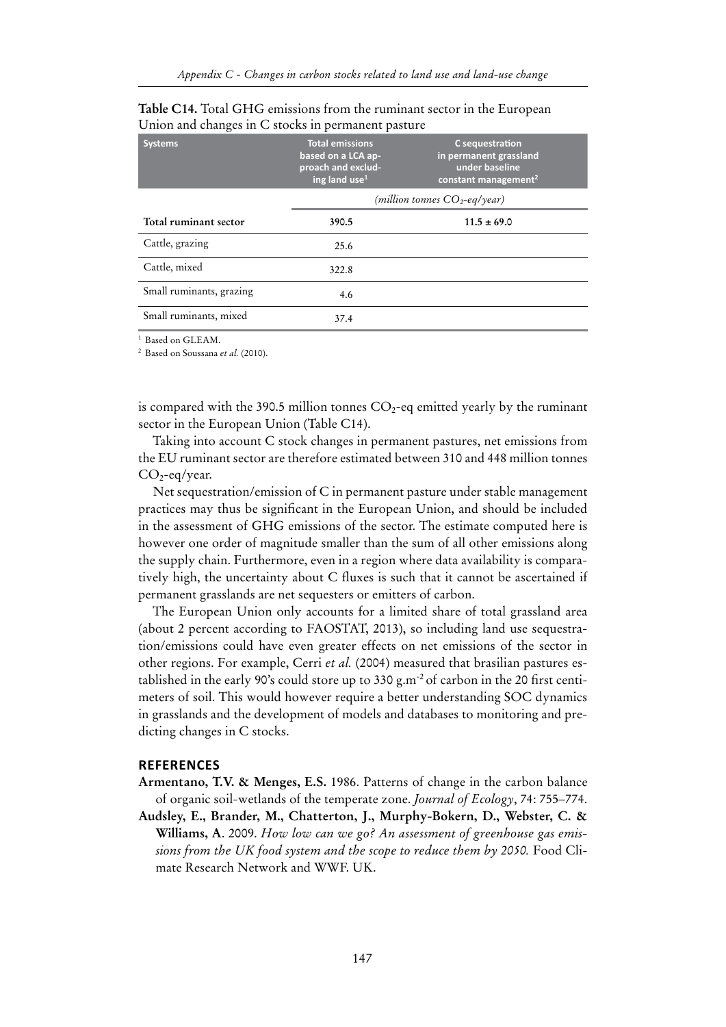**Table C14.** Total GHG emissions from the ruminant sector in the European Union and changes in C stocks in permanent pasture

| Systems | Total emissions based on a LCA approach and excluding land use[1] | C sequestration in permanent grassland under baseline constant management[2] |
|---|---|---|
| | *(million tonnes $CO_2$-eq/year)* | |
| **Total ruminant sector** | **390.5** | **11.5 ± 69.0** |
| Cattle, grazing | 25.6 | |
| Cattle, mixed | 322.8 | |
| Small ruminants, grazing | 4.6 | |
| Small ruminants, mixed | 37.4 | |

[1] Based on GLEAM.

[2] Based on Soussana *et al.* (2010).

is compared with the 390.5 million tonnes $CO_2$-eq emitted yearly by the ruminant sector in the European Union (Table C14).

Taking into account C stock changes in permanent pastures, net emissions from the EU ruminant sector are therefore estimated between 310 and 448 million tonnes $CO_2$-eq/year.

Net sequestration/emission of C in permanent pasture under stable management practices may thus be significant in the European Union, and should be included in the assessment of GHG emissions of the sector. The estimate computed here is however one order of magnitude smaller than the sum of all other emissions along the supply chain. Furthermore, even in a region where data availability is comparatively high, the uncertainty about C fluxes is such that it cannot be ascertained if permanent grasslands are net sequesters or emitters of carbon.

The European Union only accounts for a limited share of total grassland area (about 2 percent according to FAOSTAT, 2013), so including land use sequestration/emissions could have even greater effects on net emissions of the sector in other regions. For example, Cerri *et al.* (2004) measured that brasilian pastures established in the early 90's could store up to 330 $g.m^{-2}$ of carbon in the 20 first centimeters of soil. This would however require a better understanding SOC dynamics in grasslands and the development of models and databases to monitoring and predicting changes in C stocks.

## REFERENCES

**Armentano, T.V. & Menges, E.S.** 1986. Patterns of change in the carbon balance of organic soil-wetlands of the temperate zone. *Journal of Ecology*, 74: 755–774.

**Audsley, E., Brander, M., Chatterton, J., Murphy-Bokern, D., Webster, C. & Williams, A**. 2009. *How low can we go? An assessment of greenhouse gas emissions from the UK food system and the scope to reduce them by 2050.* Food Climate Research Network and WWF. UK.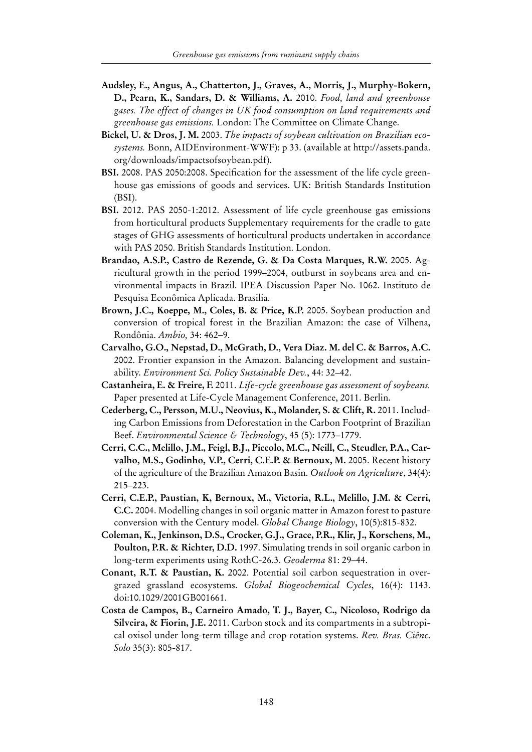**Audsley, E., Angus, A., Chatterton, J., Graves, A., Morris, J., Murphy-Bokern, D., Pearn, K., Sandars, D. & Williams, A.** 2010. *Food, land and greenhouse gases. The effect of changes in UK food consumption on land requirements and greenhouse gas emissions.* London: The Committee on Climate Change.

**Bickel, U. & Dros, J. M.** 2003. *The impacts of soybean cultivation on Brazilian ecosystems.* Bonn, AIDEnvironment-WWF): p 33. (available at http://assets.panda.org/downloads/impactsofsoybean.pdf).

**BSI.** 2008. PAS 2050:2008. Specification for the assessment of the life cycle greenhouse gas emissions of goods and services. UK: British Standards Institution (BSI).

**BSI.** 2012. PAS 2050-1:2012. Assessment of life cycle greenhouse gas emissions from horticultural products Supplementary requirements for the cradle to gate stages of GHG assessments of horticultural products undertaken in accordance with PAS 2050. British Standards Institution. London.

**Brandao, A.S.P., Castro de Rezende, G. & Da Costa Marques, R.W.** 2005. Agricultural growth in the period 1999–2004, outburst in soybeans area and environmental impacts in Brazil. IPEA Discussion Paper No. 1062. Instituto de Pesquisa Econômica Aplicada. Brasilia.

**Brown, J.C., Koeppe, M., Coles, B. & Price, K.P.** 2005. Soybean production and conversion of tropical forest in the Brazilian Amazon: the case of Vilhena, Rondônia. *Ambio,* 34: 462–9.

**Carvalho, G.O., Nepstad, D., McGrath, D., Vera Diaz. M. del C. & Barros, A.C.** 2002. Frontier expansion in the Amazon. Balancing development and sustainability. *Environment Sci. Policy Sustainable Dev.*, 44: 32–42.

**Castanheira, E. & Freire, F.** 2011. *Life-cycle greenhouse gas assessment of soybeans.* Paper presented at Life-Cycle Management Conference, 2011. Berlin.

**Cederberg, C., Persson, M.U., Neovius, K., Molander, S. & Clift, R.** 2011. Including Carbon Emissions from Deforestation in the Carbon Footprint of Brazilian Beef. *Environmental Science & Technology*, 45 (5): 1773–1779.

**Cerri, C.C., Melillo, J.M., Feigl, B.J., Piccolo, M.C., Neill, C., Steudler, P.A., Carvalho, M.S., Godinho, V.P., Cerri, C.E.P. & Bernoux, M.** 2005. Recent history of the agriculture of the Brazilian Amazon Basin. *Outlook on Agriculture*, 34(4): 215–223.

**Cerri, C.E.P., Paustian, K, Bernoux, M., Victoria, R.L., Melillo, J.M. & Cerri, C.C.** 2004. Modelling changes in soil organic matter in Amazon forest to pasture conversion with the Century model. *Global Change Biology*, 10(5):815-832.

**Coleman, K., Jenkinson, D.S., Crocker, G.J., Grace, P.R., Klir, J., Korschens, M., Poulton, P.R. & Richter, D.D.** 1997. Simulating trends in soil organic carbon in long-term experiments using RothC-26.3. *Geoderma* 81: 29–44.

**Conant, R.T. & Paustian, K.** 2002. Potential soil carbon sequestration in overgrazed grassland ecosystems. *Global Biogeochemical Cycles*, 16(4): 1143. doi:10.1029/2001GB001661.

**Costa de Campos, B., Carneiro Amado, T. J., Bayer, C., Nicoloso, Rodrigo da Silveira, & Fiorin, J.E.** 2011. Carbon stock and its compartments in a subtropical oxisol under long-term tillage and crop rotation systems. *Rev. Bras. Ciênc. Solo* 35(3): 805-817.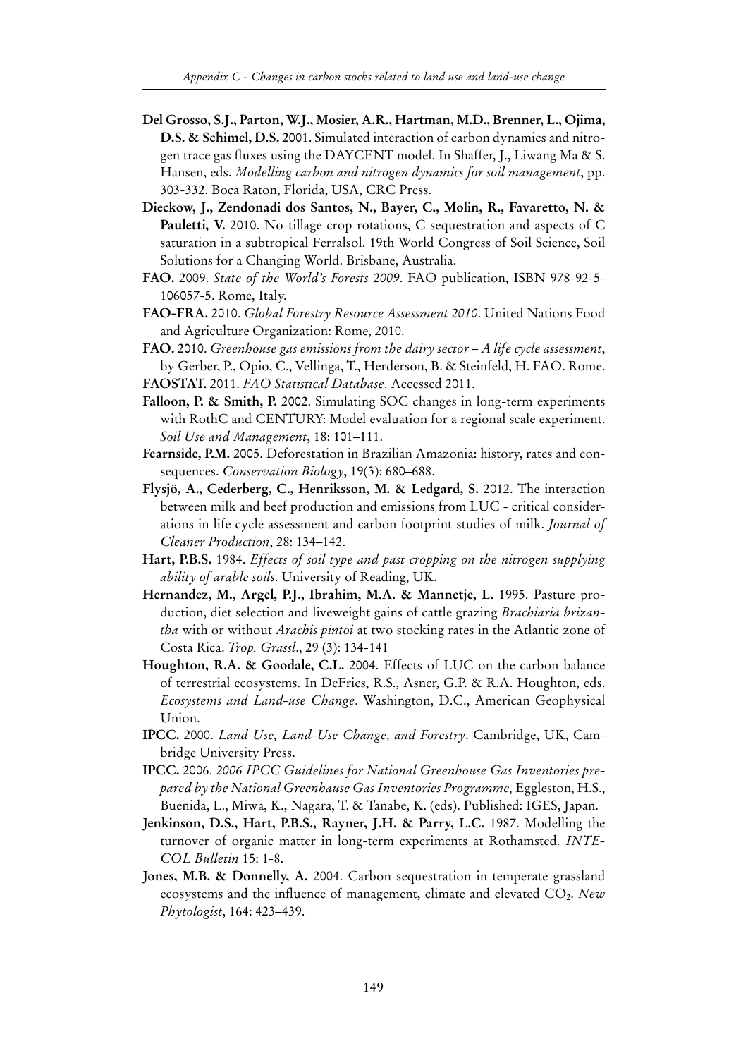**Del Grosso, S.J., Parton, W.J., Mosier, A.R., Hartman, M.D., Brenner, L., Ojima, D.S. & Schimel, D.S.** 2001. Simulated interaction of carbon dynamics and nitrogen trace gas fluxes using the DAYCENT model. In Shaffer, J., Liwang Ma & S. Hansen, eds. *Modelling carbon and nitrogen dynamics for soil management*, pp. 303-332. Boca Raton, Florida, USA, CRC Press.

**Dieckow, J., Zendonadi dos Santos, N., Bayer, C., Molin, R., Favaretto, N. & Pauletti, V.** 2010. No-tillage crop rotations, C sequestration and aspects of C saturation in a subtropical Ferralsol. 19th World Congress of Soil Science, Soil Solutions for a Changing World. Brisbane, Australia.

**FAO.** 2009. *State of the World's Forests 2009*. FAO publication, ISBN 978-92-5-106057-5. Rome, Italy.

**FAO-FRA.** 2010. *Global Forestry Resource Assessment 2010*. United Nations Food and Agriculture Organization: Rome, 2010.

**FAO.** 2010. *Greenhouse gas emissions from the dairy sector – A life cycle assessment*, by Gerber, P., Opio, C., Vellinga, T., Herderson, B. & Steinfeld, H. FAO. Rome.

**FAOSTAT.** 2011. *FAO Statistical Database*. Accessed 2011.

**Falloon, P. & Smith, P.** 2002. Simulating SOC changes in long-term experiments with RothC and CENTURY: Model evaluation for a regional scale experiment. *Soil Use and Management*, 18: 101–111.

**Fearnside, P.M.** 2005. Deforestation in Brazilian Amazonia: history, rates and consequences. *Conservation Biology*, 19(3): 680–688.

**Flysjö, A., Cederberg, C., Henriksson, M. & Ledgard, S.** 2012. The interaction between milk and beef production and emissions from LUC - critical considerations in life cycle assessment and carbon footprint studies of milk. *Journal of Cleaner Production*, 28: 134–142.

**Hart, P.B.S.** 1984. *Effects of soil type and past cropping on the nitrogen supplying ability of arable soils*. University of Reading, UK.

**Hernandez, M., Argel, P.J., Ibrahim, M.A. & Mannetje, L.** 1995. Pasture production, diet selection and liveweight gains of cattle grazing *Brachiaria brizantha* with or without *Arachis pintoi* at two stocking rates in the Atlantic zone of Costa Rica. *Trop. Grassl*., 29 (3): 134-141

**Houghton, R.A. & Goodale, C.L.** 2004. Effects of LUC on the carbon balance of terrestrial ecosystems. In DeFries, R.S., Asner, G.P. & R.A. Houghton, eds. *Ecosystems and Land-use Change*. Washington, D.C., American Geophysical Union.

**IPCC.** 2000. *Land Use, Land-Use Change, and Forestry*. Cambridge, UK, Cambridge University Press.

**IPCC.** 2006. *2006 IPCC Guidelines for National Greenhouse Gas Inventories prepared by the National Greenhause Gas Inventories Programme,* Eggleston, H.S., Buenida, L., Miwa, K., Nagara, T. & Tanabe, K. (eds). Published: IGES, Japan.

**Jenkinson, D.S., Hart, P.B.S., Rayner, J.H. & Parry, L.C.** 1987. Modelling the turnover of organic matter in long-term experiments at Rothamsted. *INTECOL Bulletin* 15: 1-8.

**Jones, M.B. & Donnelly, A.** 2004. Carbon sequestration in temperate grassland ecosystems and the influence of management, climate and elevated $CO_2$. *New Phytologist*, 164: 423–439.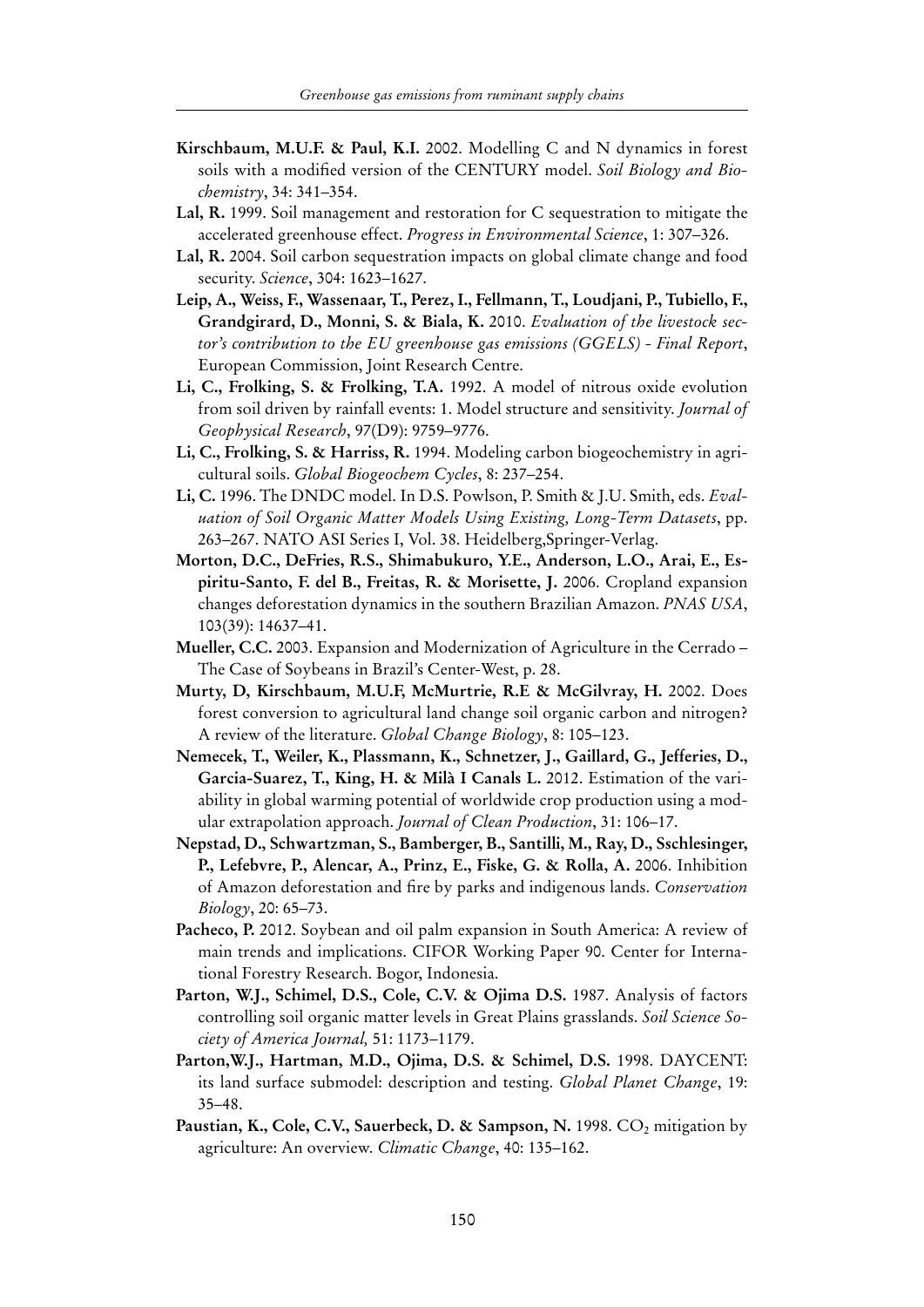**Kirschbaum, M.U.F. & Paul, K.I.** 2002. Modelling C and N dynamics in forest soils with a modified version of the CENTURY model. *Soil Biology and Biochemistry*, 34: 341–354.

**Lal, R.** 1999. Soil management and restoration for C sequestration to mitigate the accelerated greenhouse effect. *Progress in Environmental Science*, 1: 307–326.

**Lal, R.** 2004. Soil carbon sequestration impacts on global climate change and food security. *Science*, 304: 1623–1627.

**Leip, A., Weiss, F., Wassenaar, T., Perez, I., Fellmann, T., Loudjani, P., Tubiello, F., Grandgirard, D., Monni, S. & Biala, K.** 2010. *Evaluation of the livestock sector's contribution to the EU greenhouse gas emissions (GGELS) - Final Report*, European Commission, Joint Research Centre.

**Li, C., Frolking, S. & Frolking, T.A.** 1992. A model of nitrous oxide evolution from soil driven by rainfall events: 1. Model structure and sensitivity. *Journal of Geophysical Research*, 97(D9): 9759–9776.

**Li, C., Frolking, S. & Harriss, R.** 1994. Modeling carbon biogeochemistry in agricultural soils. *Global Biogeochem Cycles*, 8: 237–254.

**Li, C.** 1996. The DNDC model. In D.S. Powlson, P. Smith & J.U. Smith, eds. *Evaluation of Soil Organic Matter Models Using Existing, Long-Term Datasets*, pp. 263–267. NATO ASI Series I, Vol. 38. Heidelberg,Springer-Verlag.

**Morton, D.C., DeFries, R.S., Shimabukuro, Y.E., Anderson, L.O., Arai, E., Espiritu-Santo, F. del B., Freitas, R. & Morisette, J.** 2006. Cropland expansion changes deforestation dynamics in the southern Brazilian Amazon. *PNAS USA*, 103(39): 14637–41.

**Mueller, C.C.** 2003. Expansion and Modernization of Agriculture in the Cerrado – The Case of Soybeans in Brazil's Center-West, p. 28.

**Murty, D, Kirschbaum, M.U.F, McMurtrie, R.E & McGilvray, H.** 2002. Does forest conversion to agricultural land change soil organic carbon and nitrogen? A review of the literature. *Global Change Biology*, 8: 105–123.

**Nemecek, T., Weiler, K., Plassmann, K., Schnetzer, J., Gaillard, G., Jefferies, D., Garcia-Suarez, T., King, H. & Milà I Canals L.** 2012. Estimation of the variability in global warming potential of worldwide crop production using a modular extrapolation approach. *Journal of Clean Production*, 31: 106–17.

**Nepstad, D., Schwartzman, S., Bamberger, B., Santilli, M., Ray, D., Sschlesinger, P., Lefebvre, P., Alencar, A., Prinz, E., Fiske, G. & Rolla, A.** 2006. Inhibition of Amazon deforestation and fire by parks and indigenous lands. *Conservation Biology*, 20: 65–73.

**Pacheco, P.** 2012. Soybean and oil palm expansion in South America: A review of main trends and implications. CIFOR Working Paper 90. Center for International Forestry Research. Bogor, Indonesia.

**Parton, W.J., Schimel, D.S., Cole, C.V. & Ojima D.S.** 1987. Analysis of factors controlling soil organic matter levels in Great Plains grasslands. *Soil Science Society of America Journal,* 51: 1173–1179.

**Parton,W.J., Hartman, M.D., Ojima, D.S. & Schimel, D.S.** 1998. DAYCENT: its land surface submodel: description and testing. *Global Planet Change*, 19: 35–48.

**Paustian, K., Cole, C.V., Sauerbeck, D. & Sampson, N.** 1998. $CO_2$ mitigation by agriculture: An overview. *Climatic Change*, 40: 135–162.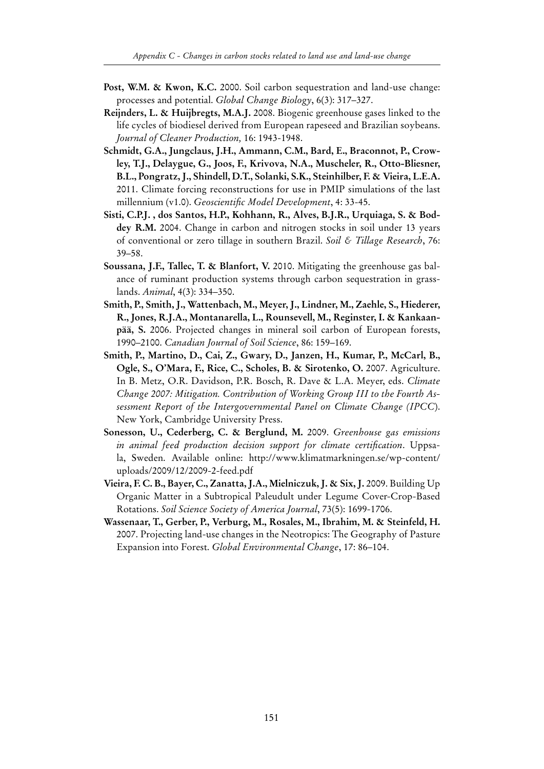**Post, W.M. & Kwon, K.C.** 2000. Soil carbon sequestration and land-use change: processes and potential. *Global Change Biology*, 6(3): 317–327.

**Reijnders, L. & Huijbregts, M.A.J.** 2008. Biogenic greenhouse gases linked to the life cycles of biodiesel derived from European rapeseed and Brazilian soybeans. *Journal of Cleaner Production,* 16: 1943-1948.

**Schmidt, G.A., Jungclaus, J.H., Ammann, C.M., Bard, E., Braconnot, P., Crowley, T.J., Delaygue, G., Joos, F., Krivova, N.A., Muscheler, R., Otto-Bliesner, B.L., Pongratz, J., Shindell, D.T., Solanki, S.K., Steinhilber, F. & Vieira, L.E.A.** 2011. Climate forcing reconstructions for use in PMIP simulations of the last millennium (v1.0). *Geoscientific Model Development*, 4: 33-45.

**Sisti, C.P.J. , dos Santos, H.P., Kohhann, R., Alves, B.J.R., Urquiaga, S. & Boddey R.M.** 2004. Change in carbon and nitrogen stocks in soil under 13 years of conventional or zero tillage in southern Brazil. *Soil & Tillage Research*, 76: 39–58.

**Soussana, J.F., Tallec, T. & Blanfort, V.** 2010. Mitigating the greenhouse gas balance of ruminant production systems through carbon sequestration in grasslands. *Animal*, 4(3): 334–350.

**Smith, P., Smith, J., Wattenbach, M., Meyer, J., Lindner, M., Zaehle, S., Hiederer, R., Jones, R.J.A., Montanarella, L., Rounsevell, M., Reginster, I. & Kankaanpää, S.** 2006. Projected changes in mineral soil carbon of European forests, 1990–2100. *Canadian Journal of Soil Science*, 86: 159–169.

**Smith, P., Martino, D., Cai, Z., Gwary, D., Janzen, H., Kumar, P., McCarl, B., Ogle, S., O'Mara, F., Rice, C., Scholes, B. & Sirotenko, O.** 2007. Agriculture. In B. Metz, O.R. Davidson, P.R. Bosch, R. Dave & L.A. Meyer, eds. *Climate Change 2007: Mitigation. Contribution of Working Group III to the Fourth Assessment Report of the Intergovernmental Panel on Climate Change (IPCC*). New York, Cambridge University Press.

**Sonesson, U., Cederberg, C. & Berglund, M.** 2009. *Greenhouse gas emissions in animal feed production decision support for climate certification*. Uppsala, Sweden. Available online: http://www.klimatmarkningen.se/wp-content/uploads/2009/12/2009-2-feed.pdf

**Vieira, F. C. B., Bayer, C., Zanatta, J.A., Mielniczuk, J. & Six, J.** 2009. Building Up Organic Matter in a Subtropical Paleudult under Legume Cover-Crop-Based Rotations. *Soil Science Society of America Journal*, 73(5): 1699-1706.

**Wassenaar, T., Gerber, P., Verburg, M., Rosales, M., Ibrahim, M. & Steinfeld, H.** 2007. Projecting land-use changes in the Neotropics: The Geography of Pasture Expansion into Forest. *Global Environmental Change*, 17: 86–104.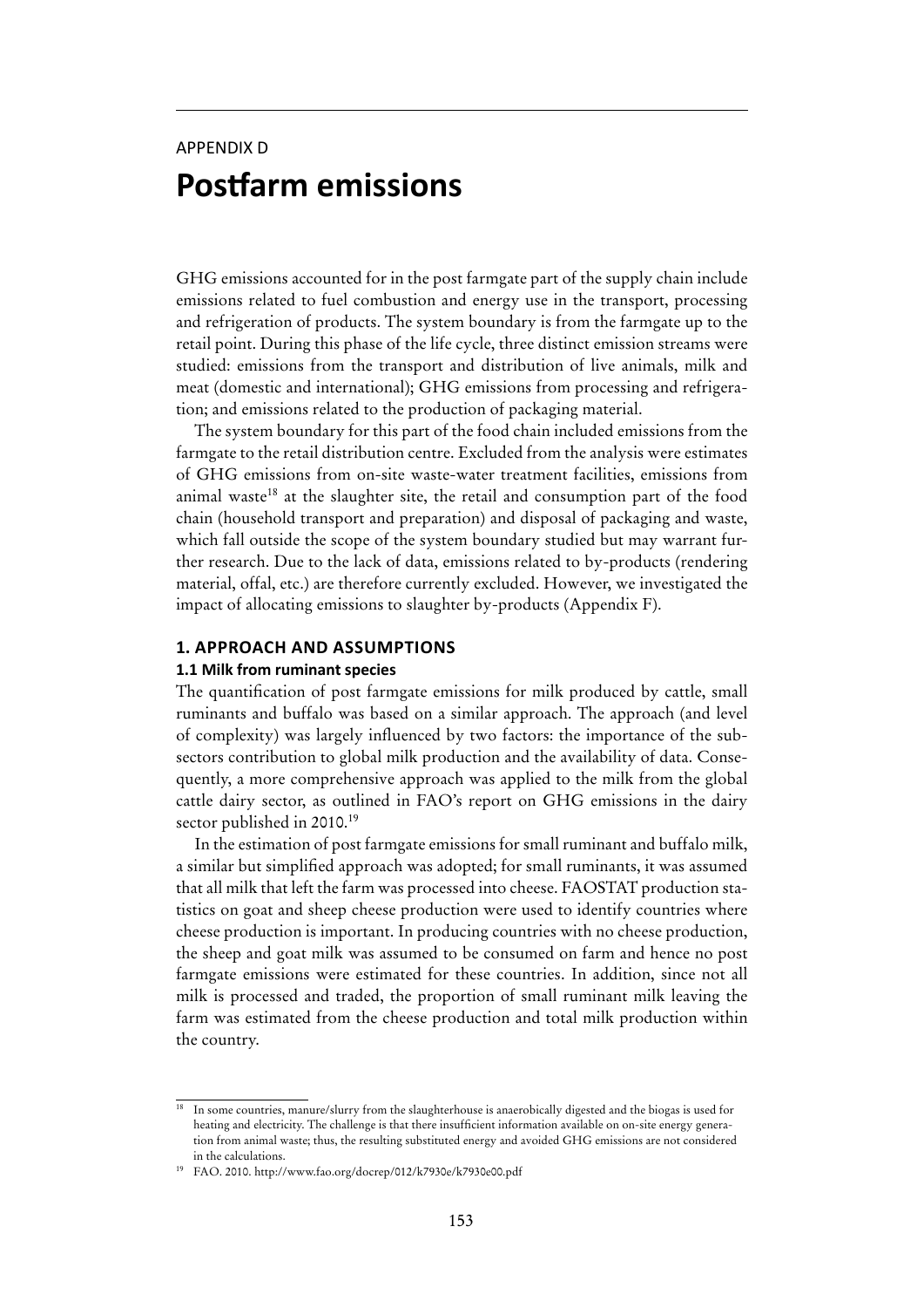APPENDIX D

# Postfarm emissions

GHG emissions accounted for in the post farmgate part of the supply chain include emissions related to fuel combustion and energy use in the transport, processing and refrigeration of products. The system boundary is from the farmgate up to the retail point. During this phase of the life cycle, three distinct emission streams were studied: emissions from the transport and distribution of live animals, milk and meat (domestic and international); GHG emissions from processing and refrigeration; and emissions related to the production of packaging material.

The system boundary for this part of the food chain included emissions from the farmgate to the retail distribution centre. Excluded from the analysis were estimates of GHG emissions from on-site waste-water treatment facilities, emissions from animal waste[18] at the slaughter site, the retail and consumption part of the food chain (household transport and preparation) and disposal of packaging and waste, which fall outside the scope of the system boundary studied but may warrant further research. Due to the lack of data, emissions related to by-products (rendering material, offal, etc.) are therefore currently excluded. However, we investigated the impact of allocating emissions to slaughter by-products (Appendix F).

## 1. APPROACH AND ASSUMPTIONS

### 1.1 Milk from ruminant species

The quantification of post farmgate emissions for milk produced by cattle, small ruminants and buffalo was based on a similar approach. The approach (and level of complexity) was largely influenced by two factors: the importance of the subsectors contribution to global milk production and the availability of data. Consequently, a more comprehensive approach was applied to the milk from the global cattle dairy sector, as outlined in FAO's report on GHG emissions in the dairy sector published in 2010.[19]

In the estimation of post farmgate emissions for small ruminant and buffalo milk, a similar but simplified approach was adopted; for small ruminants, it was assumed that all milk that left the farm was processed into cheese. FAOSTAT production statistics on goat and sheep cheese production were used to identify countries where cheese production is important. In producing countries with no cheese production, the sheep and goat milk was assumed to be consumed on farm and hence no post farmgate emissions were estimated for these countries. In addition, since not all milk is processed and traded, the proportion of small ruminant milk leaving the farm was estimated from the cheese production and total milk production within the country.

---

[18] In some countries, manure/slurry from the slaughterhouse is anaerobically digested and the biogas is used for heating and electricity. The challenge is that there insufficient information available on on-site energy generation from animal waste; thus, the resulting substituted energy and avoided GHG emissions are not considered in the calculations.

[19] FAO. 2010. http://www.fao.org/docrep/012/k7930e/k7930e00.pdf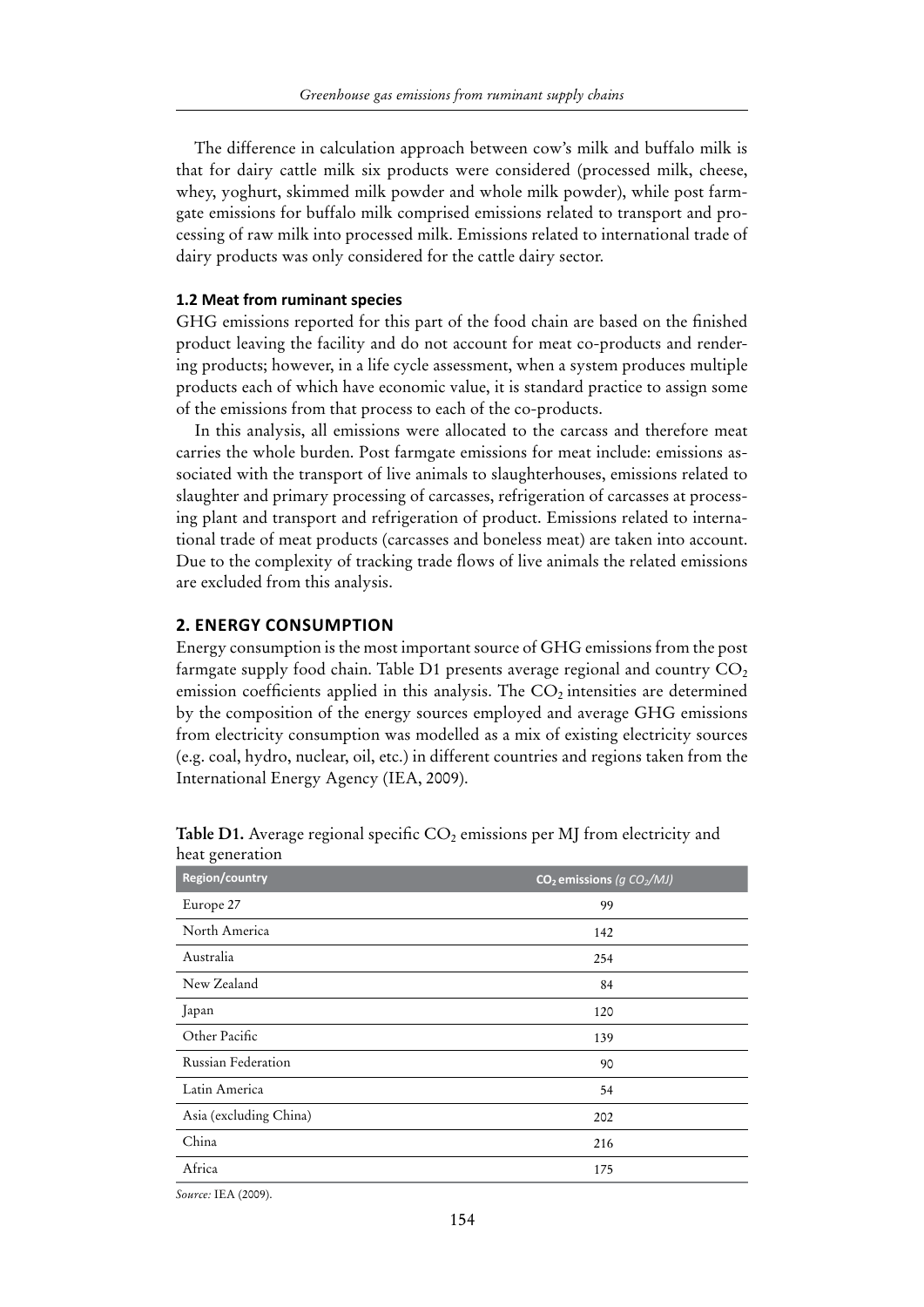The difference in calculation approach between cow's milk and buffalo milk is that for dairy cattle milk six products were considered (processed milk, cheese, whey, yoghurt, skimmed milk powder and whole milk powder), while post farmgate emissions for buffalo milk comprised emissions related to transport and processing of raw milk into processed milk. Emissions related to international trade of dairy products was only considered for the cattle dairy sector.

### 1.2 Meat from ruminant species

GHG emissions reported for this part of the food chain are based on the finished product leaving the facility and do not account for meat co-products and rendering products; however, in a life cycle assessment, when a system produces multiple products each of which have economic value, it is standard practice to assign some of the emissions from that process to each of the co-products.

In this analysis, all emissions were allocated to the carcass and therefore meat carries the whole burden. Post farmgate emissions for meat include: emissions associated with the transport of live animals to slaughterhouses, emissions related to slaughter and primary processing of carcasses, refrigeration of carcasses at processing plant and transport and refrigeration of product. Emissions related to international trade of meat products (carcasses and boneless meat) are taken into account. Due to the complexity of tracking trade flows of live animals the related emissions are excluded from this analysis.

## 2. ENERGY CONSUMPTION

Energy consumption is the most important source of GHG emissions from the post farmgate supply food chain. Table D1 presents average regional and country $CO_2$ emission coefficients applied in this analysis. The $CO_2$ intensities are determined by the composition of the energy sources employed and average GHG emissions from electricity consumption was modelled as a mix of existing electricity sources (e.g. coal, hydro, nuclear, oil, etc.) in different countries and regions taken from the International Energy Agency (IEA, 2009).

**Table D1.** Average regional specific $CO_2$ emissions per MJ from electricity and heat generation

| Region/country | $CO_2$ emissions *(g $CO_2$/MJ)* |
| --- | --- |
| Europe 27 | 99 |
| North America | 142 |
| Australia | 254 |
| New Zealand | 84 |
| Japan | 120 |
| Other Pacific | 139 |
| Russian Federation | 90 |
| Latin America | 54 |
| Asia (excluding China) | 202 |
| China | 216 |
| Africa | 175 |

*Source:* IEA (2009).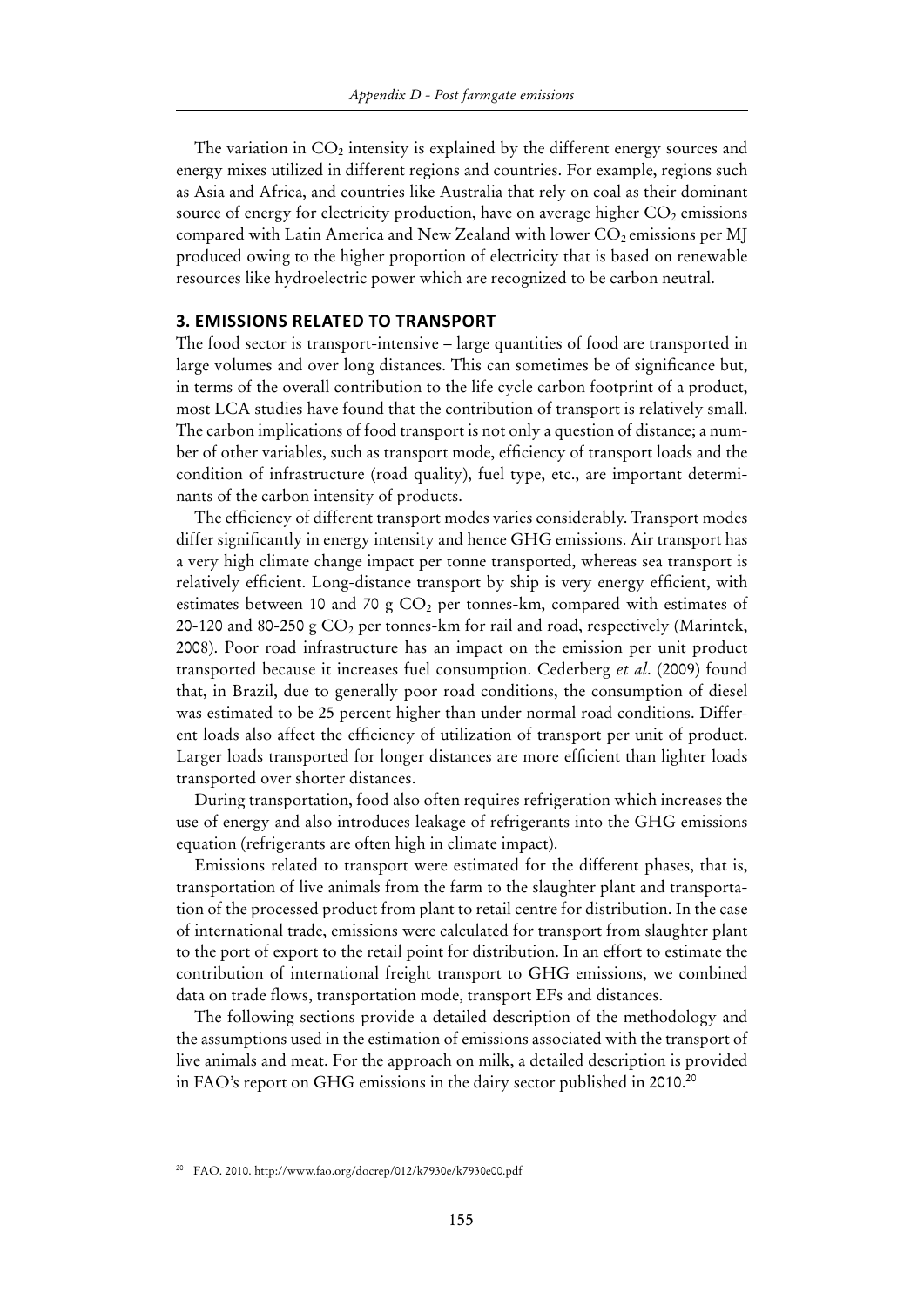The variation in $CO_2$ intensity is explained by the different energy sources and energy mixes utilized in different regions and countries. For example, regions such as Asia and Africa, and countries like Australia that rely on coal as their dominant source of energy for electricity production, have on average higher $CO_2$ emissions compared with Latin America and New Zealand with lower $CO_2$ emissions per MJ produced owing to the higher proportion of electricity that is based on renewable resources like hydroelectric power which are recognized to be carbon neutral.

## 3. EMISSIONS RELATED TO TRANSPORT

The food sector is transport-intensive – large quantities of food are transported in large volumes and over long distances. This can sometimes be of significance but, in terms of the overall contribution to the life cycle carbon footprint of a product, most LCA studies have found that the contribution of transport is relatively small. The carbon implications of food transport is not only a question of distance; a number of other variables, such as transport mode, efficiency of transport loads and the condition of infrastructure (road quality), fuel type, etc., are important determinants of the carbon intensity of products.

The efficiency of different transport modes varies considerably. Transport modes differ significantly in energy intensity and hence GHG emissions. Air transport has a very high climate change impact per tonne transported, whereas sea transport is relatively efficient. Long-distance transport by ship is very energy efficient, with estimates between 10 and 70 g $CO_2$ per tonnes-km, compared with estimates of 20-120 and 80-250 g $CO_2$ per tonnes-km for rail and road, respectively (Marintek, 2008). Poor road infrastructure has an impact on the emission per unit product transported because it increases fuel consumption. Cederberg *et al*. (2009) found that, in Brazil, due to generally poor road conditions, the consumption of diesel was estimated to be 25 percent higher than under normal road conditions. Different loads also affect the efficiency of utilization of transport per unit of product. Larger loads transported for longer distances are more efficient than lighter loads transported over shorter distances.

During transportation, food also often requires refrigeration which increases the use of energy and also introduces leakage of refrigerants into the GHG emissions equation (refrigerants are often high in climate impact).

Emissions related to transport were estimated for the different phases, that is, transportation of live animals from the farm to the slaughter plant and transportation of the processed product from plant to retail centre for distribution. In the case of international trade, emissions were calculated for transport from slaughter plant to the port of export to the retail point for distribution. In an effort to estimate the contribution of international freight transport to GHG emissions, we combined data on trade flows, transportation mode, transport EFs and distances.

The following sections provide a detailed description of the methodology and the assumptions used in the estimation of emissions associated with the transport of live animals and meat. For the approach on milk, a detailed description is provided in FAO's report on GHG emissions in the dairy sector published in 2010.[20]

[20] FAO. 2010. http://www.fao.org/docrep/012/k7930e/k7930e00.pdf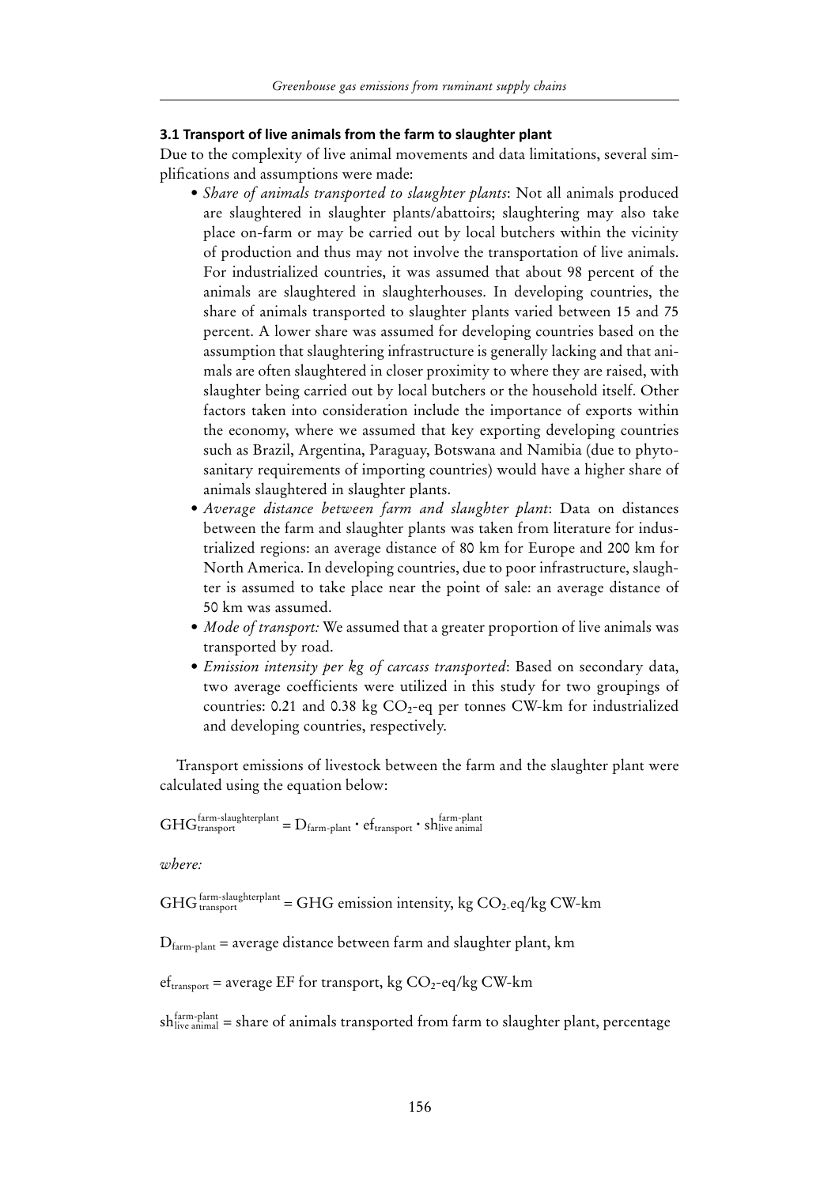### 3.1 Transport of live animals from the farm to slaughter plant

Due to the complexity of live animal movements and data limitations, several simplifications and assumptions were made:

- *Share of animals transported to slaughter plants*: Not all animals produced are slaughtered in slaughter plants/abattoirs; slaughtering may also take place on-farm or may be carried out by local butchers within the vicinity of production and thus may not involve the transportation of live animals. For industrialized countries, it was assumed that about 98 percent of the animals are slaughtered in slaughterhouses. In developing countries, the share of animals transported to slaughter plants varied between 15 and 75 percent. A lower share was assumed for developing countries based on the assumption that slaughtering infrastructure is generally lacking and that animals are often slaughtered in closer proximity to where they are raised, with slaughter being carried out by local butchers or the household itself. Other factors taken into consideration include the importance of exports within the economy, where we assumed that key exporting developing countries such as Brazil, Argentina, Paraguay, Botswana and Namibia (due to phytosanitary requirements of importing countries) would have a higher share of animals slaughtered in slaughter plants.
- *Average distance between farm and slaughter plant*: Data on distances between the farm and slaughter plants was taken from literature for industrialized regions: an average distance of 80 km for Europe and 200 km for North America. In developing countries, due to poor infrastructure, slaughter is assumed to take place near the point of sale: an average distance of 50 km was assumed.
- *Mode of transport:* We assumed that a greater proportion of live animals was transported by road.
- *Emission intensity per kg of carcass transported*: Based on secondary data, two average coefficients were utilized in this study for two groupings of countries: 0.21 and 0.38 kg $CO_2$-eq per tonnes CW-km for industrialized and developing countries, respectively.

Transport emissions of livestock between the farm and the slaughter plant were calculated using the equation below:

$$GHG_{transport}^{farm\text{-}slaughterplant} = D_{farm\text{-}plant} \cdot ef_{transport} \cdot sh_{live\ animal}^{farm\text{-}plant}$$

*where:*

$GHG_{transport}^{farm\text{-}slaughterplant}$ = GHG emission intensity, kg $CO_2$-eq/kg CW-km

$D_{farm\text{-}plant}$ = average distance between farm and slaughter plant, km

$ef_{transport}$ = average EF for transport, kg $CO_2$-eq/kg CW-km

$sh_{live\ animal}^{farm\text{-}plant}$ = share of animals transported from farm to slaughter plant, percentage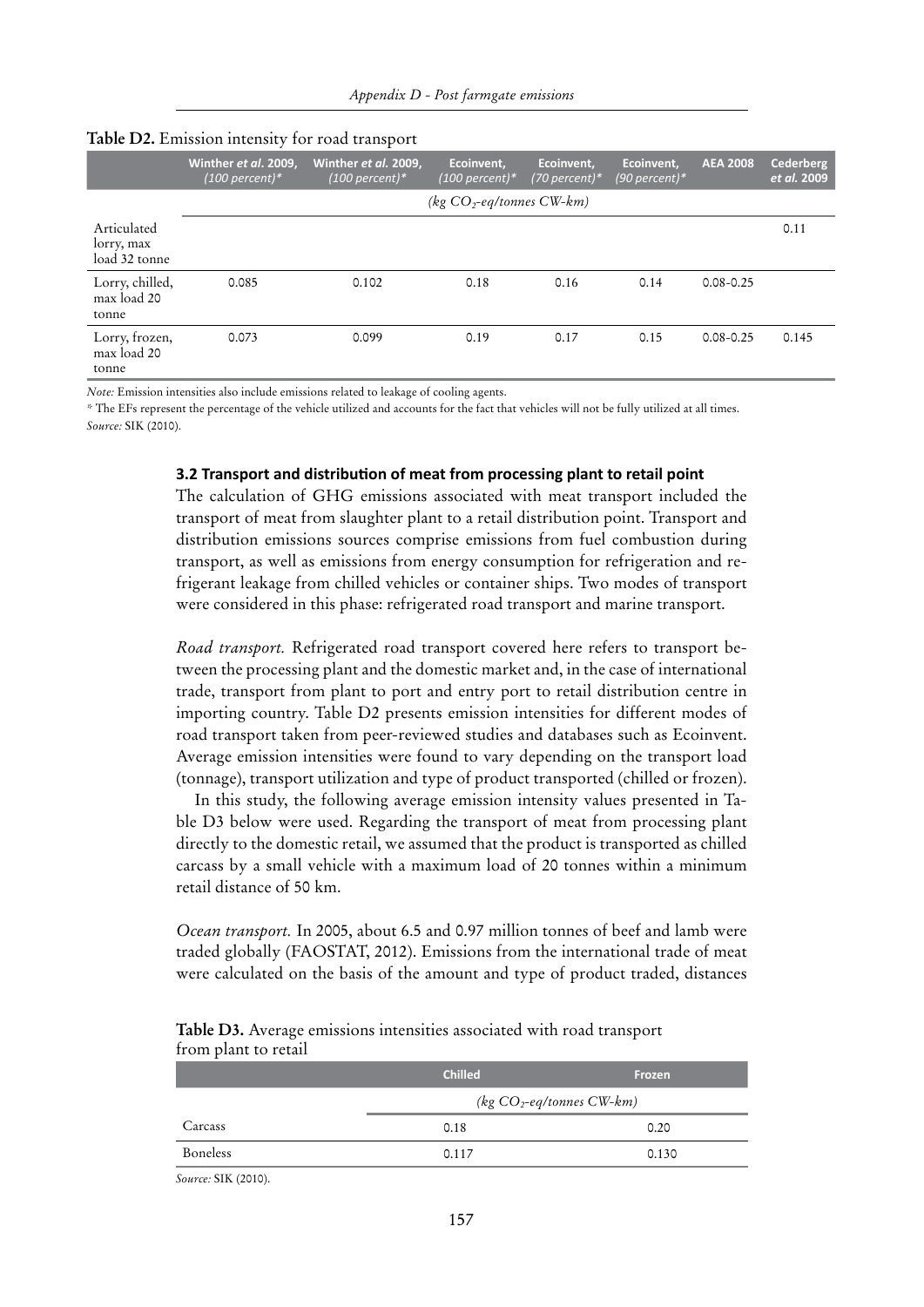**Table D2.** Emission intensity for road transport

| | Winther *et al*. 2009, *(100 percent)** | Winther *et al*. 2009, *(100 percent)** | Ecoinvent, *(100 percent)** | Ecoinvent, *(70 percent)** | Ecoinvent, *(90 percent)** | AEA 2008 | Cederberg *et al.* 2009 |
|---|---|---|---|---|---|---|---|
| | *(kg $CO_2$-eq/tonnes CW-km)* | | | | | | |
| Articulated lorry, max load 32 tonne | | | | | | | 0.11 |
| Lorry, chilled, max load 20 tonne | 0.085 | 0.102 | 0.18 | 0.16 | 0.14 | 0.08-0.25 | |
| Lorry, frozen, max load 20 tonne | 0.073 | 0.099 | 0.19 | 0.17 | 0.15 | 0.08-0.25 | 0.145 |

*Note:* Emission intensities also include emissions related to leakage of cooling agents.

\* The EFs represent the percentage of the vehicle utilized and accounts for the fact that vehicles will not be fully utilized at all times.

*Source:* SIK (2010).

### 3.2 Transport and distribution of meat from processing plant to retail point

The calculation of GHG emissions associated with meat transport included the transport of meat from slaughter plant to a retail distribution point. Transport and distribution emissions sources comprise emissions from fuel combustion during transport, as well as emissions from energy consumption for refrigeration and refrigerant leakage from chilled vehicles or container ships. Two modes of transport were considered in this phase: refrigerated road transport and marine transport.

*Road transport.* Refrigerated road transport covered here refers to transport between the processing plant and the domestic market and, in the case of international trade, transport from plant to port and entry port to retail distribution centre in importing country. Table D2 presents emission intensities for different modes of road transport taken from peer-reviewed studies and databases such as Ecoinvent. Average emission intensities were found to vary depending on the transport load (tonnage), transport utilization and type of product transported (chilled or frozen).

In this study, the following average emission intensity values presented in Table D3 below were used. Regarding the transport of meat from processing plant directly to the domestic retail, we assumed that the product is transported as chilled carcass by a small vehicle with a maximum load of 20 tonnes within a minimum retail distance of 50 km.

*Ocean transport.* In 2005, about 6.5 and 0.97 million tonnes of beef and lamb were traded globally (FAOSTAT, 2012). Emissions from the international trade of meat were calculated on the basis of the amount and type of product traded, distances

**Table D3.** Average emissions intensities associated with road transport from plant to retail

| | Chilled | Frozen |
|---|---|---|
| | *(kg $CO_2$-eq/tonnes CW-km)* | |
| Carcass | 0.18 | 0.20 |
| Boneless | 0.117 | 0.130 |

*Source:* SIK (2010).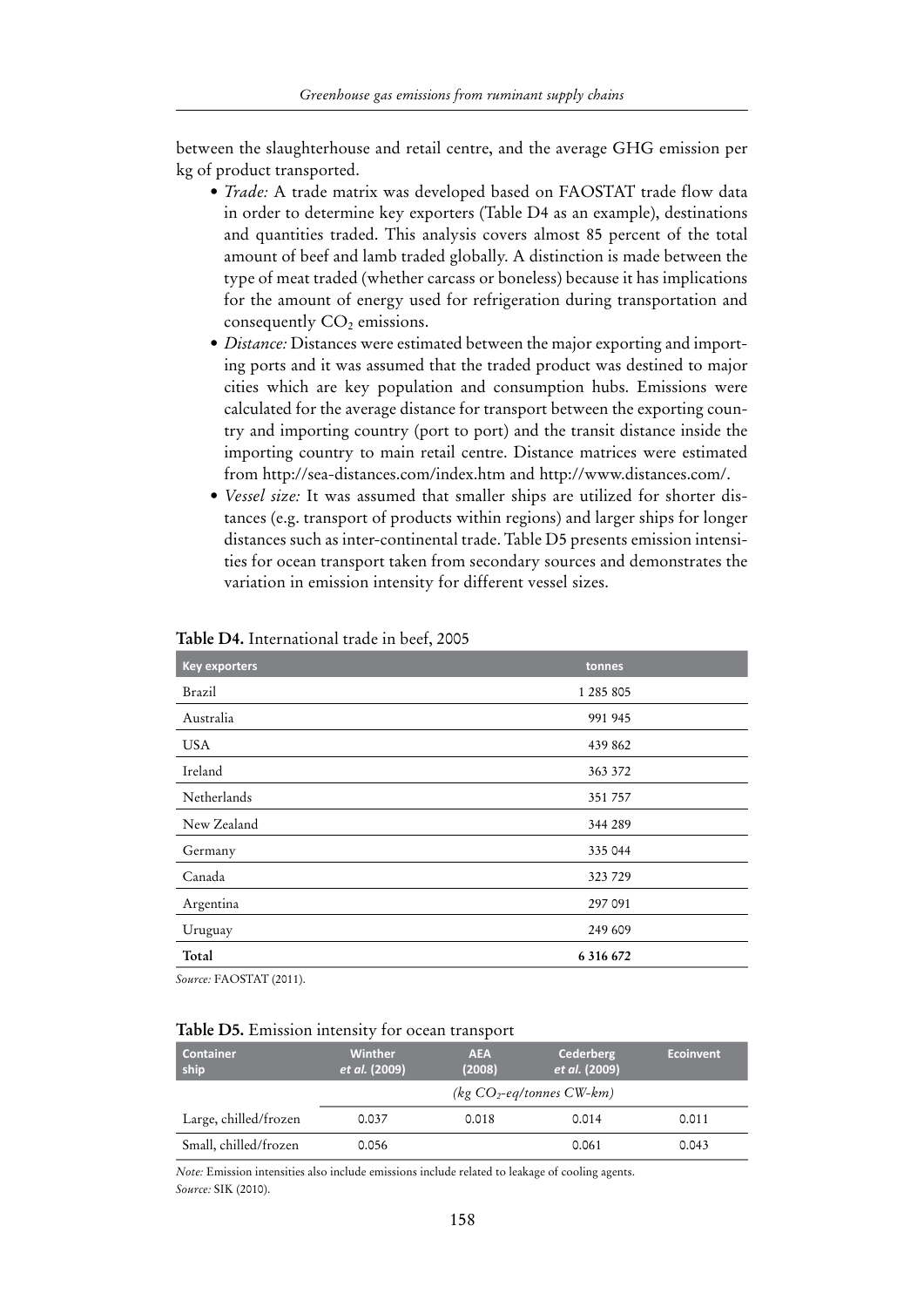between the slaughterhouse and retail centre, and the average GHG emission per kg of product transported.

- *Trade:* A trade matrix was developed based on FAOSTAT trade flow data in order to determine key exporters (Table D4 as an example), destinations and quantities traded. This analysis covers almost 85 percent of the total amount of beef and lamb traded globally. A distinction is made between the type of meat traded (whether carcass or boneless) because it has implications for the amount of energy used for refrigeration during transportation and consequently $CO_2$ emissions.
- *Distance:* Distances were estimated between the major exporting and importing ports and it was assumed that the traded product was destined to major cities which are key population and consumption hubs. Emissions were calculated for the average distance for transport between the exporting country and importing country (port to port) and the transit distance inside the importing country to main retail centre. Distance matrices were estimated from http://sea-distances.com/index.htm and http://www.distances.com/.
- *Vessel size:* It was assumed that smaller ships are utilized for shorter distances (e.g. transport of products within regions) and larger ships for longer distances such as inter-continental trade. Table D5 presents emission intensities for ocean transport taken from secondary sources and demonstrates the variation in emission intensity for different vessel sizes.

**Table D4.** International trade in beef, 2005

| Key exporters | tonnes |
|---|---|
| Brazil | 1 285 805 |
| Australia | 991 945 |
| USA | 439 862 |
| Ireland | 363 372 |
| Netherlands | 351 757 |
| New Zealand | 344 289 |
| Germany | 335 044 |
| Canada | 323 729 |
| Argentina | 297 091 |
| Uruguay | 249 609 |
| **Total** | **6 316 672** |

*Source:* FAOSTAT (2011).

**Table D5.** Emission intensity for ocean transport

| Container ship | Winther *et al.* (2009) | AEA (2008) | Cederberg *et al.* (2009) | Ecoinvent |
|---|---|---|---|---|
| | *(kg $CO_2$-eq/tonnes CW-km)* | | | |
| Large, chilled/frozen | 0.037 | 0.018 | 0.014 | 0.011 |
| Small, chilled/frozen | 0.056 | | 0.061 | 0.043 |

*Note:* Emission intensities also include emissions include related to leakage of cooling agents.
*Source:* SIK (2010).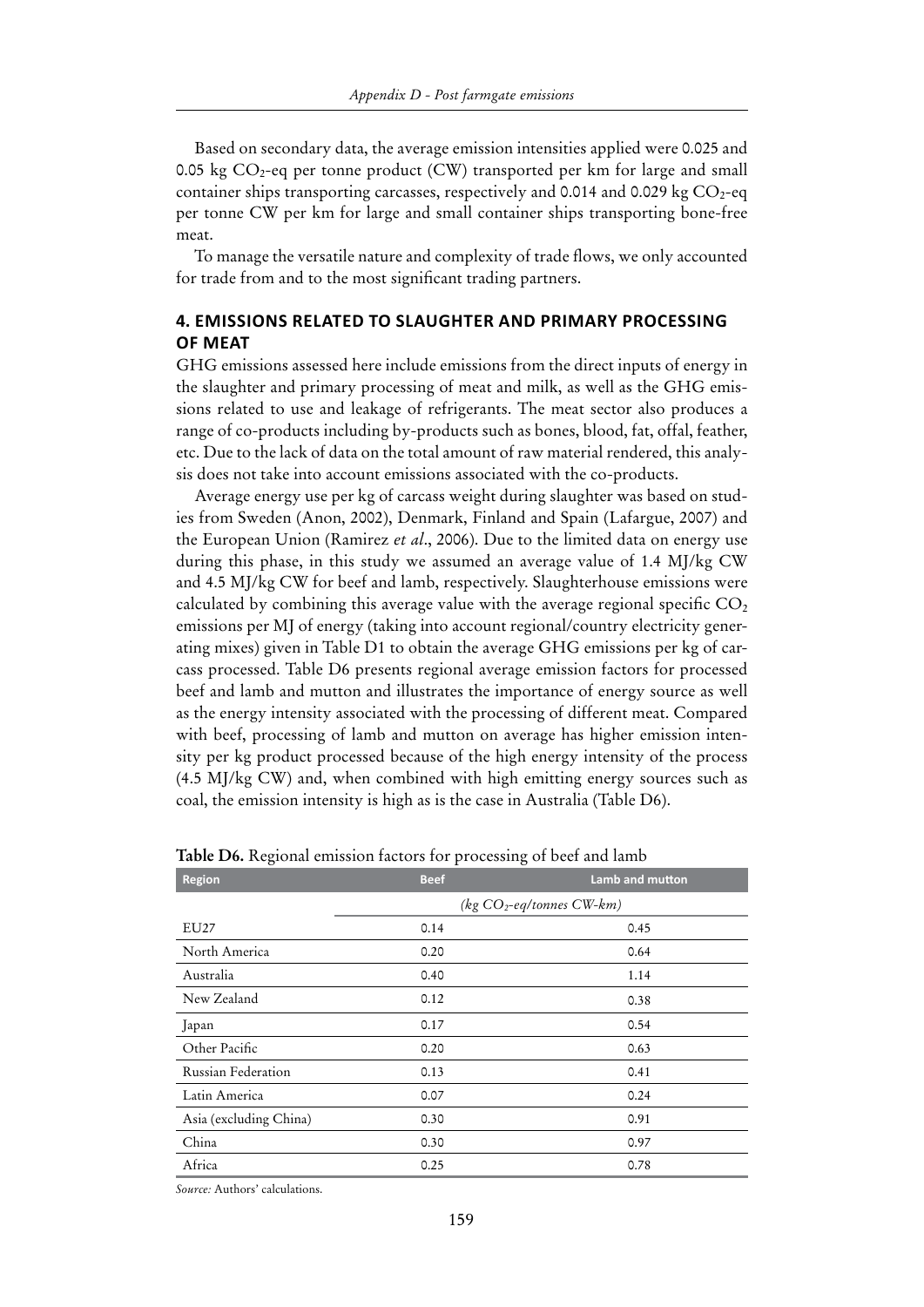Based on secondary data, the average emission intensities applied were 0.025 and 0.05 kg $CO_2$-eq per tonne product (CW) transported per km for large and small container ships transporting carcasses, respectively and 0.014 and 0.029 kg $CO_2$-eq per tonne CW per km for large and small container ships transporting bone-free meat.

To manage the versatile nature and complexity of trade flows, we only accounted for trade from and to the most significant trading partners.

## 4. EMISSIONS RELATED TO SLAUGHTER AND PRIMARY PROCESSING OF MEAT

GHG emissions assessed here include emissions from the direct inputs of energy in the slaughter and primary processing of meat and milk, as well as the GHG emissions related to use and leakage of refrigerants. The meat sector also produces a range of co-products including by-products such as bones, blood, fat, offal, feather, etc. Due to the lack of data on the total amount of raw material rendered, this analysis does not take into account emissions associated with the co-products.

Average energy use per kg of carcass weight during slaughter was based on studies from Sweden (Anon, 2002), Denmark, Finland and Spain (Lafargue, 2007) and the European Union (Ramirez *et al*., 2006). Due to the limited data on energy use during this phase, in this study we assumed an average value of 1.4 MJ/kg CW and 4.5 MJ/kg CW for beef and lamb, respectively. Slaughterhouse emissions were calculated by combining this average value with the average regional specific $CO_2$ emissions per MJ of energy (taking into account regional/country electricity generating mixes) given in Table D1 to obtain the average GHG emissions per kg of carcass processed. Table D6 presents regional average emission factors for processed beef and lamb and mutton and illustrates the importance of energy source as well as the energy intensity associated with the processing of different meat. Compared with beef, processing of lamb and mutton on average has higher emission intensity per kg product processed because of the high energy intensity of the process (4.5 MJ/kg CW) and, when combined with high emitting energy sources such as coal, the emission intensity is high as is the case in Australia (Table D6).

**Table D6.** Regional emission factors for processing of beef and lamb

| Region | Beef | Lamb and mutton |
|---|---|---|
| | *(kg $CO_2$-eq/tonnes CW-km)* | |
| EU27 | 0.14 | 0.45 |
| North America | 0.20 | 0.64 |
| Australia | 0.40 | 1.14 |
| New Zealand | 0.12 | 0.38 |
| Japan | 0.17 | 0.54 |
| Other Pacific | 0.20 | 0.63 |
| Russian Federation | 0.13 | 0.41 |
| Latin America | 0.07 | 0.24 |
| Asia (excluding China) | 0.30 | 0.91 |
| China | 0.30 | 0.97 |
| Africa | 0.25 | 0.78 |

*Source:* Authors' calculations.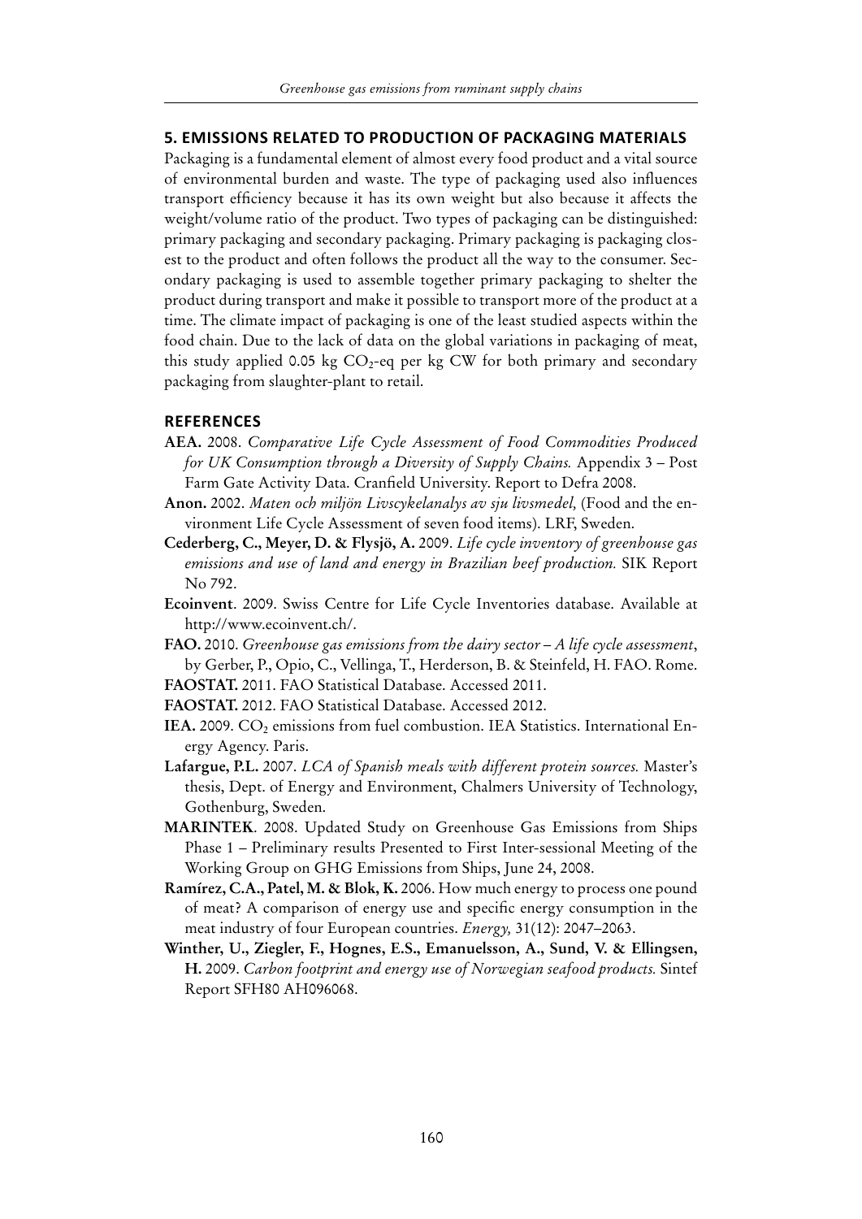## 5. EMISSIONS RELATED TO PRODUCTION OF PACKAGING MATERIALS

Packaging is a fundamental element of almost every food product and a vital source of environmental burden and waste. The type of packaging used also influences transport efficiency because it has its own weight but also because it affects the weight/volume ratio of the product. Two types of packaging can be distinguished: primary packaging and secondary packaging. Primary packaging is packaging closest to the product and often follows the product all the way to the consumer. Secondary packaging is used to assemble together primary packaging to shelter the product during transport and make it possible to transport more of the product at a time. The climate impact of packaging is one of the least studied aspects within the food chain. Due to the lack of data on the global variations in packaging of meat, this study applied 0.05 kg $CO_2$-eq per kg CW for both primary and secondary packaging from slaughter-plant to retail.

## REFERENCES

**AEA.** 2008. *Comparative Life Cycle Assessment of Food Commodities Produced for UK Consumption through a Diversity of Supply Chains.* Appendix 3 – Post Farm Gate Activity Data. Cranfield University. Report to Defra 2008.

**Anon.** 2002. *Maten och miljön Livscykelanalys av sju livsmedel,* (Food and the environment Life Cycle Assessment of seven food items). LRF, Sweden.

**Cederberg, C., Meyer, D. & Flysjö, A.** 2009. *Life cycle inventory of greenhouse gas emissions and use of land and energy in Brazilian beef production.* SIK Report No 792.

**Ecoinvent**. 2009. Swiss Centre for Life Cycle Inventories database. Available at http://www.ecoinvent.ch/.

**FAO.** 2010. *Greenhouse gas emissions from the dairy sector – A life cycle assessment*, by Gerber, P., Opio, C., Vellinga, T., Herderson, B. & Steinfeld, H. FAO. Rome.

**FAOSTAT.** 2011. FAO Statistical Database. Accessed 2011.

**FAOSTAT.** 2012. FAO Statistical Database. Accessed 2012.

**IEA.** 2009. $CO_2$ emissions from fuel combustion. IEA Statistics. International Energy Agency. Paris.

**Lafargue, P.L.** 2007. *LCA of Spanish meals with different protein sources.* Master's thesis, Dept. of Energy and Environment, Chalmers University of Technology, Gothenburg, Sweden.

**MARINTEK**. 2008. Updated Study on Greenhouse Gas Emissions from Ships Phase 1 – Preliminary results Presented to First Inter-sessional Meeting of the Working Group on GHG Emissions from Ships, June 24, 2008.

**Ramírez, C.A., Patel, M. & Blok, K.** 2006. How much energy to process one pound of meat? A comparison of energy use and specific energy consumption in the meat industry of four European countries. *Energy,* 31(12): 2047–2063.

**Winther, U., Ziegler, F., Hognes, E.S., Emanuelsson, A., Sund, V. & Ellingsen, H.** 2009. *Carbon footprint and energy use of Norwegian seafood products.* Sintef Report SFH80 AH096068.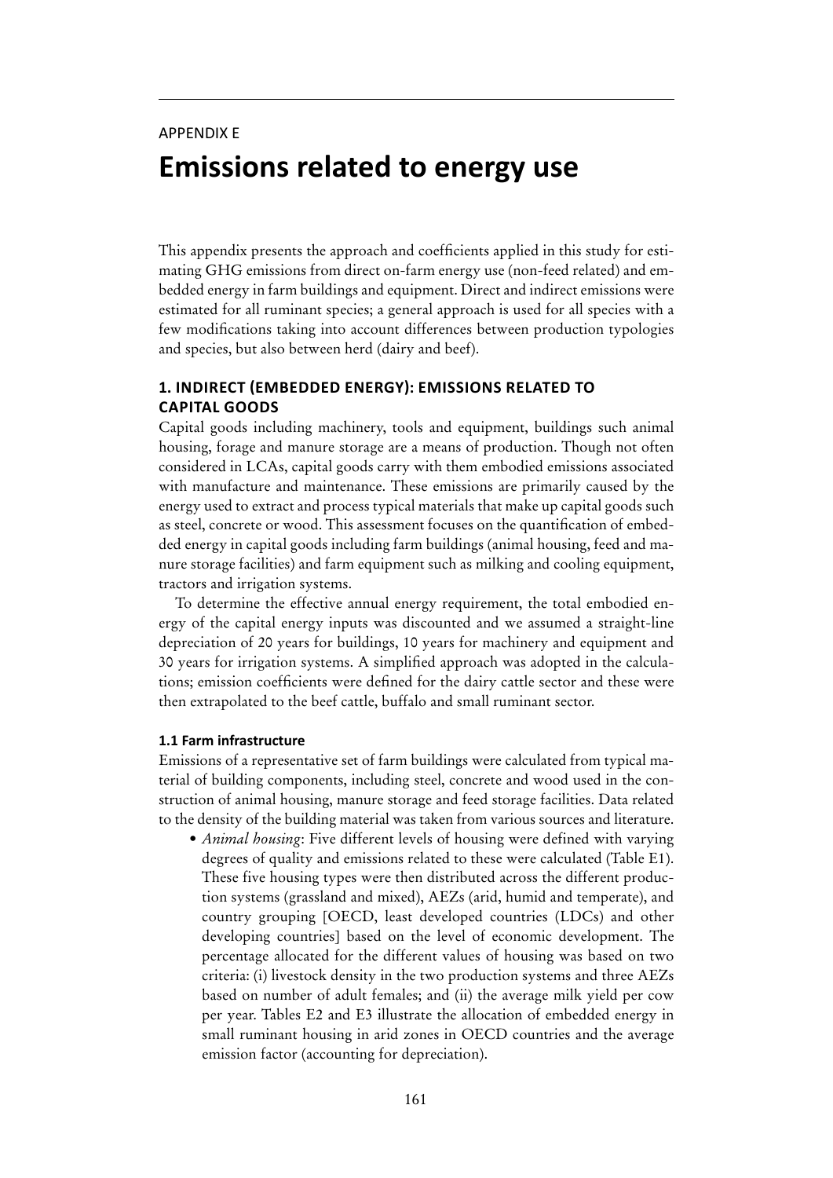APPENDIX E

# Emissions related to energy use

This appendix presents the approach and coefficients applied in this study for estimating GHG emissions from direct on-farm energy use (non-feed related) and embedded energy in farm buildings and equipment. Direct and indirect emissions were estimated for all ruminant species; a general approach is used for all species with a few modifications taking into account differences between production typologies and species, but also between herd (dairy and beef).

## 1. INDIRECT (EMBEDDED ENERGY): EMISSIONS RELATED TO CAPITAL GOODS

Capital goods including machinery, tools and equipment, buildings such animal housing, forage and manure storage are a means of production. Though not often considered in LCAs, capital goods carry with them embodied emissions associated with manufacture and maintenance. These emissions are primarily caused by the energy used to extract and process typical materials that make up capital goods such as steel, concrete or wood. This assessment focuses on the quantification of embedded energy in capital goods including farm buildings (animal housing, feed and manure storage facilities) and farm equipment such as milking and cooling equipment, tractors and irrigation systems.

To determine the effective annual energy requirement, the total embodied energy of the capital energy inputs was discounted and we assumed a straight-line depreciation of 20 years for buildings, 10 years for machinery and equipment and 30 years for irrigation systems. A simplified approach was adopted in the calculations; emission coefficients were defined for the dairy cattle sector and these were then extrapolated to the beef cattle, buffalo and small ruminant sector.

### 1.1 Farm infrastructure

Emissions of a representative set of farm buildings were calculated from typical material of building components, including steel, concrete and wood used in the construction of animal housing, manure storage and feed storage facilities. Data related to the density of the building material was taken from various sources and literature.

- *Animal housing*: Five different levels of housing were defined with varying degrees of quality and emissions related to these were calculated (Table E1). These five housing types were then distributed across the different production systems (grassland and mixed), AEZs (arid, humid and temperate), and country grouping [OECD, least developed countries (LDCs) and other developing countries] based on the level of economic development. The percentage allocated for the different values of housing was based on two criteria: (i) livestock density in the two production systems and three AEZs based on number of adult females; and (ii) the average milk yield per cow per year. Tables E2 and E3 illustrate the allocation of embedded energy in small ruminant housing in arid zones in OECD countries and the average emission factor (accounting for depreciation).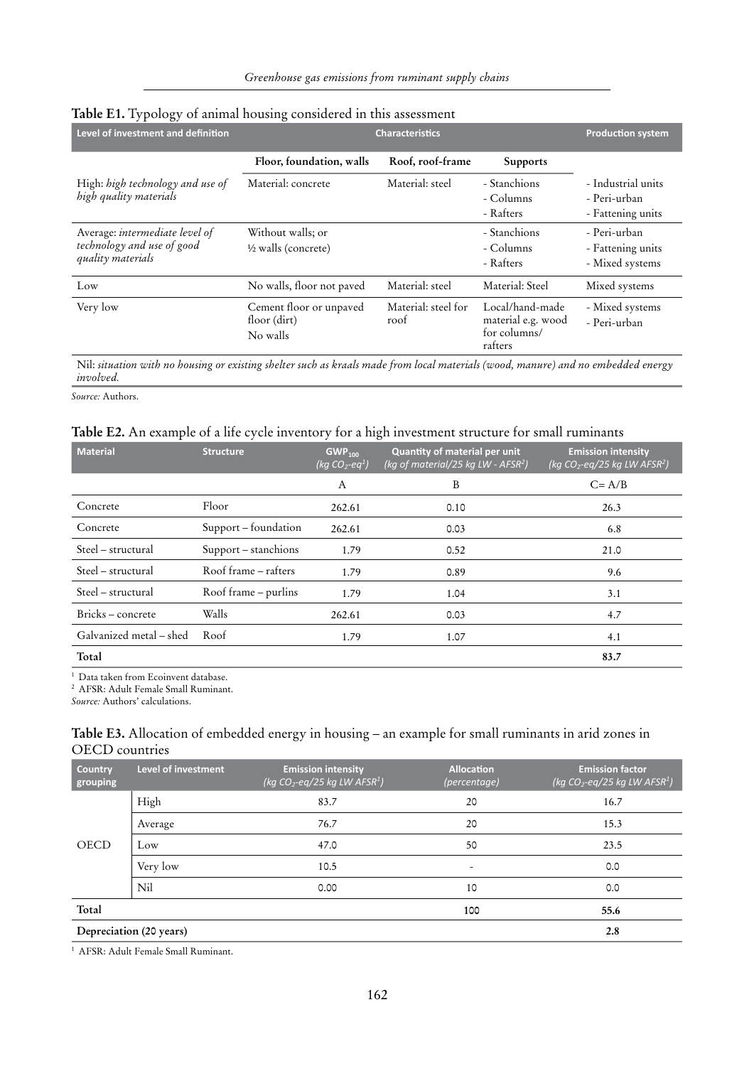**Table E1.** Typology of animal housing considered in this assessment

| Level of investment and definition | Characteristics | | | Production system |
|---|---|---|---|---|
| | Floor, foundation, walls | Roof, roof-frame | Supports | |
| High: *high technology and use of high quality materials* | Material: concrete | Material: steel | - Stanchions<br>- Columns<br>- Rafters | - Industrial units<br>- Peri-urban<br>- Fattening units |
| Average: *intermediate level of technology and use of good quality materials* | Without walls; or<br>½ walls (concrete) | | - Stanchions<br>- Columns<br>- Rafters | - Peri-urban<br>- Fattening units<br>- Mixed systems |
| Low | No walls, floor not paved | Material: steel | Material: Steel | Mixed systems |
| Very low | Cement floor or unpaved floor (dirt)<br>No walls | Material: steel for roof | Local/hand-made material e.g. wood for columns/ rafters | - Mixed systems<br>- Peri-urban |
| Nil: *situation with no housing or existing shelter such as kraals made from local materials (wood, manure) and no embedded energy involved.* | | | | |

*Source:* Authors.

**Table E2.** An example of a life cycle inventory for a high investment structure for small ruminants

| Material | Structure | $GWP_{100}$ (kg $CO_2$-eq[1]) | Quantity of material per unit (kg of material/25 kg LW - AFSR[2]) | Emission intensity (kg $CO_2$-eq/25 kg LW AFSR[2]) |
|---|---|---|---|---|
| | | A | B | C= A/B |
| Concrete | Floor | 262.61 | 0.10 | 26.3 |
| Concrete | Support – foundation | 262.61 | 0.03 | 6.8 |
| Steel – structural | Support – stanchions | 1.79 | 0.52 | 21.0 |
| Steel – structural | Roof frame – rafters | 1.79 | 0.89 | 9.6 |
| Steel – structural | Roof frame – purlins | 1.79 | 1.04 | 3.1 |
| Bricks – concrete | Walls | 262.61 | 0.03 | 4.7 |
| Galvanized metal – shed | Roof | 1.79 | 1.07 | 4.1 |
| **Total** | | | | **83.7** |

[1] Data taken from Ecoinvent database.
[2] AFSR: Adult Female Small Ruminant.
*Source:* Authors' calculations.

**Table E3.** Allocation of embedded energy in housing – an example for small ruminants in arid zones in OECD countries

| Country grouping | Level of investment | Emission intensity (kg $CO_2$-eq/25 kg LW AFSR[1]) | Allocation (percentage) | Emission factor (kg $CO_2$-eq/25 kg LW AFSR[1]) |
|---|---|---|---|---|
| OECD | High | 83.7 | 20 | 16.7 |
| | Average | 76.7 | 20 | 15.3 |
| | Low | 47.0 | 50 | 23.5 |
| | Very low | 10.5 | - | 0.0 |
| | Nil | 0.00 | 10 | 0.0 |
| **Total** | | | 100 | **55.6** |
| **Depreciation (20 years)** | | | | **2.8** |

[1] AFSR: Adult Female Small Ruminant.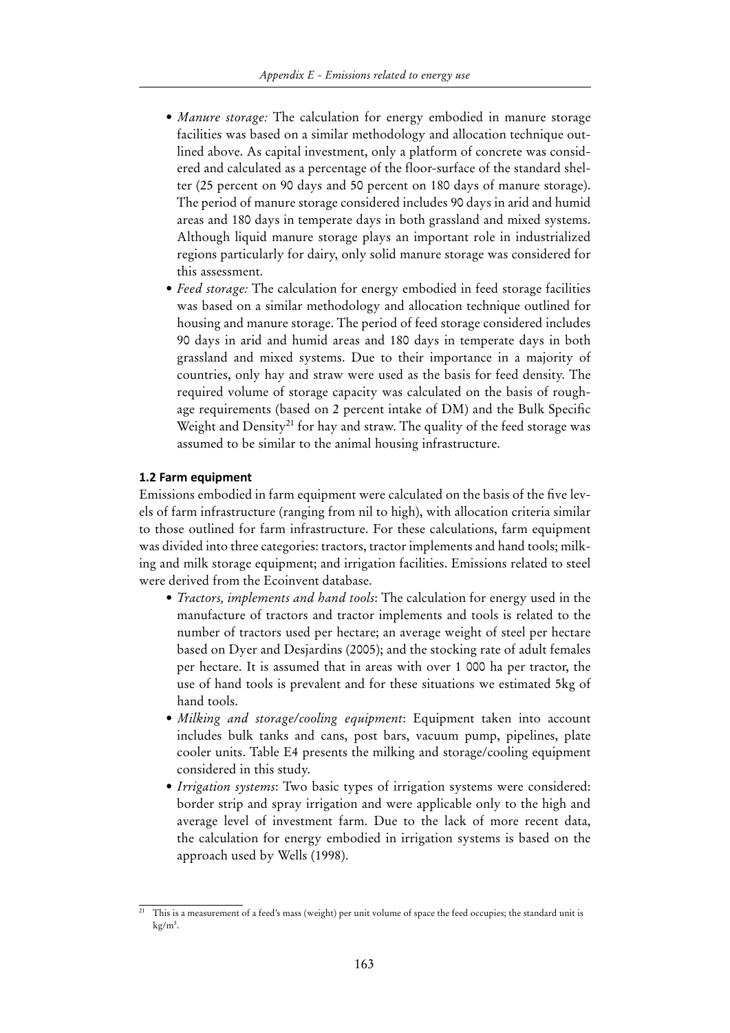- *Manure storage:* The calculation for energy embodied in manure storage facilities was based on a similar methodology and allocation technique outlined above. As capital investment, only a platform of concrete was considered and calculated as a percentage of the floor-surface of the standard shelter (25 percent on 90 days and 50 percent on 180 days of manure storage). The period of manure storage considered includes 90 days in arid and humid areas and 180 days in temperate days in both grassland and mixed systems. Although liquid manure storage plays an important role in industrialized regions particularly for dairy, only solid manure storage was considered for this assessment.
- *Feed storage:* The calculation for energy embodied in feed storage facilities was based on a similar methodology and allocation technique outlined for housing and manure storage. The period of feed storage considered includes 90 days in arid and humid areas and 180 days in temperate days in both grassland and mixed systems. Due to their importance in a majority of countries, only hay and straw were used as the basis for feed density. The required volume of storage capacity was calculated on the basis of roughage requirements (based on 2 percent intake of DM) and the Bulk Specific Weight and Density[21] for hay and straw. The quality of the feed storage was assumed to be similar to the animal housing infrastructure.

### 1.2 Farm equipment

Emissions embodied in farm equipment were calculated on the basis of the five levels of farm infrastructure (ranging from nil to high), with allocation criteria similar to those outlined for farm infrastructure. For these calculations, farm equipment was divided into three categories: tractors, tractor implements and hand tools; milking and milk storage equipment; and irrigation facilities. Emissions related to steel were derived from the Ecoinvent database.

- *Tractors, implements and hand tools*: The calculation for energy used in the manufacture of tractors and tractor implements and tools is related to the number of tractors used per hectare; an average weight of steel per hectare based on Dyer and Desjardins (2005); and the stocking rate of adult females per hectare. It is assumed that in areas with over 1 000 ha per tractor, the use of hand tools is prevalent and for these situations we estimated 5kg of hand tools.
- *Milking and storage/cooling equipment*: Equipment taken into account includes bulk tanks and cans, post bars, vacuum pump, pipelines, plate cooler units. Table E4 presents the milking and storage/cooling equipment considered in this study.
- *Irrigation systems*: Two basic types of irrigation systems were considered: border strip and spray irrigation and were applicable only to the high and average level of investment farm. Due to the lack of more recent data, the calculation for energy embodied in irrigation systems is based on the approach used by Wells (1998).

[21] This is a measurement of a feed's mass (weight) per unit volume of space the feed occupies; the standard unit is $kg/m^3$.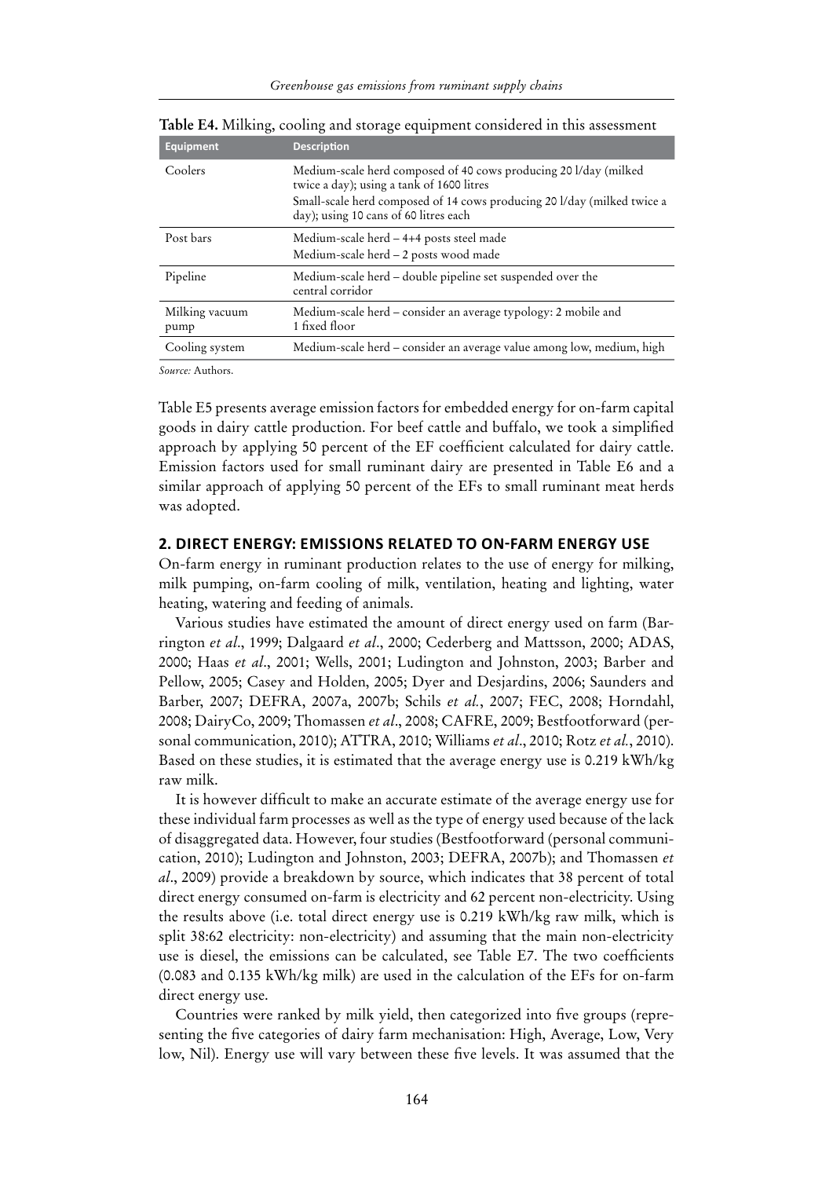**Table E4.** Milking, cooling and storage equipment considered in this assessment

| Equipment | Description |
|---|---|
| Coolers | Medium-scale herd composed of 40 cows producing 20 l/day (milked twice a day); using a tank of 1600 litres<br>Small-scale herd composed of 14 cows producing 20 l/day (milked twice a day); using 10 cans of 60 litres each |
| Post bars | Medium-scale herd – 4+4 posts steel made<br>Medium-scale herd – 2 posts wood made |
| Pipeline | Medium-scale herd – double pipeline set suspended over the central corridor |
| Milking vacuum pump | Medium-scale herd – consider an average typology: 2 mobile and 1 fixed floor |
| Cooling system | Medium-scale herd – consider an average value among low, medium, high |

*Source:* Authors.

Table E5 presents average emission factors for embedded energy for on-farm capital goods in dairy cattle production. For beef cattle and buffalo, we took a simplified approach by applying 50 percent of the EF coefficient calculated for dairy cattle. Emission factors used for small ruminant dairy are presented in Table E6 and a similar approach of applying 50 percent of the EFs to small ruminant meat herds was adopted.

## 2. DIRECT ENERGY: EMISSIONS RELATED TO ON-FARM ENERGY USE

On-farm energy in ruminant production relates to the use of energy for milking, milk pumping, on-farm cooling of milk, ventilation, heating and lighting, water heating, watering and feeding of animals.

Various studies have estimated the amount of direct energy used on farm (Barrington *et al*., 1999; Dalgaard *et al*., 2000; Cederberg and Mattsson, 2000; ADAS, 2000; Haas *et al*., 2001; Wells, 2001; Ludington and Johnston, 2003; Barber and Pellow, 2005; Casey and Holden, 2005; Dyer and Desjardins, 2006; Saunders and Barber, 2007; DEFRA, 2007a, 2007b; Schils *et al.*, 2007; FEC, 2008; Horndahl, 2008; DairyCo, 2009; Thomassen *et al*., 2008; CAFRE, 2009; Bestfootforward (personal communication, 2010); ATTRA, 2010; Williams *et al*., 2010; Rotz *et al.*, 2010). Based on these studies, it is estimated that the average energy use is 0.219 kWh/kg raw milk.

It is however difficult to make an accurate estimate of the average energy use for these individual farm processes as well as the type of energy used because of the lack of disaggregated data. However, four studies (Bestfootforward (personal communication, 2010); Ludington and Johnston, 2003; DEFRA, 2007b); and Thomassen *et al*., 2009) provide a breakdown by source, which indicates that 38 percent of total direct energy consumed on-farm is electricity and 62 percent non-electricity. Using the results above (i.e. total direct energy use is 0.219 kWh/kg raw milk, which is split 38:62 electricity: non-electricity) and assuming that the main non-electricity use is diesel, the emissions can be calculated, see Table E7. The two coefficients (0.083 and 0.135 kWh/kg milk) are used in the calculation of the EFs for on-farm direct energy use.

Countries were ranked by milk yield, then categorized into five groups (representing the five categories of dairy farm mechanisation: High, Average, Low, Very low, Nil). Energy use will vary between these five levels. It was assumed that the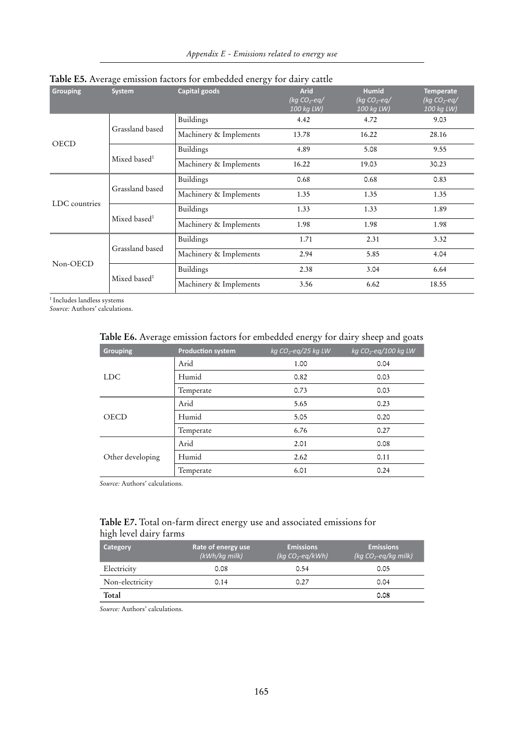**Table E5.** Average emission factors for embedded energy for dairy cattle

| Grouping | System | Capital goods | Arid (kg $CO_2$-eq/ 100 kg LW) | Humid (kg $CO_2$-eq/ 100 kg LW) | Temperate (kg $CO_2$-eq/ 100 kg LW) |
|---|---|---|---|---|---|
| OECD | Grassland based | Buildings | 4.42 | 4.72 | 9.03 |
| | | Machinery & Implements | 13.78 | 16.22 | 28.16 |
| | Mixed based[1] | Buildings | 4.89 | 5.08 | 9.55 |
| | | Machinery & Implements | 16.22 | 19.03 | 30.23 |
| LDC countries | Grassland based | Buildings | 0.68 | 0.68 | 0.83 |
| | | Machinery & Implements | 1.35 | 1.35 | 1.35 |
| | Mixed based[1] | Buildings | 1.33 | 1.33 | 1.89 |
| | | Machinery & Implements | 1.98 | 1.98 | 1.98 |
| Non-OECD | Grassland based | Buildings | 1.71 | 2.31 | 3.32 |
| | | Machinery & Implements | 2.94 | 5.85 | 4.04 |
| | Mixed based[1] | Buildings | 2.38 | 3.04 | 6.64 |
| | | Machinery & Implements | 3.56 | 6.62 | 18.55 |

[1] Includes landless systems

*Source:* Authors' calculations.

**Table E6.** Average emission factors for embedded energy for dairy sheep and goats

| Grouping | Production system | *kg $CO_2$-eq/25 kg LW* | *kg $CO_2$-eq/100 kg LW* |
|---|---|---|---|
| LDC | Arid | 1.00 | 0.04 |
| | Humid | 0.82 | 0.03 |
| | Temperate | 0.73 | 0.03 |
| OECD | Arid | 5.65 | 0.23 |
| | Humid | 5.05 | 0.20 |
| | Temperate | 6.76 | 0.27 |
| Other developing | Arid | 2.01 | 0.08 |
| | Humid | 2.62 | 0.11 |
| | Temperate | 6.01 | 0.24 |

*Source:* Authors' calculations.

**Table E7.** Total on-farm direct energy use and associated emissions for high level dairy farms

| Category | Rate of energy use (kWh/kg milk) | Emissions (kg $CO_2$-eq/kWh) | Emissions (kg $CO_2$-eq/kg milk) |
|---|---|---|---|
| Electricity | 0.08 | 0.54 | 0.05 |
| Non-electricity | 0.14 | 0.27 | 0.04 |
| **Total** | | | **0.08** |

*Source:* Authors' calculations.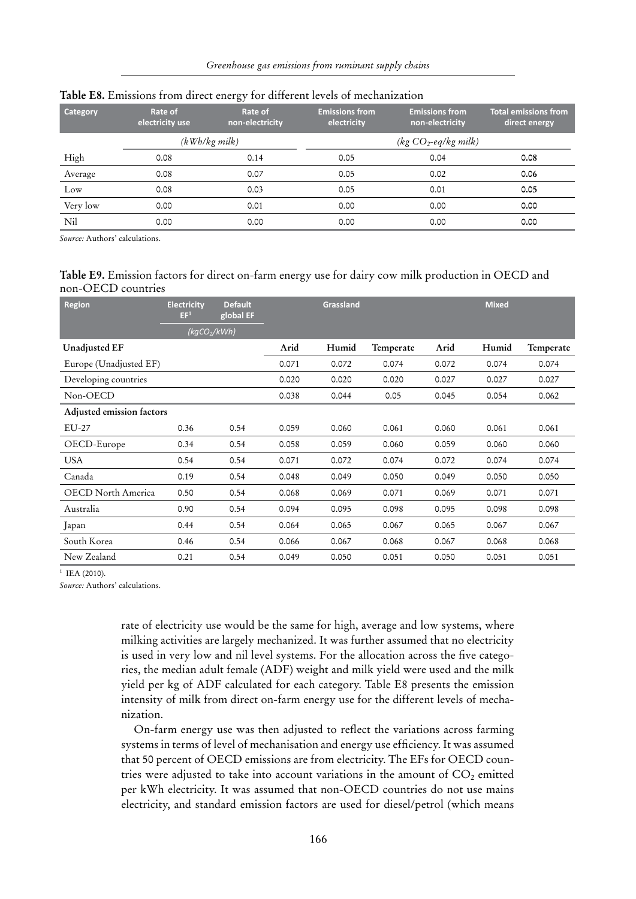**Table E8.** Emissions from direct energy for different levels of mechanization

| Category | Rate of electricity use | Rate of non-electricity | Emissions from electricity | Emissions from non-electricity | Total emissions from direct energy |
|---|---|---|---|---|---|
| | *(kWh/kg milk)* | | *(kg $CO_2$-eq/kg milk)* | | |
| High | 0.08 | 0.14 | 0.05 | 0.04 | 0.08 |
| Average | 0.08 | 0.07 | 0.05 | 0.02 | 0.06 |
| Low | 0.08 | 0.03 | 0.05 | 0.01 | 0.05 |
| Very low | 0.00 | 0.01 | 0.00 | 0.00 | 0.00 |
| Nil | 0.00 | 0.00 | 0.00 | 0.00 | 0.00 |

*Source:* Authors' calculations.

**Table E9.** Emission factors for direct on-farm energy use for dairy cow milk production in OECD and non-OECD countries

| Region | Electricity EF[1] | Default global EF | Grassland | | | Mixed | | |
|---|---|---|---|---|---|---|---|---|
| | *($kgCO_2$/kWh)* | | | | | | | |
| **Unadjusted EF** | | | Arid | Humid | Temperate | Arid | Humid | Temperate |
| Europe (Unadjusted EF) | | | 0.071 | 0.072 | 0.074 | 0.072 | 0.074 | 0.074 |
| Developing countries | | | 0.020 | 0.020 | 0.020 | 0.027 | 0.027 | 0.027 |
| Non-OECD | | | 0.038 | 0.044 | 0.05 | 0.045 | 0.054 | 0.062 |
| **Adjusted emission factors** | | | | | | | | |
| EU-27 | 0.36 | 0.54 | 0.059 | 0.060 | 0.061 | 0.060 | 0.061 | 0.061 |
| OECD-Europe | 0.34 | 0.54 | 0.058 | 0.059 | 0.060 | 0.059 | 0.060 | 0.060 |
| USA | 0.54 | 0.54 | 0.071 | 0.072 | 0.074 | 0.072 | 0.074 | 0.074 |
| Canada | 0.19 | 0.54 | 0.048 | 0.049 | 0.050 | 0.049 | 0.050 | 0.050 |
| OECD North America | 0.50 | 0.54 | 0.068 | 0.069 | 0.071 | 0.069 | 0.071 | 0.071 |
| Australia | 0.90 | 0.54 | 0.094 | 0.095 | 0.098 | 0.095 | 0.098 | 0.098 |
| Japan | 0.44 | 0.54 | 0.064 | 0.065 | 0.067 | 0.065 | 0.067 | 0.067 |
| South Korea | 0.46 | 0.54 | 0.066 | 0.067 | 0.068 | 0.067 | 0.068 | 0.068 |
| New Zealand | 0.21 | 0.54 | 0.049 | 0.050 | 0.051 | 0.050 | 0.051 | 0.051 |

[1] IEA (2010).

*Source:* Authors' calculations.

rate of electricity use would be the same for high, average and low systems, where milking activities are largely mechanized. It was further assumed that no electricity is used in very low and nil level systems. For the allocation across the five categories, the median adult female (ADF) weight and milk yield were used and the milk yield per kg of ADF calculated for each category. Table E8 presents the emission intensity of milk from direct on-farm energy use for the different levels of mechanization.

On-farm energy use was then adjusted to reflect the variations across farming systems in terms of level of mechanisation and energy use efficiency. It was assumed that 50 percent of OECD emissions are from electricity. The EFs for OECD countries were adjusted to take into account variations in the amount of $CO_2$ emitted per kWh electricity. It was assumed that non-OECD countries do not use mains electricity, and standard emission factors are used for diesel/petrol (which means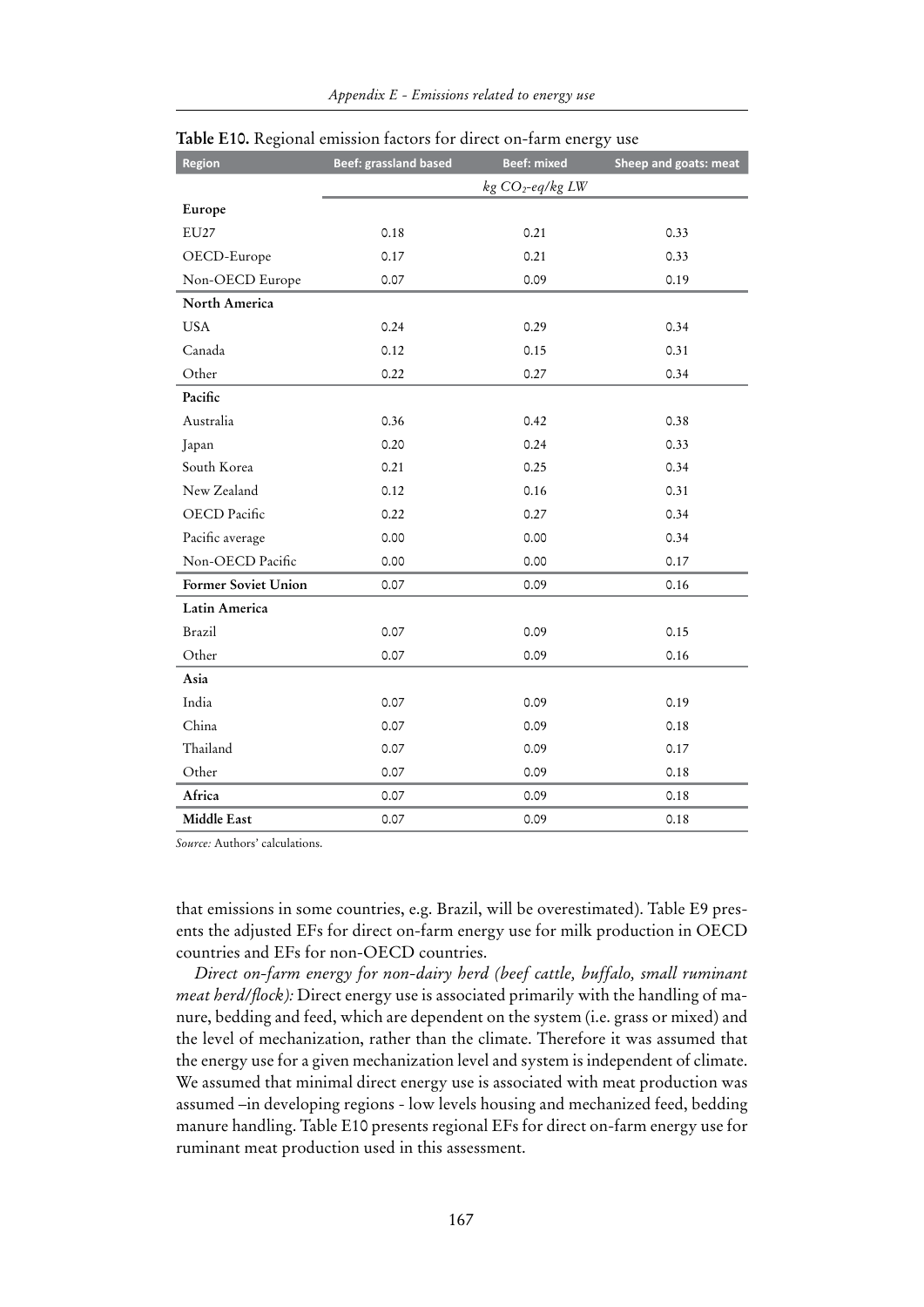**Table E10.** Regional emission factors for direct on-farm energy use

| Region | Beef: grassland based | Beef: mixed | Sheep and goats: meat |
|---|---|---|---|
| | $kg\ CO_2$-$eq/kg\ LW$ | | |
| **Europe** | | | |
| EU27 | 0.18 | 0.21 | 0.33 |
| OECD-Europe | 0.17 | 0.21 | 0.33 |
| Non-OECD Europe | 0.07 | 0.09 | 0.19 |
| **North America** | | | |
| USA | 0.24 | 0.29 | 0.34 |
| Canada | 0.12 | 0.15 | 0.31 |
| Other | 0.22 | 0.27 | 0.34 |
| **Pacific** | | | |
| Australia | 0.36 | 0.42 | 0.38 |
| Japan | 0.20 | 0.24 | 0.33 |
| South Korea | 0.21 | 0.25 | 0.34 |
| New Zealand | 0.12 | 0.16 | 0.31 |
| OECD Pacific | 0.22 | 0.27 | 0.34 |
| Pacific average | 0.00 | 0.00 | 0.34 |
| Non-OECD Pacific | 0.00 | 0.00 | 0.17 |
| **Former Soviet Union** | 0.07 | 0.09 | 0.16 |
| **Latin America** | | | |
| Brazil | 0.07 | 0.09 | 0.15 |
| Other | 0.07 | 0.09 | 0.16 |
| **Asia** | | | |
| India | 0.07 | 0.09 | 0.19 |
| China | 0.07 | 0.09 | 0.18 |
| Thailand | 0.07 | 0.09 | 0.17 |
| Other | 0.07 | 0.09 | 0.18 |
| **Africa** | 0.07 | 0.09 | 0.18 |
| **Middle East** | 0.07 | 0.09 | 0.18 |

*Source:* Authors' calculations.

that emissions in some countries, e.g. Brazil, will be overestimated). Table E9 presents the adjusted EFs for direct on-farm energy use for milk production in OECD countries and EFs for non-OECD countries.

*Direct on-farm energy for non-dairy herd (beef cattle, buffalo, small ruminant meat herd/flock):* Direct energy use is associated primarily with the handling of manure, bedding and feed, which are dependent on the system (i.e. grass or mixed) and the level of mechanization, rather than the climate. Therefore it was assumed that the energy use for a given mechanization level and system is independent of climate. We assumed that minimal direct energy use is associated with meat production was assumed –in developing regions - low levels housing and mechanized feed, bedding manure handling. Table E10 presents regional EFs for direct on-farm energy use for ruminant meat production used in this assessment.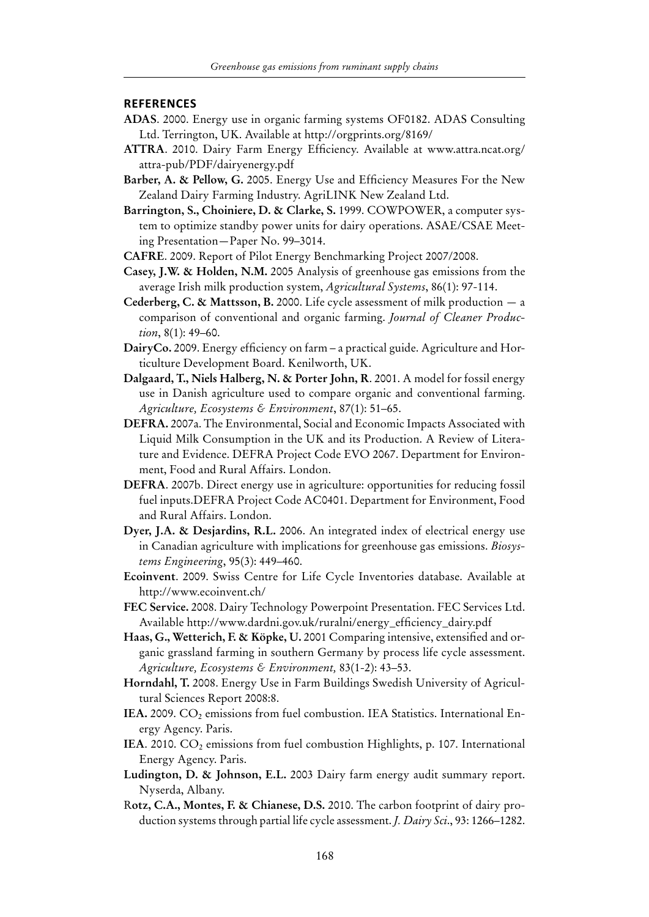## REFERENCES

**ADAS**. 2000. Energy use in organic farming systems OF0182. ADAS Consulting Ltd. Terrington, UK. Available at http://orgprints.org/8169/

**ATTRA**. 2010. Dairy Farm Energy Efficiency. Available at www.attra.ncat.org/attra-pub/PDF/dairyenergy.pdf

**Barber, A. & Pellow, G.** 2005. Energy Use and Efficiency Measures For the New Zealand Dairy Farming Industry. AgriLINK New Zealand Ltd.

**Barrington, S., Choiniere, D. & Clarke, S.** 1999. COWPOWER, a computer system to optimize standby power units for dairy operations. ASAE/CSAE Meeting Presentation—Paper No. 99–3014.

**CAFRE**. 2009. Report of Pilot Energy Benchmarking Project 2007/2008.

**Casey, J.W. & Holden, N.M.** 2005 Analysis of greenhouse gas emissions from the average Irish milk production system, *Agricultural Systems*, 86(1): 97-114.

**Cederberg, C. & Mattsson, B.** 2000. Life cycle assessment of milk production — a comparison of conventional and organic farming. *Journal of Cleaner Production*, 8(1): 49–60.

**DairyCo.** 2009. Energy efficiency on farm – a practical guide. Agriculture and Horticulture Development Board. Kenilworth, UK.

**Dalgaard, T., Niels Halberg, N. & Porter John, R**. 2001. A model for fossil energy use in Danish agriculture used to compare organic and conventional farming. *Agriculture, Ecosystems & Environment*, 87(1): 51–65.

**DEFRA.** 2007a. The Environmental, Social and Economic Impacts Associated with Liquid Milk Consumption in the UK and its Production. A Review of Literature and Evidence. DEFRA Project Code EVO 2067. Department for Environment, Food and Rural Affairs. London.

**DEFRA**. 2007b. Direct energy use in agriculture: opportunities for reducing fossil fuel inputs.DEFRA Project Code AC0401. Department for Environment, Food and Rural Affairs. London.

**Dyer, J.A. & Desjardins, R.L.** 2006. An integrated index of electrical energy use in Canadian agriculture with implications for greenhouse gas emissions. *Biosystems Engineering*, 95(3): 449–460.

**Ecoinvent**. 2009. Swiss Centre for Life Cycle Inventories database. Available at http://www.ecoinvent.ch/

**FEC Service.** 2008. Dairy Technology Powerpoint Presentation. FEC Services Ltd. Available http://www.dardni.gov.uk/ruralni/energy_efficiency_dairy.pdf

**Haas, G., Wetterich, F. & Köpke, U.** 2001 Comparing intensive, extensified and organic grassland farming in southern Germany by process life cycle assessment. *Agriculture, Ecosystems & Environment,* 83(1-2): 43–53.

**Horndahl, T.** 2008. Energy Use in Farm Buildings Swedish University of Agricultural Sciences Report 2008:8.

**IEA.** 2009. $CO_2$ emissions from fuel combustion. IEA Statistics. International Energy Agency. Paris.

**IEA**. 2010. $CO_2$ emissions from fuel combustion Highlights, p. 107. International Energy Agency. Paris.

**Ludington, D. & Johnson, E.L.** 2003 Dairy farm energy audit summary report. Nyserda, Albany.

**Rotz, C.A., Montes, F. & Chianese, D.S.** 2010. The carbon footprint of dairy production systems through partial life cycle assessment. *J. Dairy Sci*., 93: 1266–1282.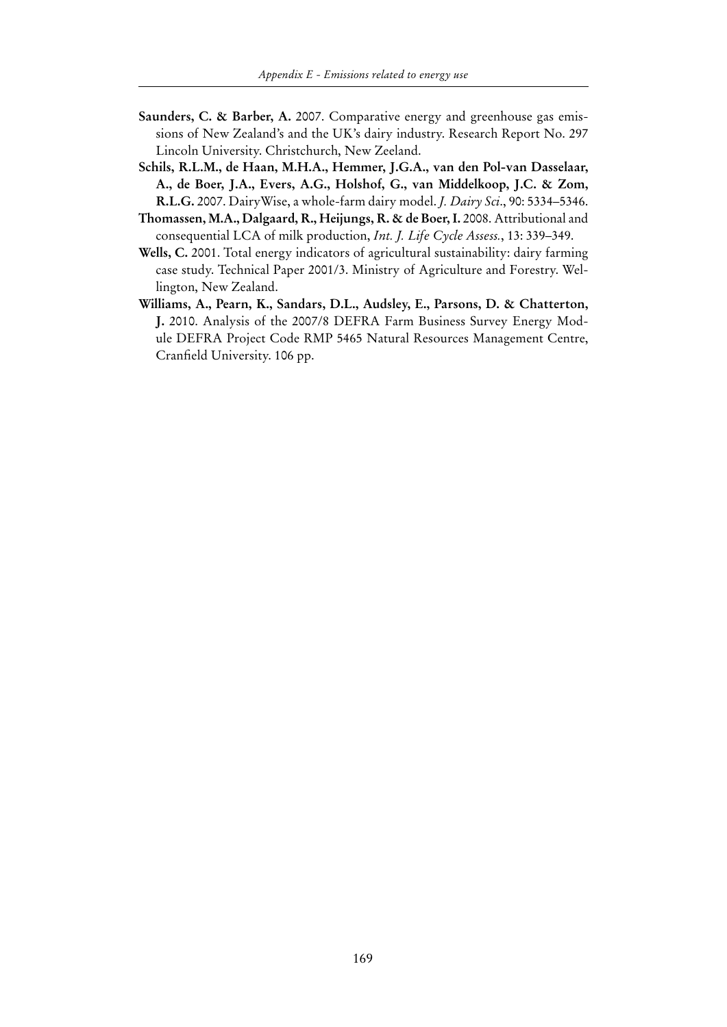**Saunders, C. & Barber, A.** 2007. Comparative energy and greenhouse gas emissions of New Zealand's and the UK's dairy industry. Research Report No. 297 Lincoln University. Christchurch, New Zeeland.

**Schils, R.L.M., de Haan, M.H.A., Hemmer, J.G.A., van den Pol-van Dasselaar, A., de Boer, J.A., Evers, A.G., Holshof, G., van Middelkoop, J.C. & Zom, R.L.G.** 2007. DairyWise, a whole-farm dairy model. *J. Dairy Sci*., 90: 5334–5346.

**Thomassen, M.A., Dalgaard, R., Heijungs, R. & de Boer, I.** 2008. Attributional and consequential LCA of milk production, *Int. J. Life Cycle Assess.*, 13: 339–349.

**Wells, C.** 2001. Total energy indicators of agricultural sustainability: dairy farming case study. Technical Paper 2001/3. Ministry of Agriculture and Forestry. Wellington, New Zealand.

**Williams, A., Pearn, K., Sandars, D.L., Audsley, E., Parsons, D. & Chatterton, J.** 2010. Analysis of the 2007/8 DEFRA Farm Business Survey Energy Module DEFRA Project Code RMP 5465 Natural Resources Management Centre, Cranfield University. 106 pp.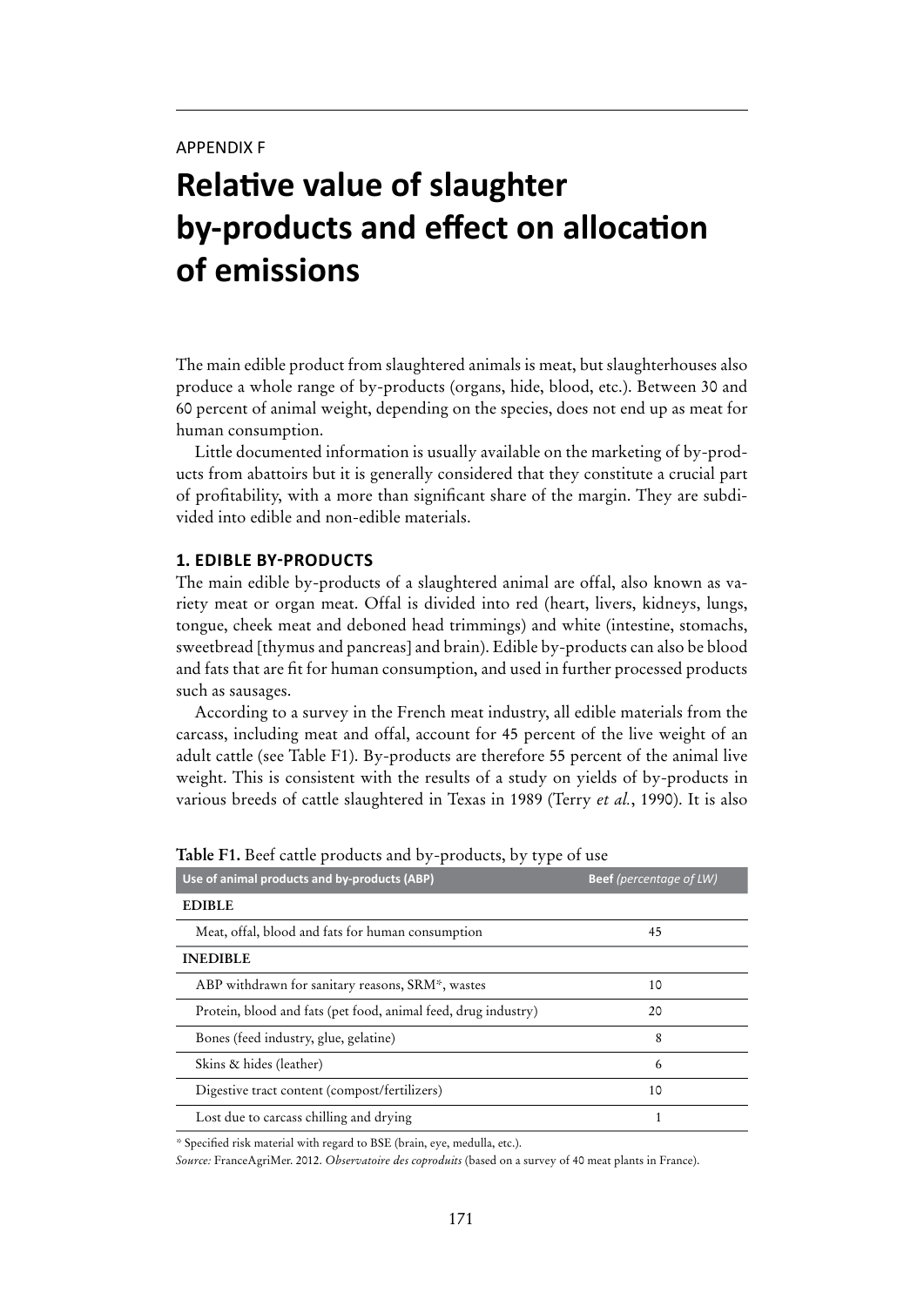APPENDIX F

# Relative value of slaughter by-products and effect on allocation of emissions

The main edible product from slaughtered animals is meat, but slaughterhouses also produce a whole range of by-products (organs, hide, blood, etc.). Between 30 and 60 percent of animal weight, depending on the species, does not end up as meat for human consumption.

Little documented information is usually available on the marketing of by-products from abattoirs but it is generally considered that they constitute a crucial part of profitability, with a more than significant share of the margin. They are subdivided into edible and non-edible materials.

## 1. EDIBLE BY-PRODUCTS

The main edible by-products of a slaughtered animal are offal, also known as variety meat or organ meat. Offal is divided into red (heart, livers, kidneys, lungs, tongue, cheek meat and deboned head trimmings) and white (intestine, stomachs, sweetbread [thymus and pancreas] and brain). Edible by-products can also be blood and fats that are fit for human consumption, and used in further processed products such as sausages.

According to a survey in the French meat industry, all edible materials from the carcass, including meat and offal, account for 45 percent of the live weight of an adult cattle (see Table F1). By-products are therefore 55 percent of the animal live weight. This is consistent with the results of a study on yields of by-products in various breeds of cattle slaughtered in Texas in 1989 (Terry *et al.*, 1990). It is also

**Table F1.** Beef cattle products and by-products, by type of use

| Use of animal products and by-products (ABP) | Beef *(percentage of LW)* |
|---|---|
| **EDIBLE** | |
| Meat, offal, blood and fats for human consumption | 45 |
| **INEDIBLE** | |
| ABP withdrawn for sanitary reasons, SRM*, wastes | 10 |
| Protein, blood and fats (pet food, animal feed, drug industry) | 20 |
| Bones (feed industry, glue, gelatine) | 8 |
| Skins & hides (leather) | 6 |
| Digestive tract content (compost/fertilizers) | 10 |
| Lost due to carcass chilling and drying | 1 |

* Specified risk material with regard to BSE (brain, eye, medulla, etc.).

*Source:* FranceAgriMer. 2012. *Observatoire des coproduits* (based on a survey of 40 meat plants in France).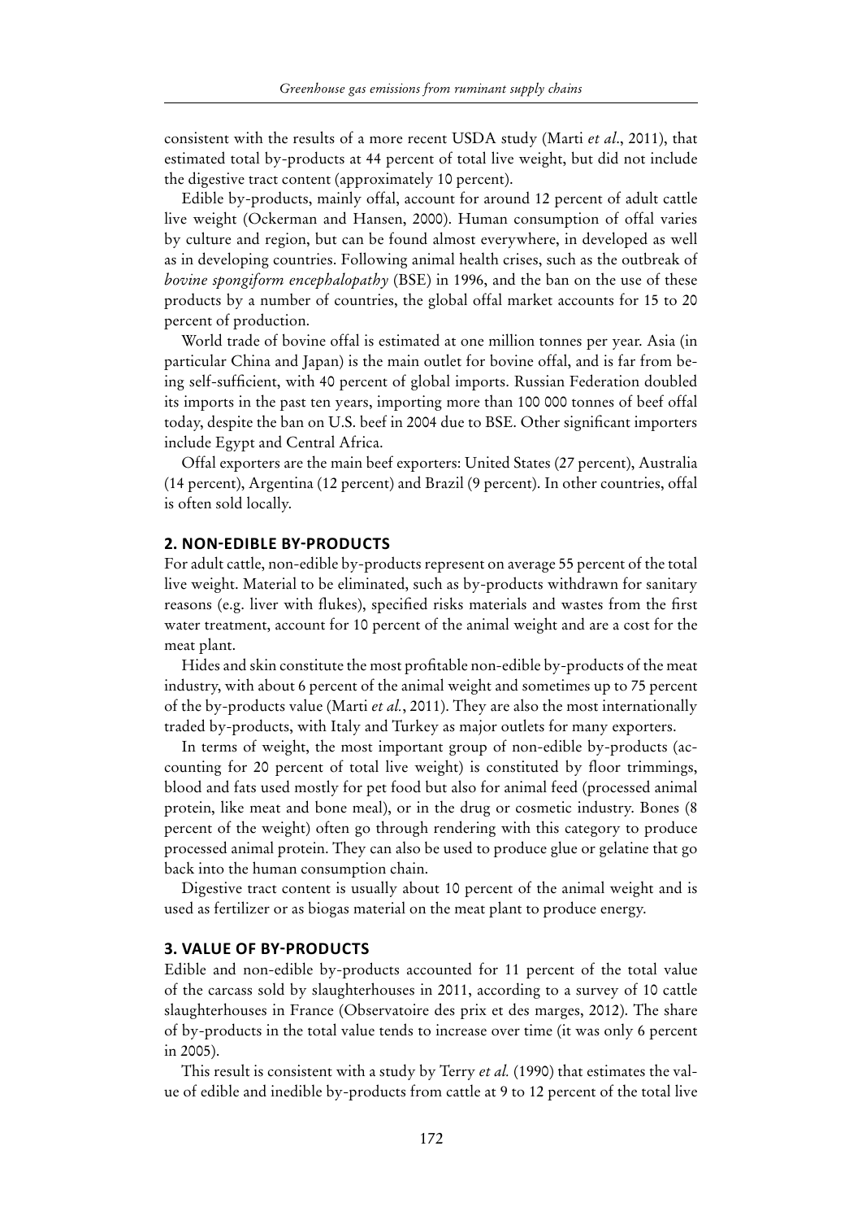consistent with the results of a more recent USDA study (Marti *et al*., 2011), that estimated total by-products at 44 percent of total live weight, but did not include the digestive tract content (approximately 10 percent).

Edible by-products, mainly offal, account for around 12 percent of adult cattle live weight (Ockerman and Hansen, 2000). Human consumption of offal varies by culture and region, but can be found almost everywhere, in developed as well as in developing countries. Following animal health crises, such as the outbreak of *bovine spongiform encephalopathy* (BSE) in 1996, and the ban on the use of these products by a number of countries, the global offal market accounts for 15 to 20 percent of production.

World trade of bovine offal is estimated at one million tonnes per year. Asia (in particular China and Japan) is the main outlet for bovine offal, and is far from being self-sufficient, with 40 percent of global imports. Russian Federation doubled its imports in the past ten years, importing more than 100 000 tonnes of beef offal today, despite the ban on U.S. beef in 2004 due to BSE. Other significant importers include Egypt and Central Africa.

Offal exporters are the main beef exporters: United States (27 percent), Australia (14 percent), Argentina (12 percent) and Brazil (9 percent). In other countries, offal is often sold locally.

## 2. NON-EDIBLE BY-PRODUCTS

For adult cattle, non-edible by-products represent on average 55 percent of the total live weight. Material to be eliminated, such as by-products withdrawn for sanitary reasons (e.g. liver with flukes), specified risks materials and wastes from the first water treatment, account for 10 percent of the animal weight and are a cost for the meat plant.

Hides and skin constitute the most profitable non-edible by-products of the meat industry, with about 6 percent of the animal weight and sometimes up to 75 percent of the by-products value (Marti *et al.*, 2011). They are also the most internationally traded by-products, with Italy and Turkey as major outlets for many exporters.

In terms of weight, the most important group of non-edible by-products (accounting for 20 percent of total live weight) is constituted by floor trimmings, blood and fats used mostly for pet food but also for animal feed (processed animal protein, like meat and bone meal), or in the drug or cosmetic industry. Bones (8 percent of the weight) often go through rendering with this category to produce processed animal protein. They can also be used to produce glue or gelatine that go back into the human consumption chain.

Digestive tract content is usually about 10 percent of the animal weight and is used as fertilizer or as biogas material on the meat plant to produce energy.

## 3. VALUE OF BY-PRODUCTS

Edible and non-edible by-products accounted for 11 percent of the total value of the carcass sold by slaughterhouses in 2011, according to a survey of 10 cattle slaughterhouses in France (Observatoire des prix et des marges, 2012). The share of by-products in the total value tends to increase over time (it was only 6 percent in 2005).

This result is consistent with a study by Terry *et al.* (1990) that estimates the value of edible and inedible by-products from cattle at 9 to 12 percent of the total live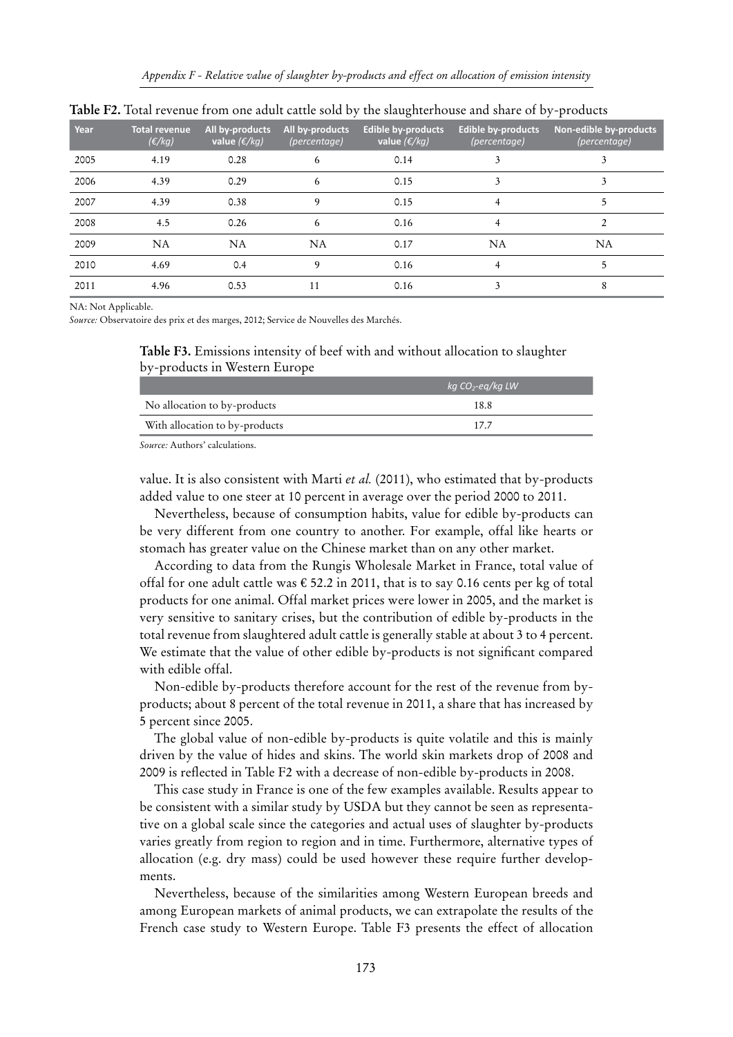**Table F2.** Total revenue from one adult cattle sold by the slaughterhouse and share of by-products

| Year | Total revenue *(€/kg)* | All by-products value *(€/kg)* | All by-products *(percentage)* | Edible by-products value *(€/kg)* | Edible by-products *(percentage)* | Non-edible by-products *(percentage)* |
|---|---|---|---|---|---|---|
| 2005 | 4.19 | 0.28 | 6 | 0.14 | 3 | 3 |
| 2006 | 4.39 | 0.29 | 6 | 0.15 | 3 | 3 |
| 2007 | 4.39 | 0.38 | 9 | 0.15 | 4 | 5 |
| 2008 | 4.5 | 0.26 | 6 | 0.16 | 4 | 2 |
| 2009 | NA | NA | NA | 0.17 | NA | NA |
| 2010 | 4.69 | 0.4 | 9 | 0.16 | 4 | 5 |
| 2011 | 4.96 | 0.53 | 11 | 0.16 | 3 | 8 |

NA: Not Applicable.

*Source:* Observatoire des prix et des marges, 2012; Service de Nouvelles des Marchés.

**Table F3.** Emissions intensity of beef with and without allocation to slaughter by-products in Western Europe

| | *kg $CO_2$-eq/kg LW* |
|---|---|
| No allocation to by-products | 18.8 |
| With allocation to by-products | 17.7 |

*Source:* Authors' calculations.

value. It is also consistent with Marti *et al.* (2011), who estimated that by-products added value to one steer at 10 percent in average over the period 2000 to 2011.

Nevertheless, because of consumption habits, value for edible by-products can be very different from one country to another. For example, offal like hearts or stomach has greater value on the Chinese market than on any other market.

According to data from the Rungis Wholesale Market in France, total value of offal for one adult cattle was € 52.2 in 2011, that is to say 0.16 cents per kg of total products for one animal. Offal market prices were lower in 2005, and the market is very sensitive to sanitary crises, but the contribution of edible by-products in the total revenue from slaughtered adult cattle is generally stable at about 3 to 4 percent. We estimate that the value of other edible by-products is not significant compared with edible offal.

Non-edible by-products therefore account for the rest of the revenue from by-products; about 8 percent of the total revenue in 2011, a share that has increased by 5 percent since 2005.

The global value of non-edible by-products is quite volatile and this is mainly driven by the value of hides and skins. The world skin markets drop of 2008 and 2009 is reflected in Table F2 with a decrease of non-edible by-products in 2008.

This case study in France is one of the few examples available. Results appear to be consistent with a similar study by USDA but they cannot be seen as representative on a global scale since the categories and actual uses of slaughter by-products varies greatly from region to region and in time. Furthermore, alternative types of allocation (e.g. dry mass) could be used however these require further developments.

Nevertheless, because of the similarities among Western European breeds and among European markets of animal products, we can extrapolate the results of the French case study to Western Europe. Table F3 presents the effect of allocation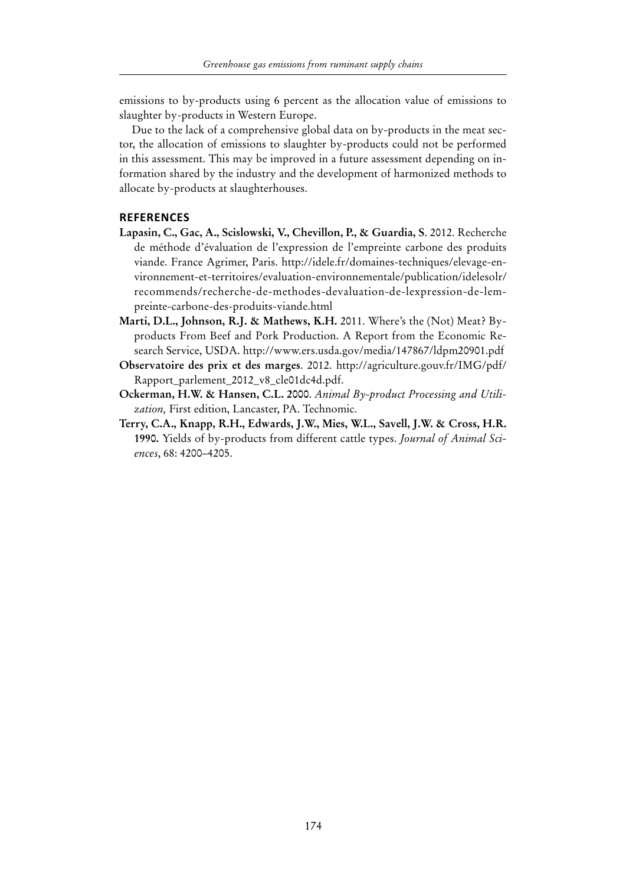emissions to by-products using 6 percent as the allocation value of emissions to slaughter by-products in Western Europe.

Due to the lack of a comprehensive global data on by-products in the meat sector, the allocation of emissions to slaughter by-products could not be performed in this assessment. This may be improved in a future assessment depending on information shared by the industry and the development of harmonized methods to allocate by-products at slaughterhouses.

## REFERENCES

**Lapasin, C., Gac, A., Scislowski, V., Chevillon, P., & Guardia, S**. 2012. Recherche de méthode d'évaluation de l'expression de l'empreinte carbone des produits viande. France Agrimer, Paris. http://idele.fr/domaines-techniques/elevage-environnement-et-territoires/evaluation-environnementale/publication/idelesolr/recommends/recherche-de-methodes-devaluation-de-lexpression-de-lempreinte-carbone-des-produits-viande.html

**Marti, D.L., Johnson, R.J. & Mathews, K.H.** 2011. Where's the (Not) Meat? By-products From Beef and Pork Production. A Report from the Economic Research Service, USDA. http://www.ers.usda.gov/media/147867/ldpm20901.pdf

**Observatoire des prix et des marges**. 2012. http://agriculture.gouv.fr/IMG/pdf/Rapport_parlement_2012_v8_cle01dc4d.pdf.

**Ockerman, H.W. & Hansen, C.L. 2000**. *Animal By-product Processing and Utilization,* First edition, Lancaster, PA. Technomic.

**Terry, C.A., Knapp, R.H., Edwards, J.W., Mies, W.L., Savell, J.W. & Cross, H.R. 1990.** Yields of by-products from different cattle types. *Journal of Animal Sciences*, 68: 4200–4205.